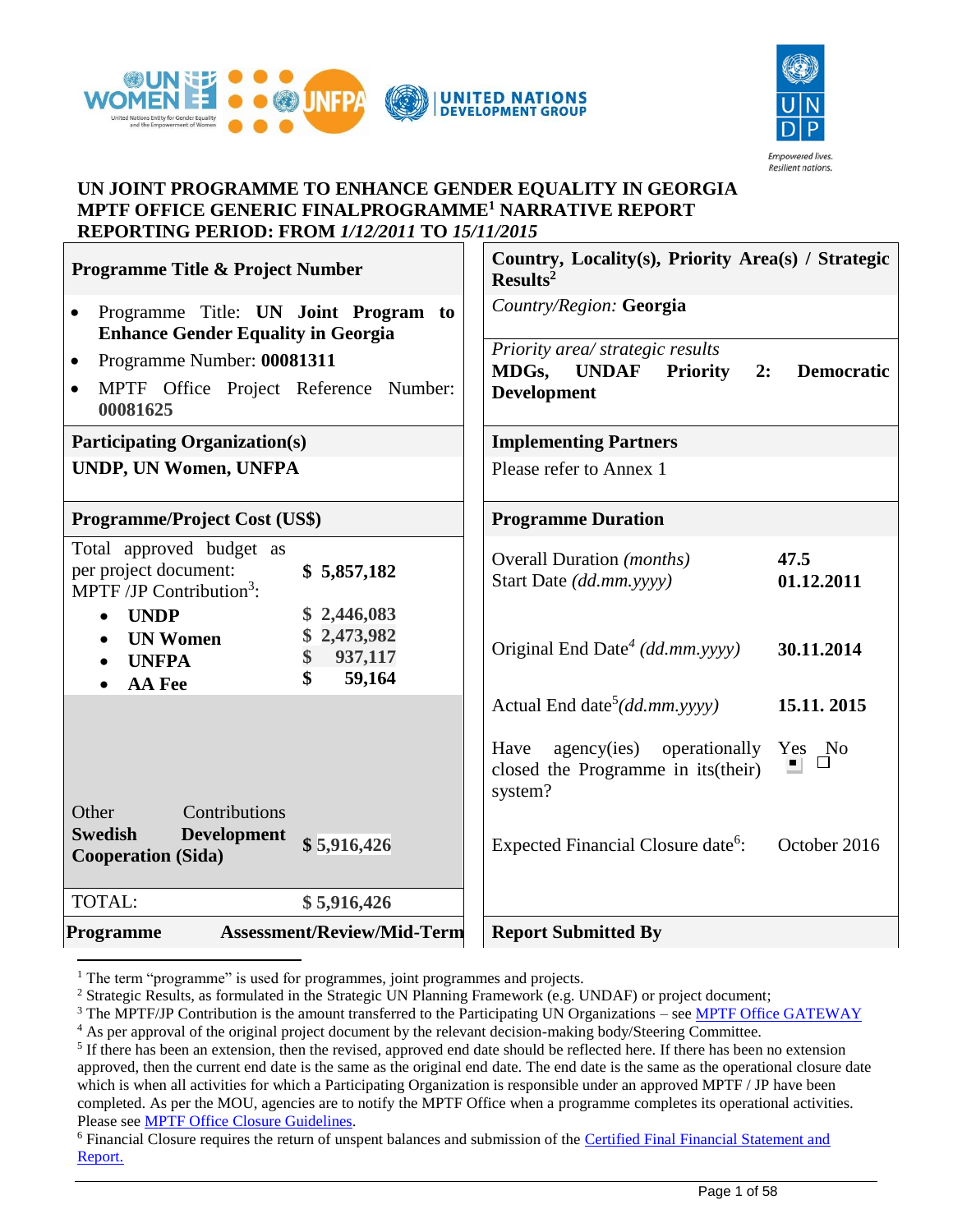# UN JOINT PROGRAMME TO ENHANCE GENDER EQUALITY IN GEORGIA
## MPTF OFFICE GENERIC FINALPROGRAMME[1] NARRATIVE REPORT
## REPORTING PERIOD: FROM *1/12/2011* TO *15/11/2015*

| **Programme Title & Project Number** | **Country, Locality(s), Priority Area(s) / Strategic Results[2]** |
|---|---|
| • Programme Title: **UN Joint Program to Enhance Gender Equality in Georgia**<br>• Programme Number: **00081311**<br>• MPTF Office Project Reference Number: **00081625** | *Country/Region:* **Georgia**<br><br>*Priority area/ strategic results*<br>**MDGs, UNDAF Priority 2: Democratic Development** |
| **Participating Organization(s)** | **Implementing Partners** |
| **UNDP, UN Women, UNFPA** | Please refer to Annex 1 |
| **Programme/Project Cost (US$)** | **Programme Duration** |
| Total approved budget as per project document: **$ 5,857,182**<br>MPTF /JP Contribution[3]:<br>• **UNDP** $ 2,446,083<br>• **UN Women** $ 2,473,982<br>• **UNFPA** $ 937,117<br>• **AA Fee** $ 59,164 | Overall Duration *(months)* **47.5**<br>Start Date *(dd.mm.yyyy)* **01.12.2011**<br><br>Original End Date[4] *(dd.mm.yyyy)* **30.11.2014**<br><br>Actual End date[5]*(dd.mm.yyyy)* **15.11. 2015**<br><br>Have agency(ies) operationally closed the Programme in its(their) system? Yes ■ No ☐ |
| Other Contributions<br>**Swedish Development Cooperation (Sida)** $ 5,916,426 | Expected Financial Closure date[6]: October 2016 |
| TOTAL: **$ 5,916,426** | |
| **Programme Assessment/Review/Mid-Term** | **Report Submitted By** |

---

[1] The term "programme" is used for programmes, joint programmes and projects.

[2] Strategic Results, as formulated in the Strategic UN Planning Framework (e.g. UNDAF) or project document;

[3] The MPTF/JP Contribution is the amount transferred to the Participating UN Organizations – see MPTF Office GATEWAY

[4] As per approval of the original project document by the relevant decision-making body/Steering Committee.

[5] If there has been an extension, then the revised, approved end date should be reflected here. If there has been no extension approved, then the current end date is the same as the original end date. The end date is the same as the operational closure date which is when all activities for which a Participating Organization is responsible under an approved MPTF / JP have been completed. As per the MOU, agencies are to notify the MPTF Office when a programme completes its operational activities. Please see MPTF Office Closure Guidelines.

[6] Financial Closure requires the return of unspent balances and submission of the Certified Final Financial Statement and Report.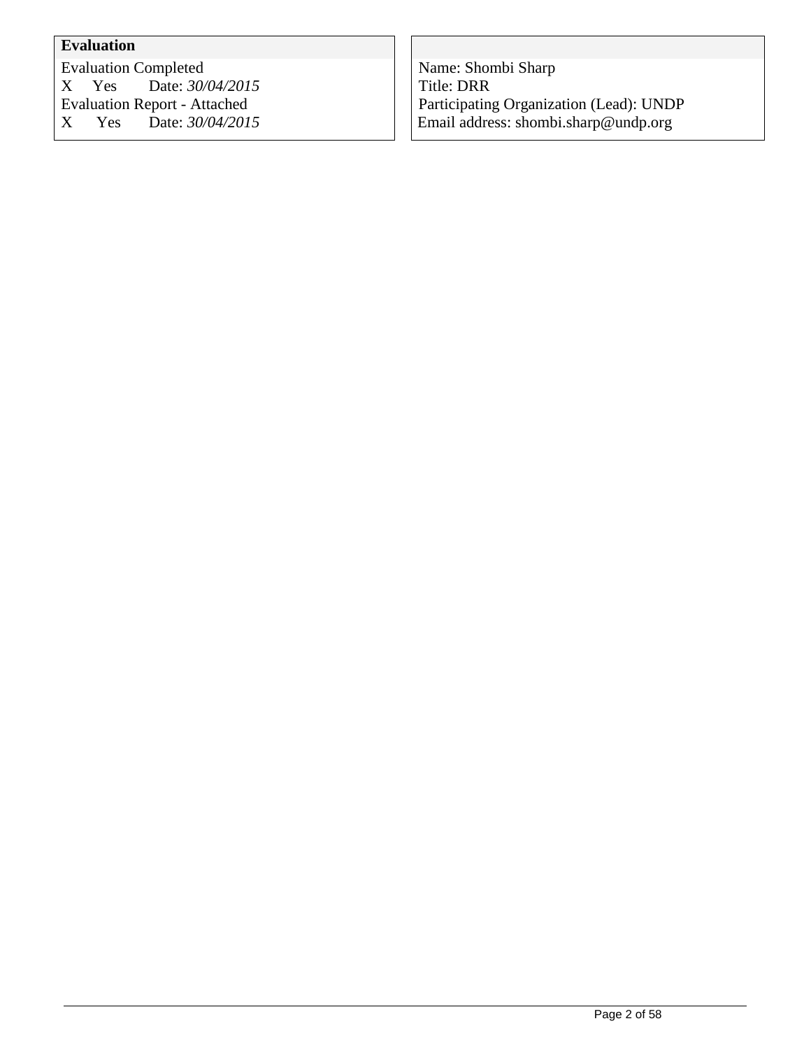| **Evaluation** | |
|---|---|
| Evaluation Completed<br>X Yes Date: *30/04/2015*<br>Evaluation Report - Attached<br>X Yes Date: *30/04/2015* | Name: Shombi Sharp<br>Title: DRR<br>Participating Organization (Lead): UNDP<br>Email address: shombi.sharp@undp.org |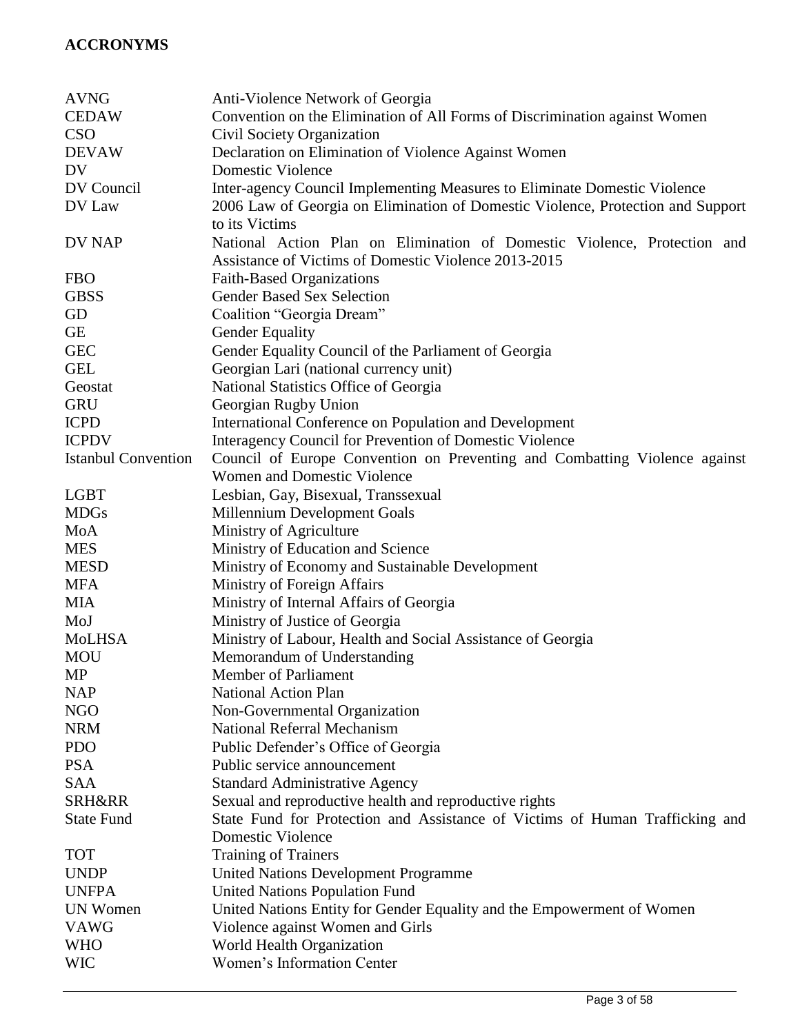## ACCRONYMS

| | |
|---|---|
| AVNG | Anti-Violence Network of Georgia |
| CEDAW | Convention on the Elimination of All Forms of Discrimination against Women |
| CSO | Civil Society Organization |
| DEVAW | Declaration on Elimination of Violence Against Women |
| DV | Domestic Violence |
| DV Council | Inter-agency Council Implementing Measures to Eliminate Domestic Violence |
| DV Law | 2006 Law of Georgia on Elimination of Domestic Violence, Protection and Support to its Victims |
| DV NAP | National Action Plan on Elimination of Domestic Violence, Protection and Assistance of Victims of Domestic Violence 2013-2015 |
| FBO | Faith-Based Organizations |
| GBSS | Gender Based Sex Selection |
| GD | Coalition "Georgia Dream" |
| GE | Gender Equality |
| GEC | Gender Equality Council of the Parliament of Georgia |
| GEL | Georgian Lari (national currency unit) |
| Geostat | National Statistics Office of Georgia |
| GRU | Georgian Rugby Union |
| ICPD | International Conference on Population and Development |
| ICPDV | Interagency Council for Prevention of Domestic Violence |
| Istanbul Convention | Council of Europe Convention on Preventing and Combatting Violence against Women and Domestic Violence |
| LGBT | Lesbian, Gay, Bisexual, Transsexual |
| MDGs | Millennium Development Goals |
| MoA | Ministry of Agriculture |
| MES | Ministry of Education and Science |
| MESD | Ministry of Economy and Sustainable Development |
| MFA | Ministry of Foreign Affairs |
| MIA | Ministry of Internal Affairs of Georgia |
| MoJ | Ministry of Justice of Georgia |
| MoLHSA | Ministry of Labour, Health and Social Assistance of Georgia |
| MOU | Memorandum of Understanding |
| MP | Member of Parliament |
| NAP | National Action Plan |
| NGO | Non-Governmental Organization |
| NRM | National Referral Mechanism |
| PDO | Public Defender's Office of Georgia |
| PSA | Public service announcement |
| SAA | Standard Administrative Agency |
| SRH&RR | Sexual and reproductive health and reproductive rights |
| State Fund | State Fund for Protection and Assistance of Victims of Human Trafficking and Domestic Violence |
| TOT | Training of Trainers |
| UNDP | United Nations Development Programme |
| UNFPA | United Nations Population Fund |
| UN Women | United Nations Entity for Gender Equality and the Empowerment of Women |
| VAWG | Violence against Women and Girls |
| WHO | World Health Organization |
| WIC | Women's Information Center |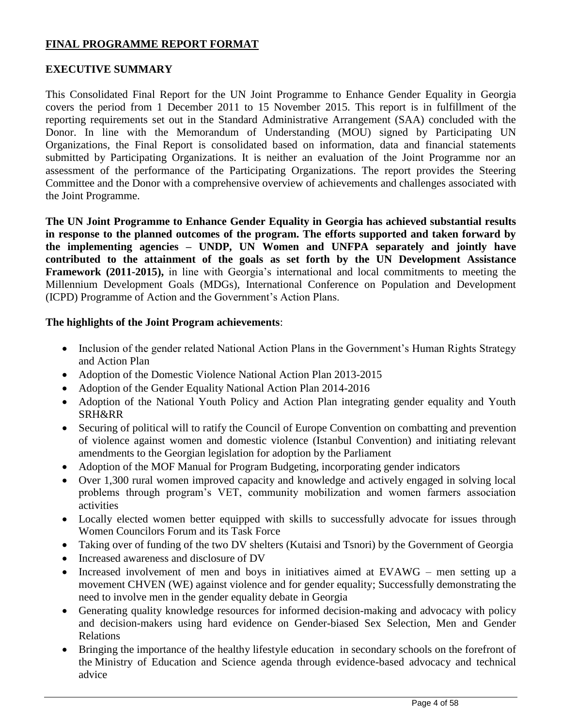## FINAL PROGRAMME REPORT FORMAT

### EXECUTIVE SUMMARY

This Consolidated Final Report for the UN Joint Programme to Enhance Gender Equality in Georgia covers the period from 1 December 2011 to 15 November 2015. This report is in fulfillment of the reporting requirements set out in the Standard Administrative Arrangement (SAA) concluded with the Donor. In line with the Memorandum of Understanding (MOU) signed by Participating UN Organizations, the Final Report is consolidated based on information, data and financial statements submitted by Participating Organizations. It is neither an evaluation of the Joint Programme nor an assessment of the performance of the Participating Organizations. The report provides the Steering Committee and the Donor with a comprehensive overview of achievements and challenges associated with the Joint Programme.

**The UN Joint Programme to Enhance Gender Equality in Georgia has achieved substantial results in response to the planned outcomes of the program. The efforts supported and taken forward by the implementing agencies – UNDP, UN Women and UNFPA separately and jointly have contributed to the attainment of the goals as set forth by the UN Development Assistance Framework (2011-2015),** in line with Georgia's international and local commitments to meeting the Millennium Development Goals (MDGs), International Conference on Population and Development (ICPD) Programme of Action and the Government's Action Plans.

**The highlights of the Joint Program achievements**:

- Inclusion of the gender related National Action Plans in the Government's Human Rights Strategy and Action Plan
- Adoption of the Domestic Violence National Action Plan 2013-2015
- Adoption of the Gender Equality National Action Plan 2014-2016
- Adoption of the National Youth Policy and Action Plan integrating gender equality and Youth SRH&RR
- Securing of political will to ratify the Council of Europe Convention on combatting and prevention of violence against women and domestic violence (Istanbul Convention) and initiating relevant amendments to the Georgian legislation for adoption by the Parliament
- Adoption of the MOF Manual for Program Budgeting, incorporating gender indicators
- Over 1,300 rural women improved capacity and knowledge and actively engaged in solving local problems through program's VET, community mobilization and women farmers association activities
- Locally elected women better equipped with skills to successfully advocate for issues through Women Councilors Forum and its Task Force
- Taking over of funding of the two DV shelters (Kutaisi and Tsnori) by the Government of Georgia
- Increased awareness and disclosure of DV
- Increased involvement of men and boys in initiatives aimed at EVAWG – men setting up a movement CHVEN (WE) against violence and for gender equality; Successfully demonstrating the need to involve men in the gender equality debate in Georgia
- Generating quality knowledge resources for informed decision-making and advocacy with policy and decision-makers using hard evidence on Gender-biased Sex Selection, Men and Gender Relations
- Bringing the importance of the healthy lifestyle education in secondary schools on the forefront of the Ministry of Education and Science agenda through evidence-based advocacy and technical advice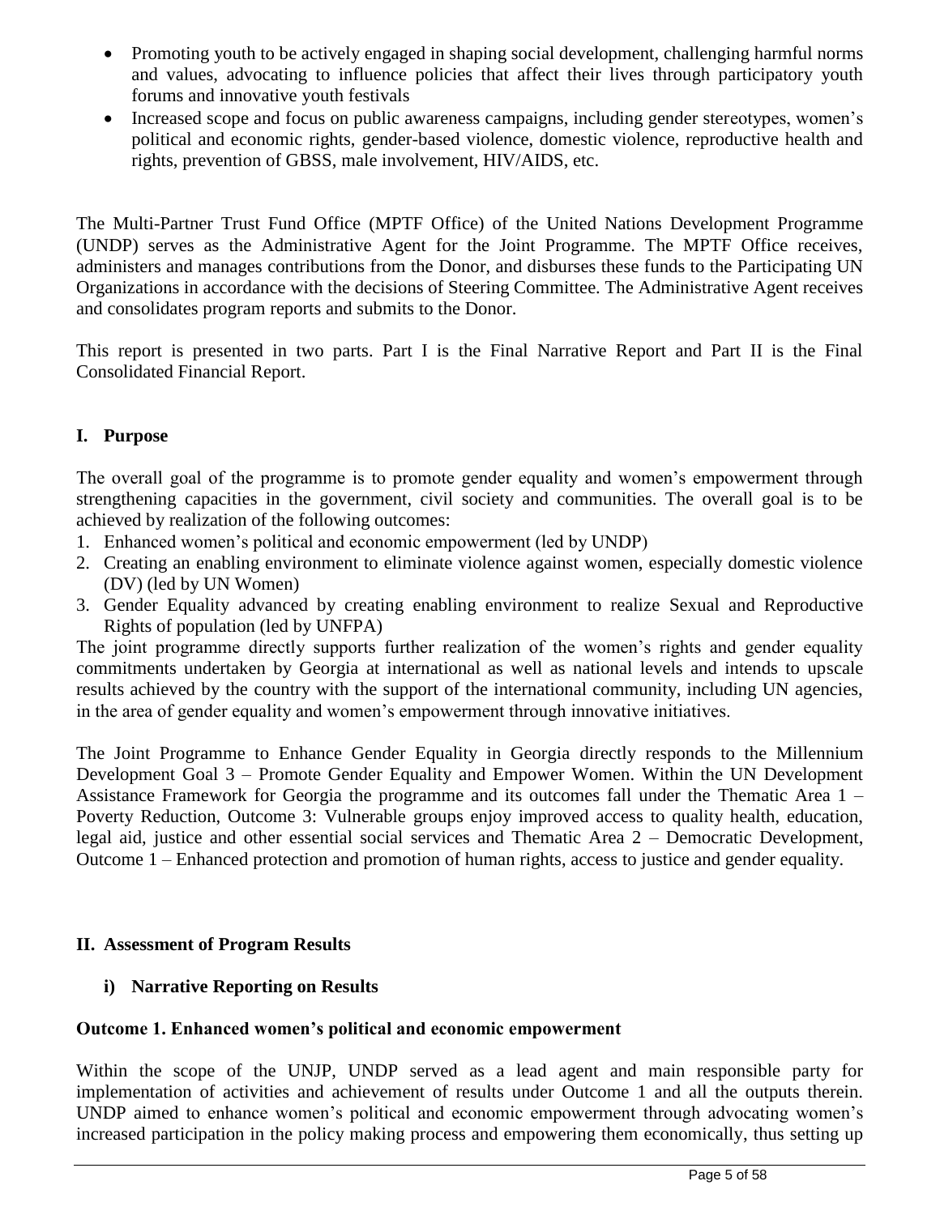- Promoting youth to be actively engaged in shaping social development, challenging harmful norms and values, advocating to influence policies that affect their lives through participatory youth forums and innovative youth festivals
- Increased scope and focus on public awareness campaigns, including gender stereotypes, women's political and economic rights, gender-based violence, domestic violence, reproductive health and rights, prevention of GBSS, male involvement, HIV/AIDS, etc.

The Multi-Partner Trust Fund Office (MPTF Office) of the United Nations Development Programme (UNDP) serves as the Administrative Agent for the Joint Programme. The MPTF Office receives, administers and manages contributions from the Donor, and disburses these funds to the Participating UN Organizations in accordance with the decisions of Steering Committee. The Administrative Agent receives and consolidates program reports and submits to the Donor.

This report is presented in two parts. Part I is the Final Narrative Report and Part II is the Final Consolidated Financial Report.

## I. Purpose

The overall goal of the programme is to promote gender equality and women's empowerment through strengthening capacities in the government, civil society and communities. The overall goal is to be achieved by realization of the following outcomes:

1. Enhanced women's political and economic empowerment (led by UNDP)
2. Creating an enabling environment to eliminate violence against women, especially domestic violence (DV) (led by UN Women)
3. Gender Equality advanced by creating enabling environment to realize Sexual and Reproductive Rights of population (led by UNFPA)

The joint programme directly supports further realization of the women's rights and gender equality commitments undertaken by Georgia at international as well as national levels and intends to upscale results achieved by the country with the support of the international community, including UN agencies, in the area of gender equality and women's empowerment through innovative initiatives.

The Joint Programme to Enhance Gender Equality in Georgia directly responds to the Millennium Development Goal 3 – Promote Gender Equality and Empower Women. Within the UN Development Assistance Framework for Georgia the programme and its outcomes fall under the Thematic Area 1 – Poverty Reduction, Outcome 3: Vulnerable groups enjoy improved access to quality health, education, legal aid, justice and other essential social services and Thematic Area 2 – Democratic Development, Outcome 1 – Enhanced protection and promotion of human rights, access to justice and gender equality.

## II. Assessment of Program Results

### i) Narrative Reporting on Results

**Outcome 1. Enhanced women's political and economic empowerment**

Within the scope of the UNJP, UNDP served as a lead agent and main responsible party for implementation of activities and achievement of results under Outcome 1 and all the outputs therein. UNDP aimed to enhance women's political and economic empowerment through advocating women's increased participation in the policy making process and empowering them economically, thus setting up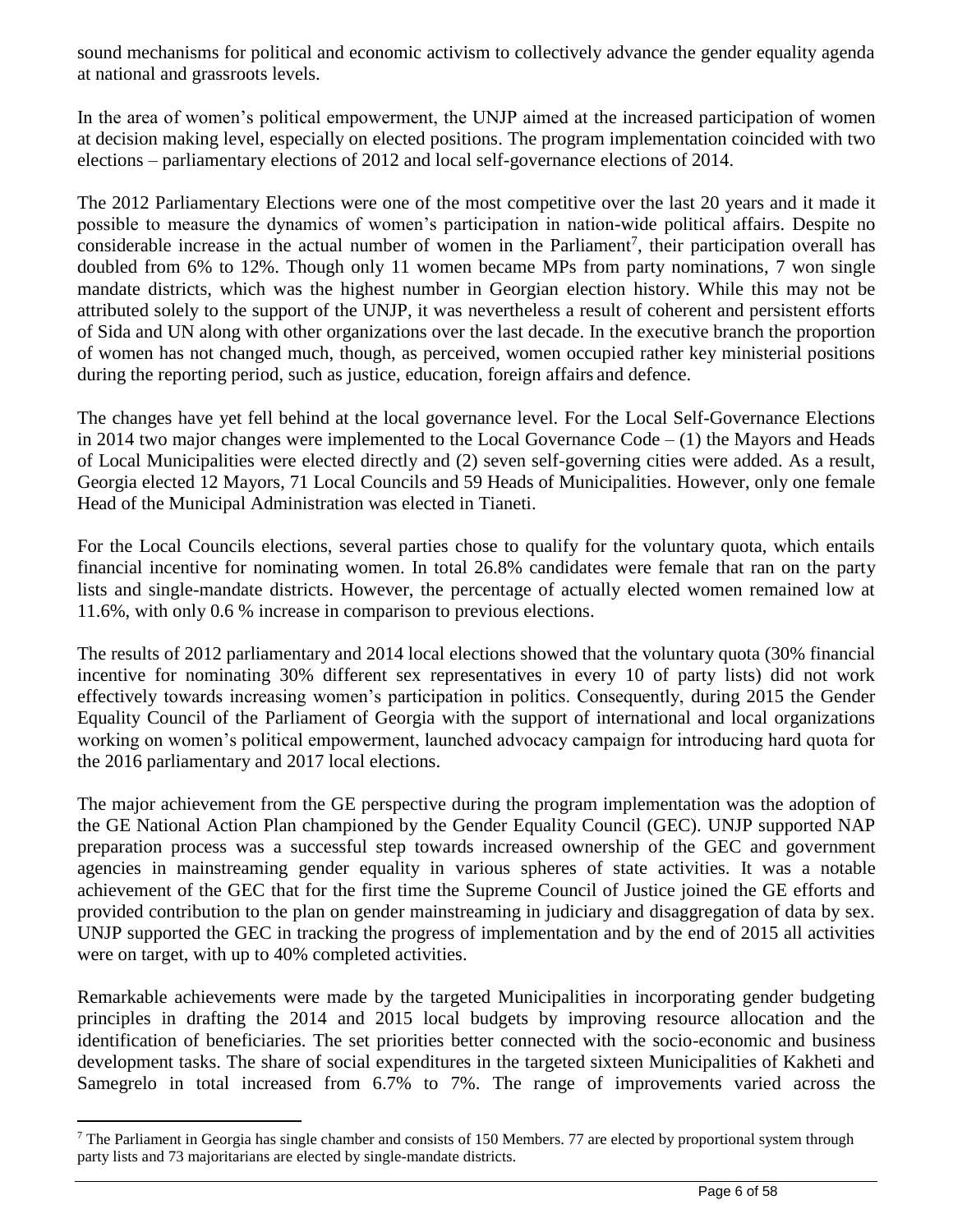sound mechanisms for political and economic activism to collectively advance the gender equality agenda at national and grassroots levels.

In the area of women's political empowerment, the UNJP aimed at the increased participation of women at decision making level, especially on elected positions. The program implementation coincided with two elections – parliamentary elections of 2012 and local self-governance elections of 2014.

The 2012 Parliamentary Elections were one of the most competitive over the last 20 years and it made it possible to measure the dynamics of women's participation in nation-wide political affairs. Despite no considerable increase in the actual number of women in the Parliament[7], their participation overall has doubled from 6% to 12%. Though only 11 women became MPs from party nominations, 7 won single mandate districts, which was the highest number in Georgian election history. While this may not be attributed solely to the support of the UNJP, it was nevertheless a result of coherent and persistent efforts of Sida and UN along with other organizations over the last decade. In the executive branch the proportion of women has not changed much, though, as perceived, women occupied rather key ministerial positions during the reporting period, such as justice, education, foreign affairs and defence.

The changes have yet fell behind at the local governance level. For the Local Self-Governance Elections in 2014 two major changes were implemented to the Local Governance Code – (1) the Mayors and Heads of Local Municipalities were elected directly and (2) seven self-governing cities were added. As a result, Georgia elected 12 Mayors, 71 Local Councils and 59 Heads of Municipalities. However, only one female Head of the Municipal Administration was elected in Tianeti.

For the Local Councils elections, several parties chose to qualify for the voluntary quota, which entails financial incentive for nominating women. In total 26.8% candidates were female that ran on the party lists and single-mandate districts. However, the percentage of actually elected women remained low at 11.6%, with only 0.6 % increase in comparison to previous elections.

The results of 2012 parliamentary and 2014 local elections showed that the voluntary quota (30% financial incentive for nominating 30% different sex representatives in every 10 of party lists) did not work effectively towards increasing women's participation in politics. Consequently, during 2015 the Gender Equality Council of the Parliament of Georgia with the support of international and local organizations working on women's political empowerment, launched advocacy campaign for introducing hard quota for the 2016 parliamentary and 2017 local elections.

The major achievement from the GE perspective during the program implementation was the adoption of the GE National Action Plan championed by the Gender Equality Council (GEC). UNJP supported NAP preparation process was a successful step towards increased ownership of the GEC and government agencies in mainstreaming gender equality in various spheres of state activities. It was a notable achievement of the GEC that for the first time the Supreme Council of Justice joined the GE efforts and provided contribution to the plan on gender mainstreaming in judiciary and disaggregation of data by sex. UNJP supported the GEC in tracking the progress of implementation and by the end of 2015 all activities were on target, with up to 40% completed activities.

Remarkable achievements were made by the targeted Municipalities in incorporating gender budgeting principles in drafting the 2014 and 2015 local budgets by improving resource allocation and the identification of beneficiaries. The set priorities better connected with the socio-economic and business development tasks. The share of social expenditures in the targeted sixteen Municipalities of Kakheti and Samegrelo in total increased from 6.7% to 7%. The range of improvements varied across the

[7] The Parliament in Georgia has single chamber and consists of 150 Members. 77 are elected by proportional system through party lists and 73 majoritarians are elected by single-mandate districts.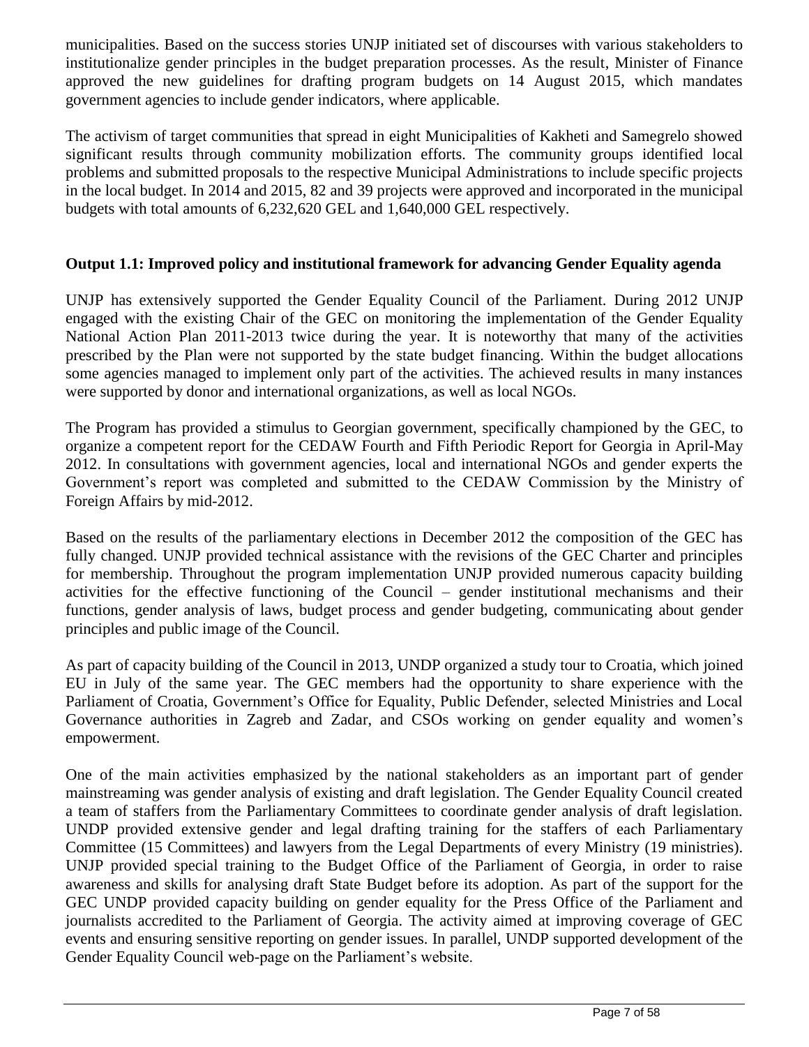municipalities. Based on the success stories UNJP initiated set of discourses with various stakeholders to institutionalize gender principles in the budget preparation processes. As the result, Minister of Finance approved the new guidelines for drafting program budgets on 14 August 2015, which mandates government agencies to include gender indicators, where applicable.

The activism of target communities that spread in eight Municipalities of Kakheti and Samegrelo showed significant results through community mobilization efforts. The community groups identified local problems and submitted proposals to the respective Municipal Administrations to include specific projects in the local budget. In 2014 and 2015, 82 and 39 projects were approved and incorporated in the municipal budgets with total amounts of 6,232,620 GEL and 1,640,000 GEL respectively.

**Output 1.1: Improved policy and institutional framework for advancing Gender Equality agenda**

UNJP has extensively supported the Gender Equality Council of the Parliament. During 2012 UNJP engaged with the existing Chair of the GEC on monitoring the implementation of the Gender Equality National Action Plan 2011-2013 twice during the year. It is noteworthy that many of the activities prescribed by the Plan were not supported by the state budget financing. Within the budget allocations some agencies managed to implement only part of the activities. The achieved results in many instances were supported by donor and international organizations, as well as local NGOs.

The Program has provided a stimulus to Georgian government, specifically championed by the GEC, to organize a competent report for the CEDAW Fourth and Fifth Periodic Report for Georgia in April-May 2012. In consultations with government agencies, local and international NGOs and gender experts the Government's report was completed and submitted to the CEDAW Commission by the Ministry of Foreign Affairs by mid-2012.

Based on the results of the parliamentary elections in December 2012 the composition of the GEC has fully changed. UNJP provided technical assistance with the revisions of the GEC Charter and principles for membership. Throughout the program implementation UNJP provided numerous capacity building activities for the effective functioning of the Council – gender institutional mechanisms and their functions, gender analysis of laws, budget process and gender budgeting, communicating about gender principles and public image of the Council.

As part of capacity building of the Council in 2013, UNDP organized a study tour to Croatia, which joined EU in July of the same year. The GEC members had the opportunity to share experience with the Parliament of Croatia, Government's Office for Equality, Public Defender, selected Ministries and Local Governance authorities in Zagreb and Zadar, and CSOs working on gender equality and women's empowerment.

One of the main activities emphasized by the national stakeholders as an important part of gender mainstreaming was gender analysis of existing and draft legislation. The Gender Equality Council created a team of staffers from the Parliamentary Committees to coordinate gender analysis of draft legislation. UNDP provided extensive gender and legal drafting training for the staffers of each Parliamentary Committee (15 Committees) and lawyers from the Legal Departments of every Ministry (19 ministries). UNJP provided special training to the Budget Office of the Parliament of Georgia, in order to raise awareness and skills for analysing draft State Budget before its adoption. As part of the support for the GEC UNDP provided capacity building on gender equality for the Press Office of the Parliament and journalists accredited to the Parliament of Georgia. The activity aimed at improving coverage of GEC events and ensuring sensitive reporting on gender issues. In parallel, UNDP supported development of the Gender Equality Council web-page on the Parliament's website.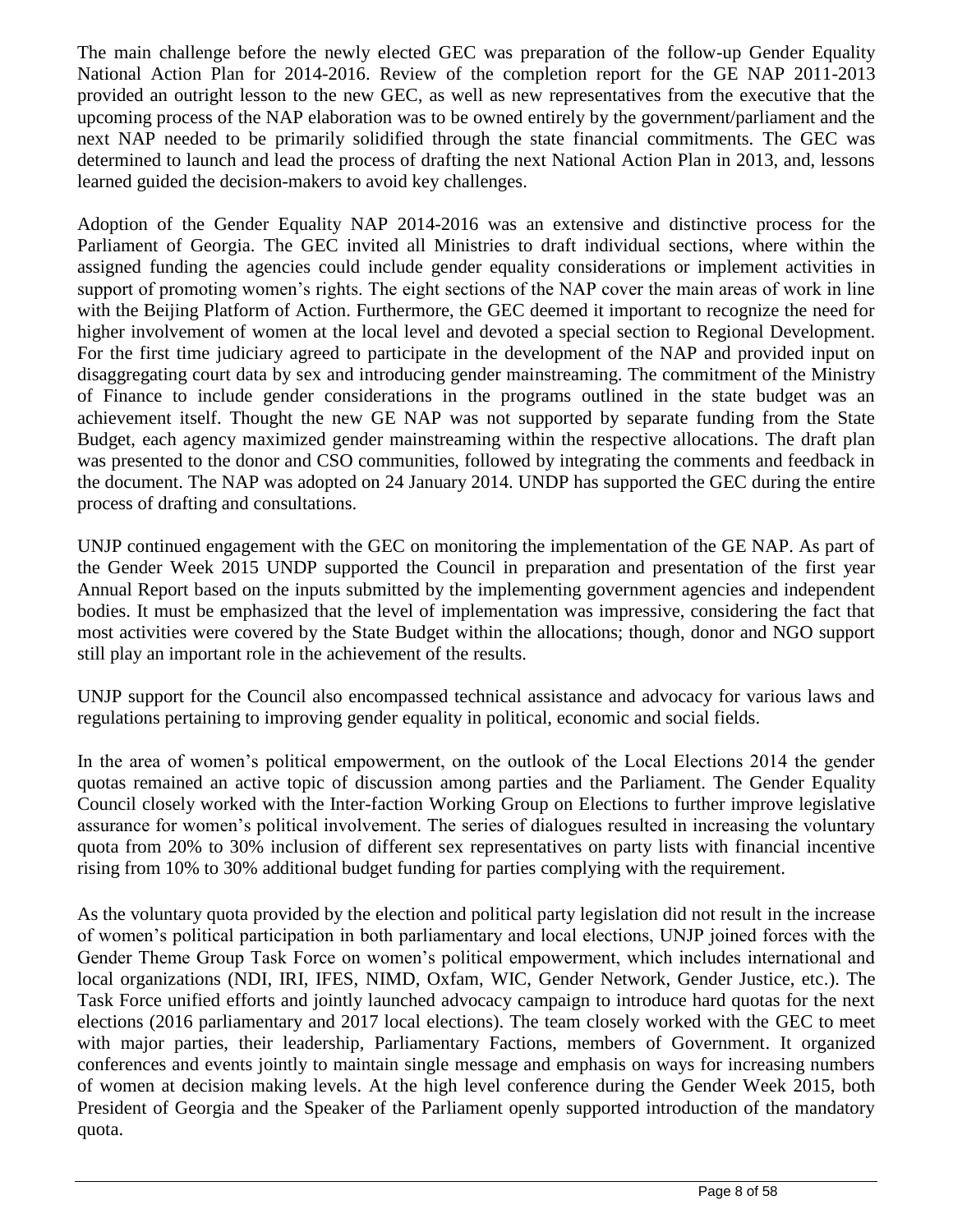The main challenge before the newly elected GEC was preparation of the follow-up Gender Equality National Action Plan for 2014-2016. Review of the completion report for the GE NAP 2011-2013 provided an outright lesson to the new GEC, as well as new representatives from the executive that the upcoming process of the NAP elaboration was to be owned entirely by the government/parliament and the next NAP needed to be primarily solidified through the state financial commitments. The GEC was determined to launch and lead the process of drafting the next National Action Plan in 2013, and, lessons learned guided the decision-makers to avoid key challenges.

Adoption of the Gender Equality NAP 2014-2016 was an extensive and distinctive process for the Parliament of Georgia. The GEC invited all Ministries to draft individual sections, where within the assigned funding the agencies could include gender equality considerations or implement activities in support of promoting women's rights. The eight sections of the NAP cover the main areas of work in line with the Beijing Platform of Action. Furthermore, the GEC deemed it important to recognize the need for higher involvement of women at the local level and devoted a special section to Regional Development. For the first time judiciary agreed to participate in the development of the NAP and provided input on disaggregating court data by sex and introducing gender mainstreaming. The commitment of the Ministry of Finance to include gender considerations in the programs outlined in the state budget was an achievement itself. Thought the new GE NAP was not supported by separate funding from the State Budget, each agency maximized gender mainstreaming within the respective allocations. The draft plan was presented to the donor and CSO communities, followed by integrating the comments and feedback in the document. The NAP was adopted on 24 January 2014. UNDP has supported the GEC during the entire process of drafting and consultations.

UNJP continued engagement with the GEC on monitoring the implementation of the GE NAP. As part of the Gender Week 2015 UNDP supported the Council in preparation and presentation of the first year Annual Report based on the inputs submitted by the implementing government agencies and independent bodies. It must be emphasized that the level of implementation was impressive, considering the fact that most activities were covered by the State Budget within the allocations; though, donor and NGO support still play an important role in the achievement of the results.

UNJP support for the Council also encompassed technical assistance and advocacy for various laws and regulations pertaining to improving gender equality in political, economic and social fields.

In the area of women's political empowerment, on the outlook of the Local Elections 2014 the gender quotas remained an active topic of discussion among parties and the Parliament. The Gender Equality Council closely worked with the Inter-faction Working Group on Elections to further improve legislative assurance for women's political involvement. The series of dialogues resulted in increasing the voluntary quota from 20% to 30% inclusion of different sex representatives on party lists with financial incentive rising from 10% to 30% additional budget funding for parties complying with the requirement.

As the voluntary quota provided by the election and political party legislation did not result in the increase of women's political participation in both parliamentary and local elections, UNJP joined forces with the Gender Theme Group Task Force on women's political empowerment, which includes international and local organizations (NDI, IRI, IFES, NIMD, Oxfam, WIC, Gender Network, Gender Justice, etc.). The Task Force unified efforts and jointly launched advocacy campaign to introduce hard quotas for the next elections (2016 parliamentary and 2017 local elections). The team closely worked with the GEC to meet with major parties, their leadership, Parliamentary Factions, members of Government. It organized conferences and events jointly to maintain single message and emphasis on ways for increasing numbers of women at decision making levels. At the high level conference during the Gender Week 2015, both President of Georgia and the Speaker of the Parliament openly supported introduction of the mandatory quota.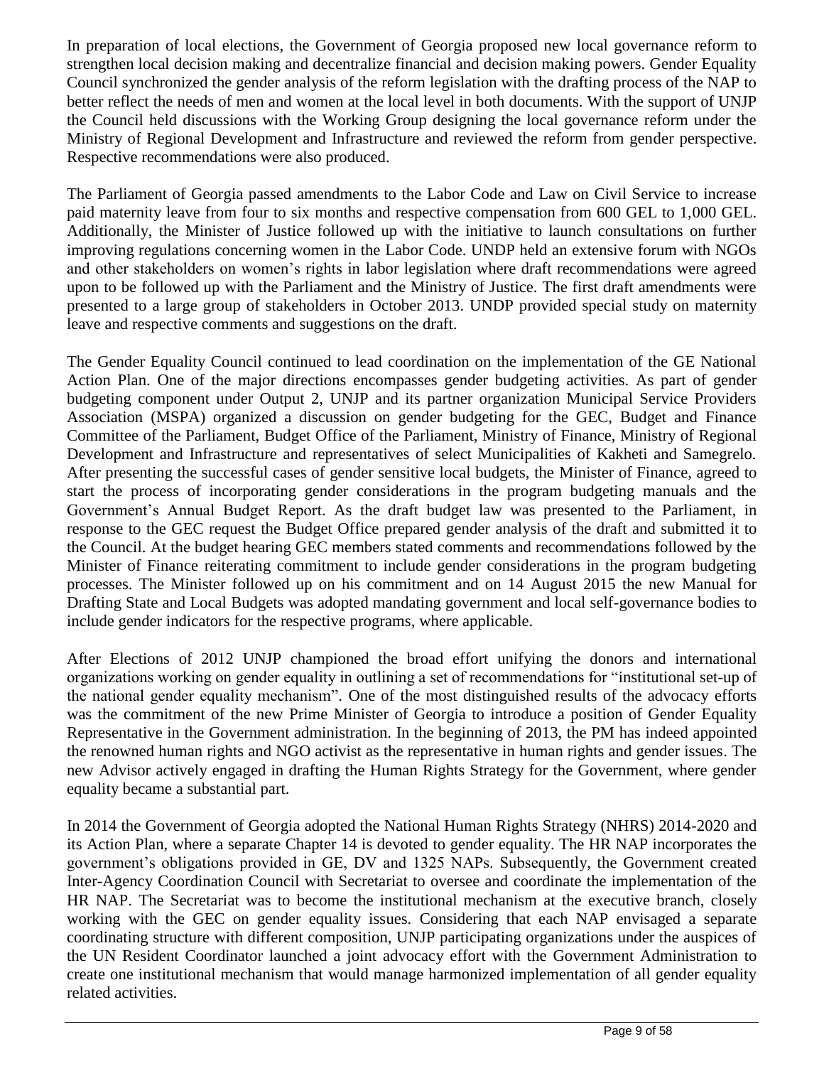In preparation of local elections, the Government of Georgia proposed new local governance reform to strengthen local decision making and decentralize financial and decision making powers. Gender Equality Council synchronized the gender analysis of the reform legislation with the drafting process of the NAP to better reflect the needs of men and women at the local level in both documents. With the support of UNJP the Council held discussions with the Working Group designing the local governance reform under the Ministry of Regional Development and Infrastructure and reviewed the reform from gender perspective. Respective recommendations were also produced.

The Parliament of Georgia passed amendments to the Labor Code and Law on Civil Service to increase paid maternity leave from four to six months and respective compensation from 600 GEL to 1,000 GEL. Additionally, the Minister of Justice followed up with the initiative to launch consultations on further improving regulations concerning women in the Labor Code. UNDP held an extensive forum with NGOs and other stakeholders on women's rights in labor legislation where draft recommendations were agreed upon to be followed up with the Parliament and the Ministry of Justice. The first draft amendments were presented to a large group of stakeholders in October 2013. UNDP provided special study on maternity leave and respective comments and suggestions on the draft.

The Gender Equality Council continued to lead coordination on the implementation of the GE National Action Plan. One of the major directions encompasses gender budgeting activities. As part of gender budgeting component under Output 2, UNJP and its partner organization Municipal Service Providers Association (MSPA) organized a discussion on gender budgeting for the GEC, Budget and Finance Committee of the Parliament, Budget Office of the Parliament, Ministry of Finance, Ministry of Regional Development and Infrastructure and representatives of select Municipalities of Kakheti and Samegrelo. After presenting the successful cases of gender sensitive local budgets, the Minister of Finance, agreed to start the process of incorporating gender considerations in the program budgeting manuals and the Government's Annual Budget Report. As the draft budget law was presented to the Parliament, in response to the GEC request the Budget Office prepared gender analysis of the draft and submitted it to the Council. At the budget hearing GEC members stated comments and recommendations followed by the Minister of Finance reiterating commitment to include gender considerations in the program budgeting processes. The Minister followed up on his commitment and on 14 August 2015 the new Manual for Drafting State and Local Budgets was adopted mandating government and local self-governance bodies to include gender indicators for the respective programs, where applicable.

After Elections of 2012 UNJP championed the broad effort unifying the donors and international organizations working on gender equality in outlining a set of recommendations for "institutional set-up of the national gender equality mechanism". One of the most distinguished results of the advocacy efforts was the commitment of the new Prime Minister of Georgia to introduce a position of Gender Equality Representative in the Government administration. In the beginning of 2013, the PM has indeed appointed the renowned human rights and NGO activist as the representative in human rights and gender issues. The new Advisor actively engaged in drafting the Human Rights Strategy for the Government, where gender equality became a substantial part.

In 2014 the Government of Georgia adopted the National Human Rights Strategy (NHRS) 2014-2020 and its Action Plan, where a separate Chapter 14 is devoted to gender equality. The HR NAP incorporates the government's obligations provided in GE, DV and 1325 NAPs. Subsequently, the Government created Inter-Agency Coordination Council with Secretariat to oversee and coordinate the implementation of the HR NAP. The Secretariat was to become the institutional mechanism at the executive branch, closely working with the GEC on gender equality issues. Considering that each NAP envisaged a separate coordinating structure with different composition, UNJP participating organizations under the auspices of the UN Resident Coordinator launched a joint advocacy effort with the Government Administration to create one institutional mechanism that would manage harmonized implementation of all gender equality related activities.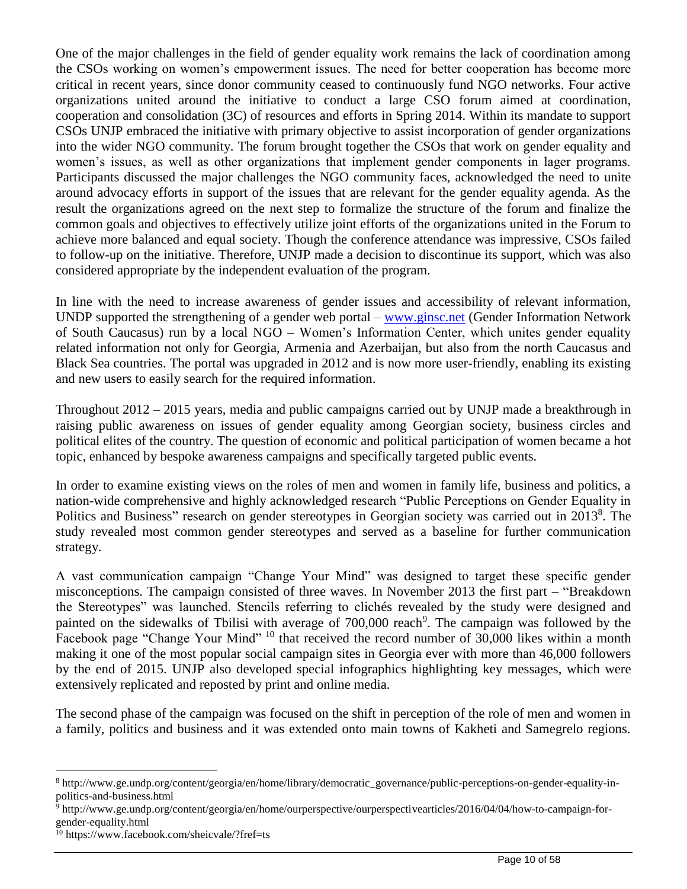One of the major challenges in the field of gender equality work remains the lack of coordination among the CSOs working on women's empowerment issues. The need for better cooperation has become more critical in recent years, since donor community ceased to continuously fund NGO networks. Four active organizations united around the initiative to conduct a large CSO forum aimed at coordination, cooperation and consolidation (3C) of resources and efforts in Spring 2014. Within its mandate to support CSOs UNJP embraced the initiative with primary objective to assist incorporation of gender organizations into the wider NGO community. The forum brought together the CSOs that work on gender equality and women's issues, as well as other organizations that implement gender components in lager programs. Participants discussed the major challenges the NGO community faces, acknowledged the need to unite around advocacy efforts in support of the issues that are relevant for the gender equality agenda. As the result the organizations agreed on the next step to formalize the structure of the forum and finalize the common goals and objectives to effectively utilize joint efforts of the organizations united in the Forum to achieve more balanced and equal society. Though the conference attendance was impressive, CSOs failed to follow-up on the initiative. Therefore, UNJP made a decision to discontinue its support, which was also considered appropriate by the independent evaluation of the program.

In line with the need to increase awareness of gender issues and accessibility of relevant information, UNDP supported the strengthening of a gender web portal – [www.ginsc.net](http://www.ginsc.net) (Gender Information Network of South Caucasus) run by a local NGO – Women's Information Center, which unites gender equality related information not only for Georgia, Armenia and Azerbaijan, but also from the north Caucasus and Black Sea countries. The portal was upgraded in 2012 and is now more user-friendly, enabling its existing and new users to easily search for the required information.

Throughout 2012 – 2015 years, media and public campaigns carried out by UNJP made a breakthrough in raising public awareness on issues of gender equality among Georgian society, business circles and political elites of the country. The question of economic and political participation of women became a hot topic, enhanced by bespoke awareness campaigns and specifically targeted public events.

In order to examine existing views on the roles of men and women in family life, business and politics, a nation-wide comprehensive and highly acknowledged research "Public Perceptions on Gender Equality in Politics and Business" research on gender stereotypes in Georgian society was carried out in 2013[8]. The study revealed most common gender stereotypes and served as a baseline for further communication strategy.

A vast communication campaign "Change Your Mind" was designed to target these specific gender misconceptions. The campaign consisted of three waves. In November 2013 the first part – "Breakdown the Stereotypes" was launched. Stencils referring to clichés revealed by the study were designed and painted on the sidewalks of Tbilisi with average of 700,000 reach[9]. The campaign was followed by the Facebook page "Change Your Mind" [10] that received the record number of 30,000 likes within a month making it one of the most popular social campaign sites in Georgia ever with more than 46,000 followers by the end of 2015. UNJP also developed special infographics highlighting key messages, which were extensively replicated and reposted by print and online media.

The second phase of the campaign was focused on the shift in perception of the role of men and women in a family, politics and business and it was extended onto main towns of Kakheti and Samegrelo regions.

---

[8] http://www.ge.undp.org/content/georgia/en/home/library/democratic_governance/public-perceptions-on-gender-equality-in-politics-and-business.html

[9] http://www.ge.undp.org/content/georgia/en/home/ourperspective/ourperspectivearticles/2016/04/04/how-to-campaign-for-gender-equality.html

[10] https://www.facebook.com/sheicvale/?fref=ts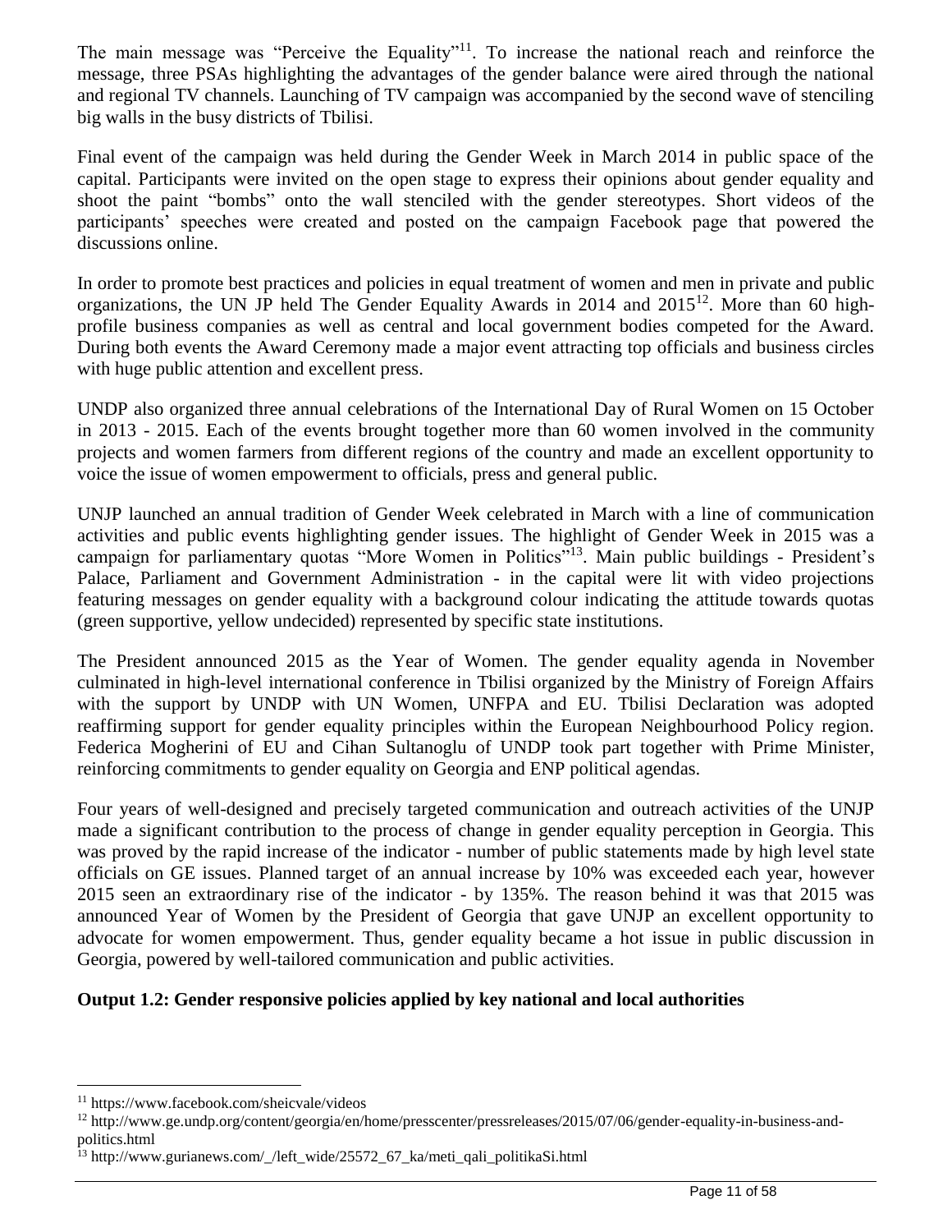The main message was "Perceive the Equality"[11]. To increase the national reach and reinforce the message, three PSAs highlighting the advantages of the gender balance were aired through the national and regional TV channels. Launching of TV campaign was accompanied by the second wave of stenciling big walls in the busy districts of Tbilisi.

Final event of the campaign was held during the Gender Week in March 2014 in public space of the capital. Participants were invited on the open stage to express their opinions about gender equality and shoot the paint "bombs" onto the wall stenciled with the gender stereotypes. Short videos of the participants' speeches were created and posted on the campaign Facebook page that powered the discussions online.

In order to promote best practices and policies in equal treatment of women and men in private and public organizations, the UN JP held The Gender Equality Awards in 2014 and 2015[12]. More than 60 high-profile business companies as well as central and local government bodies competed for the Award. During both events the Award Ceremony made a major event attracting top officials and business circles with huge public attention and excellent press.

UNDP also organized three annual celebrations of the International Day of Rural Women on 15 October in 2013 - 2015. Each of the events brought together more than 60 women involved in the community projects and women farmers from different regions of the country and made an excellent opportunity to voice the issue of women empowerment to officials, press and general public.

UNJP launched an annual tradition of Gender Week celebrated in March with a line of communication activities and public events highlighting gender issues. The highlight of Gender Week in 2015 was a campaign for parliamentary quotas "More Women in Politics"[13]. Main public buildings - President's Palace, Parliament and Government Administration - in the capital were lit with video projections featuring messages on gender equality with a background colour indicating the attitude towards quotas (green supportive, yellow undecided) represented by specific state institutions.

The President announced 2015 as the Year of Women. The gender equality agenda in November culminated in high-level international conference in Tbilisi organized by the Ministry of Foreign Affairs with the support by UNDP with UN Women, UNFPA and EU. Tbilisi Declaration was adopted reaffirming support for gender equality principles within the European Neighbourhood Policy region. Federica Mogherini of EU and Cihan Sultanoglu of UNDP took part together with Prime Minister, reinforcing commitments to gender equality on Georgia and ENP political agendas.

Four years of well-designed and precisely targeted communication and outreach activities of the UNJP made a significant contribution to the process of change in gender equality perception in Georgia. This was proved by the rapid increase of the indicator - number of public statements made by high level state officials on GE issues. Planned target of an annual increase by 10% was exceeded each year, however 2015 seen an extraordinary rise of the indicator - by 135%. The reason behind it was that 2015 was announced Year of Women by the President of Georgia that gave UNJP an excellent opportunity to advocate for women empowerment. Thus, gender equality became a hot issue in public discussion in Georgia, powered by well-tailored communication and public activities.

**Output 1.2: Gender responsive policies applied by key national and local authorities**

---

[11] https://www.facebook.com/sheicvale/videos

[12] http://www.ge.undp.org/content/georgia/en/home/presscenter/pressreleases/2015/07/06/gender-equality-in-business-and-politics.html

[13] http://www.gurianews.com/_/left_wide/25572_67_ka/meti_qali_politikaSi.html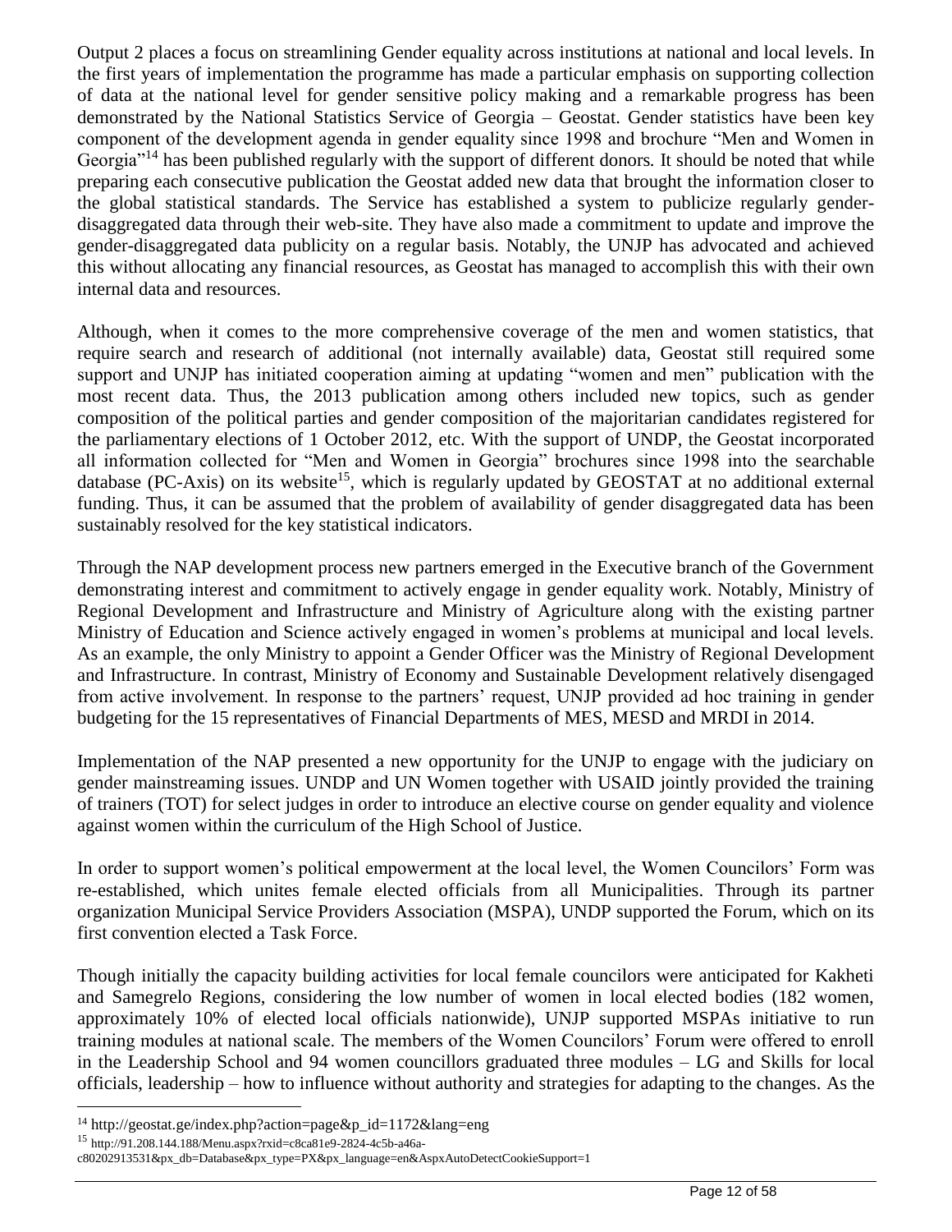Output 2 places a focus on streamlining Gender equality across institutions at national and local levels. In the first years of implementation the programme has made a particular emphasis on supporting collection of data at the national level for gender sensitive policy making and a remarkable progress has been demonstrated by the National Statistics Service of Georgia – Geostat. Gender statistics have been key component of the development agenda in gender equality since 1998 and brochure "Men and Women in Georgia"[14] has been published regularly with the support of different donors. It should be noted that while preparing each consecutive publication the Geostat added new data that brought the information closer to the global statistical standards. The Service has established a system to publicize regularly gender-disaggregated data through their web-site. They have also made a commitment to update and improve the gender-disaggregated data publicity on a regular basis. Notably, the UNJP has advocated and achieved this without allocating any financial resources, as Geostat has managed to accomplish this with their own internal data and resources.

Although, when it comes to the more comprehensive coverage of the men and women statistics, that require search and research of additional (not internally available) data, Geostat still required some support and UNJP has initiated cooperation aiming at updating "women and men" publication with the most recent data. Thus, the 2013 publication among others included new topics, such as gender composition of the political parties and gender composition of the majoritarian candidates registered for the parliamentary elections of 1 October 2012, etc. With the support of UNDP, the Geostat incorporated all information collected for "Men and Women in Georgia" brochures since 1998 into the searchable database (PC-Axis) on its website[15], which is regularly updated by GEOSTAT at no additional external funding. Thus, it can be assumed that the problem of availability of gender disaggregated data has been sustainably resolved for the key statistical indicators.

Through the NAP development process new partners emerged in the Executive branch of the Government demonstrating interest and commitment to actively engage in gender equality work. Notably, Ministry of Regional Development and Infrastructure and Ministry of Agriculture along with the existing partner Ministry of Education and Science actively engaged in women's problems at municipal and local levels. As an example, the only Ministry to appoint a Gender Officer was the Ministry of Regional Development and Infrastructure. In contrast, Ministry of Economy and Sustainable Development relatively disengaged from active involvement. In response to the partners' request, UNJP provided ad hoc training in gender budgeting for the 15 representatives of Financial Departments of MES, MESD and MRDI in 2014.

Implementation of the NAP presented a new opportunity for the UNJP to engage with the judiciary on gender mainstreaming issues. UNDP and UN Women together with USAID jointly provided the training of trainers (TOT) for select judges in order to introduce an elective course on gender equality and violence against women within the curriculum of the High School of Justice.

In order to support women's political empowerment at the local level, the Women Councilors' Form was re-established, which unites female elected officials from all Municipalities. Through its partner organization Municipal Service Providers Association (MSPA), UNDP supported the Forum, which on its first convention elected a Task Force.

Though initially the capacity building activities for local female councilors were anticipated for Kakheti and Samegrelo Regions, considering the low number of women in local elected bodies (182 women, approximately 10% of elected local officials nationwide), UNJP supported MSPAs initiative to run training modules at national scale. The members of the Women Councilors' Forum were offered to enroll in the Leadership School and 94 women councillors graduated three modules – LG and Skills for local officials, leadership – how to influence without authority and strategies for adapting to the changes. As the

---

[14] http://geostat.ge/index.php?action=page&p_id=1172&lang=eng

[15] http://91.208.144.188/Menu.aspx?rxid=c8ca81e9-2824-4c5b-a46a-c80202913531&px_db=Database&px_type=PX&px_language=en&AspxAutoDetectCookieSupport=1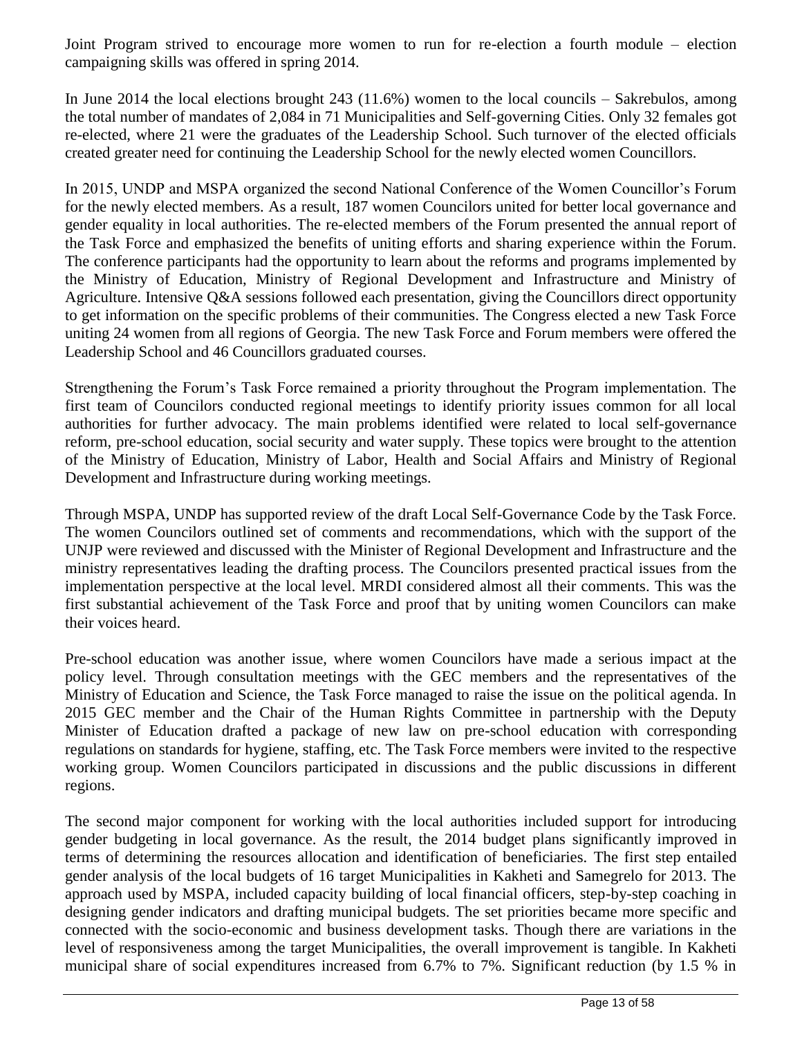Joint Program strived to encourage more women to run for re-election a fourth module – election campaigning skills was offered in spring 2014.

In June 2014 the local elections brought 243 (11.6%) women to the local councils – Sakrebulos, among the total number of mandates of 2,084 in 71 Municipalities and Self-governing Cities. Only 32 females got re-elected, where 21 were the graduates of the Leadership School. Such turnover of the elected officials created greater need for continuing the Leadership School for the newly elected women Councillors.

In 2015, UNDP and MSPA organized the second National Conference of the Women Councillor's Forum for the newly elected members. As a result, 187 women Councilors united for better local governance and gender equality in local authorities. The re-elected members of the Forum presented the annual report of the Task Force and emphasized the benefits of uniting efforts and sharing experience within the Forum. The conference participants had the opportunity to learn about the reforms and programs implemented by the Ministry of Education, Ministry of Regional Development and Infrastructure and Ministry of Agriculture. Intensive Q&A sessions followed each presentation, giving the Councillors direct opportunity to get information on the specific problems of their communities. The Congress elected a new Task Force uniting 24 women from all regions of Georgia. The new Task Force and Forum members were offered the Leadership School and 46 Councillors graduated courses.

Strengthening the Forum's Task Force remained a priority throughout the Program implementation. The first team of Councilors conducted regional meetings to identify priority issues common for all local authorities for further advocacy. The main problems identified were related to local self-governance reform, pre-school education, social security and water supply. These topics were brought to the attention of the Ministry of Education, Ministry of Labor, Health and Social Affairs and Ministry of Regional Development and Infrastructure during working meetings.

Through MSPA, UNDP has supported review of the draft Local Self-Governance Code by the Task Force. The women Councilors outlined set of comments and recommendations, which with the support of the UNJP were reviewed and discussed with the Minister of Regional Development and Infrastructure and the ministry representatives leading the drafting process. The Councilors presented practical issues from the implementation perspective at the local level. MRDI considered almost all their comments. This was the first substantial achievement of the Task Force and proof that by uniting women Councilors can make their voices heard.

Pre-school education was another issue, where women Councilors have made a serious impact at the policy level. Through consultation meetings with the GEC members and the representatives of the Ministry of Education and Science, the Task Force managed to raise the issue on the political agenda. In 2015 GEC member and the Chair of the Human Rights Committee in partnership with the Deputy Minister of Education drafted a package of new law on pre-school education with corresponding regulations on standards for hygiene, staffing, etc. The Task Force members were invited to the respective working group. Women Councilors participated in discussions and the public discussions in different regions.

The second major component for working with the local authorities included support for introducing gender budgeting in local governance. As the result, the 2014 budget plans significantly improved in terms of determining the resources allocation and identification of beneficiaries. The first step entailed gender analysis of the local budgets of 16 target Municipalities in Kakheti and Samegrelo for 2013. The approach used by MSPA, included capacity building of local financial officers, step-by-step coaching in designing gender indicators and drafting municipal budgets. The set priorities became more specific and connected with the socio-economic and business development tasks. Though there are variations in the level of responsiveness among the target Municipalities, the overall improvement is tangible. In Kakheti municipal share of social expenditures increased from 6.7% to 7%. Significant reduction (by 1.5 % in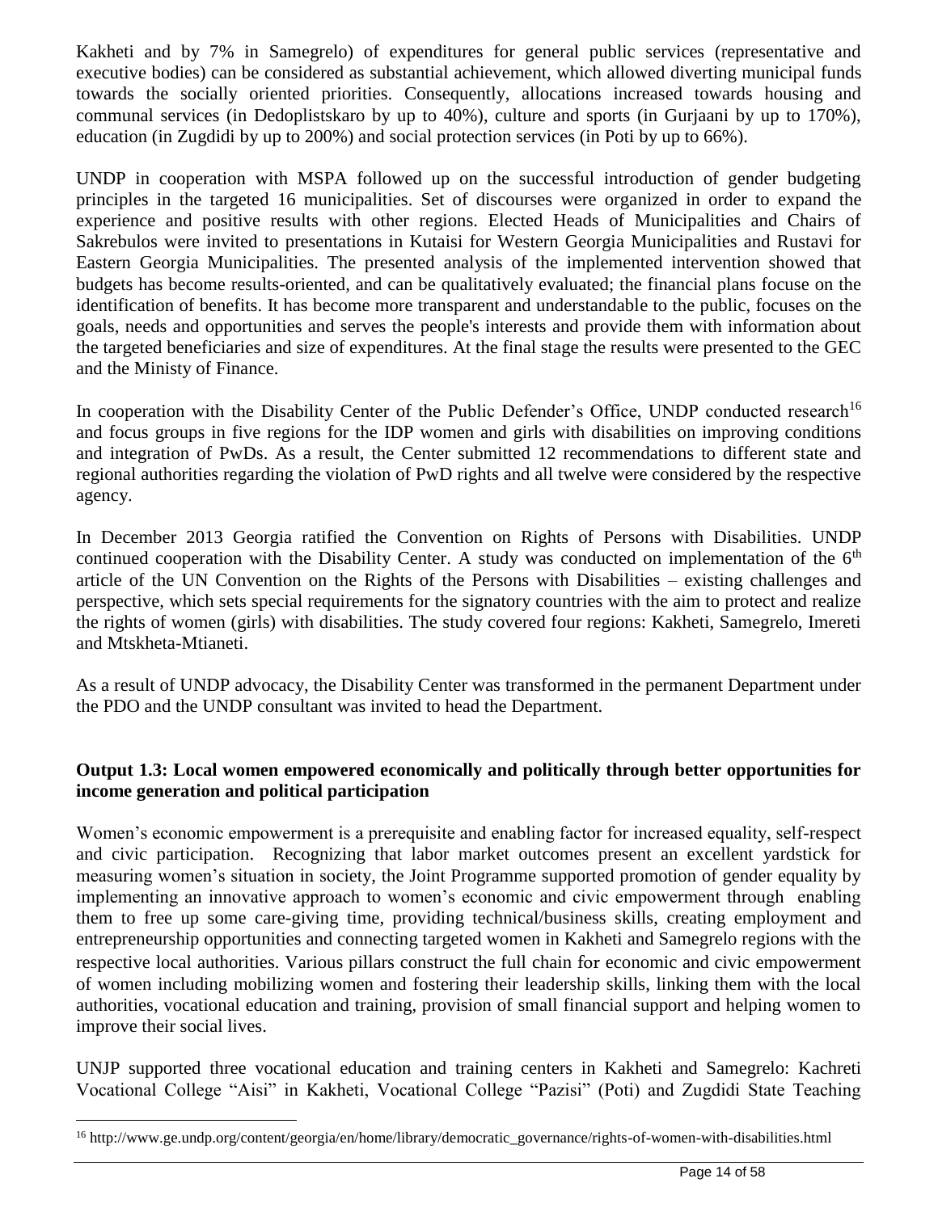Kakheti and by 7% in Samegrelo) of expenditures for general public services (representative and executive bodies) can be considered as substantial achievement, which allowed diverting municipal funds towards the socially oriented priorities. Consequently, allocations increased towards housing and communal services (in Dedoplistskaro by up to 40%), culture and sports (in Gurjaani by up to 170%), education (in Zugdidi by up to 200%) and social protection services (in Poti by up to 66%).

UNDP in cooperation with MSPA followed up on the successful introduction of gender budgeting principles in the targeted 16 municipalities. Set of discourses were organized in order to expand the experience and positive results with other regions. Elected Heads of Municipalities and Chairs of Sakrebulos were invited to presentations in Kutaisi for Western Georgia Municipalities and Rustavi for Eastern Georgia Municipalities. The presented analysis of the implemented intervention showed that budgets has become results-oriented, and can be qualitatively evaluated; the financial plans focuse on the identification of benefits. It has become more transparent and understandable to the public, focuses on the goals, needs and opportunities and serves the people's interests and provide them with information about the targeted beneficiaries and size of expenditures. At the final stage the results were presented to the GEC and the Ministy of Finance.

In cooperation with the Disability Center of the Public Defender's Office, UNDP conducted research[16] and focus groups in five regions for the IDP women and girls with disabilities on improving conditions and integration of PwDs. As a result, the Center submitted 12 recommendations to different state and regional authorities regarding the violation of PwD rights and all twelve were considered by the respective agency.

In December 2013 Georgia ratified the Convention on Rights of Persons with Disabilities. UNDP continued cooperation with the Disability Center. A study was conducted on implementation of the 6th article of the UN Convention on the Rights of the Persons with Disabilities – existing challenges and perspective, which sets special requirements for the signatory countries with the aim to protect and realize the rights of women (girls) with disabilities. The study covered four regions: Kakheti, Samegrelo, Imereti and Mtskheta-Mtianeti.

As a result of UNDP advocacy, the Disability Center was transformed in the permanent Department under the PDO and the UNDP consultant was invited to head the Department.

**Output 1.3: Local women empowered economically and politically through better opportunities for income generation and political participation**

Women's economic empowerment is a prerequisite and enabling factor for increased equality, self-respect and civic participation. Recognizing that labor market outcomes present an excellent yardstick for measuring women's situation in society, the Joint Programme supported promotion of gender equality by implementing an innovative approach to women's economic and civic empowerment through enabling them to free up some care-giving time, providing technical/business skills, creating employment and entrepreneurship opportunities and connecting targeted women in Kakheti and Samegrelo regions with the respective local authorities. Various pillars construct the full chain for economic and civic empowerment of women including mobilizing women and fostering their leadership skills, linking them with the local authorities, vocational education and training, provision of small financial support and helping women to improve their social lives.

UNJP supported three vocational education and training centers in Kakheti and Samegrelo: Kachreti Vocational College "Aisi" in Kakheti, Vocational College "Pazisi" (Poti) and Zugdidi State Teaching

[16] http://www.ge.undp.org/content/georgia/en/home/library/democratic_governance/rights-of-women-with-disabilities.html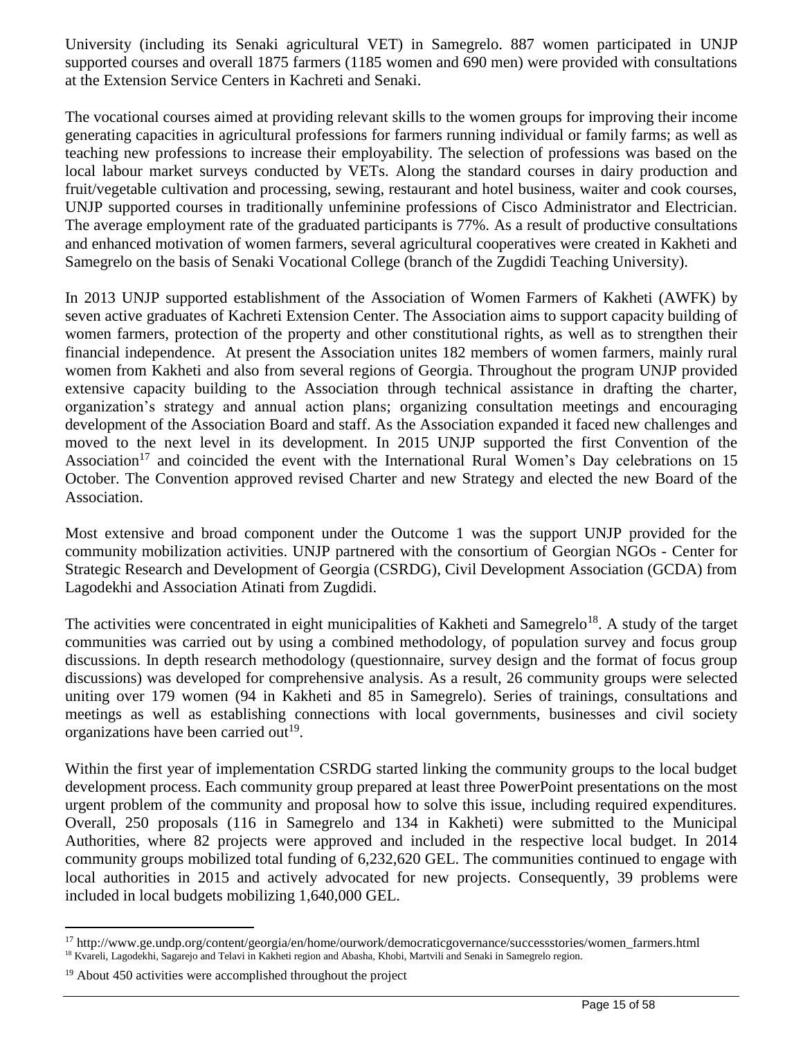University (including its Senaki agricultural VET) in Samegrelo. 887 women participated in UNJP supported courses and overall 1875 farmers (1185 women and 690 men) were provided with consultations at the Extension Service Centers in Kachreti and Senaki.

The vocational courses aimed at providing relevant skills to the women groups for improving their income generating capacities in agricultural professions for farmers running individual or family farms; as well as teaching new professions to increase their employability. The selection of professions was based on the local labour market surveys conducted by VETs. Along the standard courses in dairy production and fruit/vegetable cultivation and processing, sewing, restaurant and hotel business, waiter and cook courses, UNJP supported courses in traditionally unfeminine professions of Cisco Administrator and Electrician. The average employment rate of the graduated participants is 77%. As a result of productive consultations and enhanced motivation of women farmers, several agricultural cooperatives were created in Kakheti and Samegrelo on the basis of Senaki Vocational College (branch of the Zugdidi Teaching University).

In 2013 UNJP supported establishment of the Association of Women Farmers of Kakheti (AWFK) by seven active graduates of Kachreti Extension Center. The Association aims to support capacity building of women farmers, protection of the property and other constitutional rights, as well as to strengthen their financial independence. At present the Association unites 182 members of women farmers, mainly rural women from Kakheti and also from several regions of Georgia. Throughout the program UNJP provided extensive capacity building to the Association through technical assistance in drafting the charter, organization's strategy and annual action plans; organizing consultation meetings and encouraging development of the Association Board and staff. As the Association expanded it faced new challenges and moved to the next level in its development. In 2015 UNJP supported the first Convention of the Association[17] and coincided the event with the International Rural Women's Day celebrations on 15 October. The Convention approved revised Charter and new Strategy and elected the new Board of the Association.

Most extensive and broad component under the Outcome 1 was the support UNJP provided for the community mobilization activities. UNJP partnered with the consortium of Georgian NGOs - Center for Strategic Research and Development of Georgia (CSRDG), Civil Development Association (GCDA) from Lagodekhi and Association Atinati from Zugdidi.

The activities were concentrated in eight municipalities of Kakheti and Samegrelo[18]. A study of the target communities was carried out by using a combined methodology, of population survey and focus group discussions. In depth research methodology (questionnaire, survey design and the format of focus group discussions) was developed for comprehensive analysis. As a result, 26 community groups were selected uniting over 179 women (94 in Kakheti and 85 in Samegrelo). Series of trainings, consultations and meetings as well as establishing connections with local governments, businesses and civil society organizations have been carried out[19].

Within the first year of implementation CSRDG started linking the community groups to the local budget development process. Each community group prepared at least three PowerPoint presentations on the most urgent problem of the community and proposal how to solve this issue, including required expenditures. Overall, 250 proposals (116 in Samegrelo and 134 in Kakheti) were submitted to the Municipal Authorities, where 82 projects were approved and included in the respective local budget. In 2014 community groups mobilized total funding of 6,232,620 GEL. The communities continued to engage with local authorities in 2015 and actively advocated for new projects. Consequently, 39 problems were included in local budgets mobilizing 1,640,000 GEL.

---

[17] http://www.ge.undp.org/content/georgia/en/home/ourwork/democraticgovernance/successstories/women_farmers.html

[18] Kvareli, Lagodekhi, Sagarejo and Telavi in Kakheti region and Abasha, Khobi, Martvili and Senaki in Samegrelo region.

[19] About 450 activities were accomplished throughout the project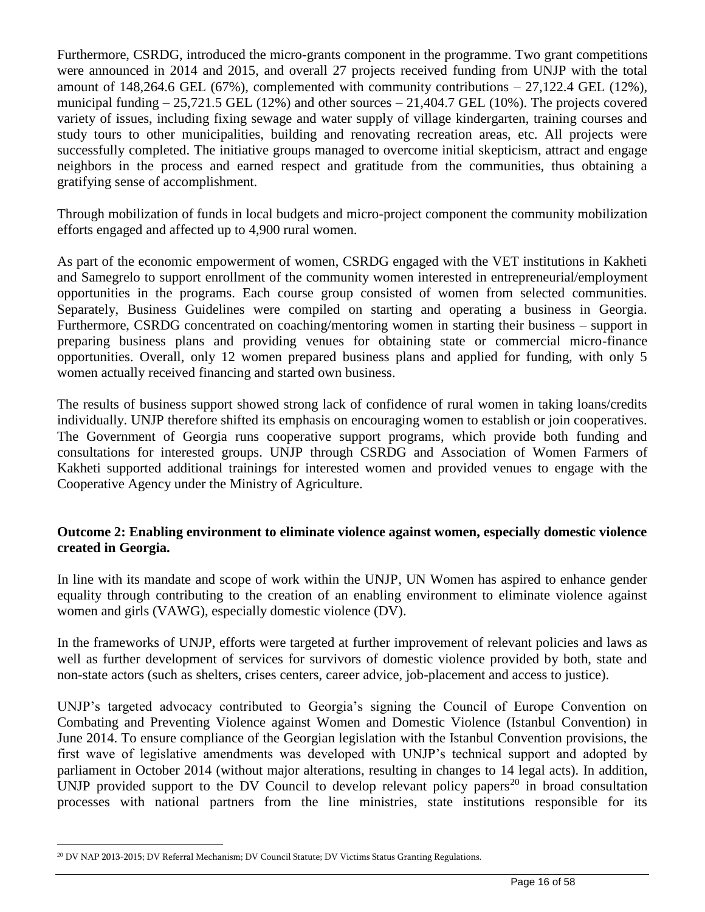Furthermore, CSRDG, introduced the micro-grants component in the programme. Two grant competitions were announced in 2014 and 2015, and overall 27 projects received funding from UNJP with the total amount of 148,264.6 GEL (67%), complemented with community contributions – 27,122.4 GEL (12%), municipal funding – 25,721.5 GEL (12%) and other sources – 21,404.7 GEL (10%). The projects covered variety of issues, including fixing sewage and water supply of village kindergarten, training courses and study tours to other municipalities, building and renovating recreation areas, etc. All projects were successfully completed. The initiative groups managed to overcome initial skepticism, attract and engage neighbors in the process and earned respect and gratitude from the communities, thus obtaining a gratifying sense of accomplishment.

Through mobilization of funds in local budgets and micro-project component the community mobilization efforts engaged and affected up to 4,900 rural women.

As part of the economic empowerment of women, CSRDG engaged with the VET institutions in Kakheti and Samegrelo to support enrollment of the community women interested in entrepreneurial/employment opportunities in the programs. Each course group consisted of women from selected communities. Separately, Business Guidelines were compiled on starting and operating a business in Georgia. Furthermore, CSRDG concentrated on coaching/mentoring women in starting their business – support in preparing business plans and providing venues for obtaining state or commercial micro-finance opportunities. Overall, only 12 women prepared business plans and applied for funding, with only 5 women actually received financing and started own business.

The results of business support showed strong lack of confidence of rural women in taking loans/credits individually. UNJP therefore shifted its emphasis on encouraging women to establish or join cooperatives. The Government of Georgia runs cooperative support programs, which provide both funding and consultations for interested groups. UNJP through CSRDG and Association of Women Farmers of Kakheti supported additional trainings for interested women and provided venues to engage with the Cooperative Agency under the Ministry of Agriculture.

**Outcome 2: Enabling environment to eliminate violence against women, especially domestic violence created in Georgia.**

In line with its mandate and scope of work within the UNJP, UN Women has aspired to enhance gender equality through contributing to the creation of an enabling environment to eliminate violence against women and girls (VAWG), especially domestic violence (DV).

In the frameworks of UNJP, efforts were targeted at further improvement of relevant policies and laws as well as further development of services for survivors of domestic violence provided by both, state and non-state actors (such as shelters, crises centers, career advice, job-placement and access to justice).

UNJP's targeted advocacy contributed to Georgia's signing the Council of Europe Convention on Combating and Preventing Violence against Women and Domestic Violence (Istanbul Convention) in June 2014. To ensure compliance of the Georgian legislation with the Istanbul Convention provisions, the first wave of legislative amendments was developed with UNJP's technical support and adopted by parliament in October 2014 (without major alterations, resulting in changes to 14 legal acts). In addition, UNJP provided support to the DV Council to develop relevant policy papers[20] in broad consultation processes with national partners from the line ministries, state institutions responsible for its

[20] DV NAP 2013-2015; DV Referral Mechanism; DV Council Statute; DV Victims Status Granting Regulations.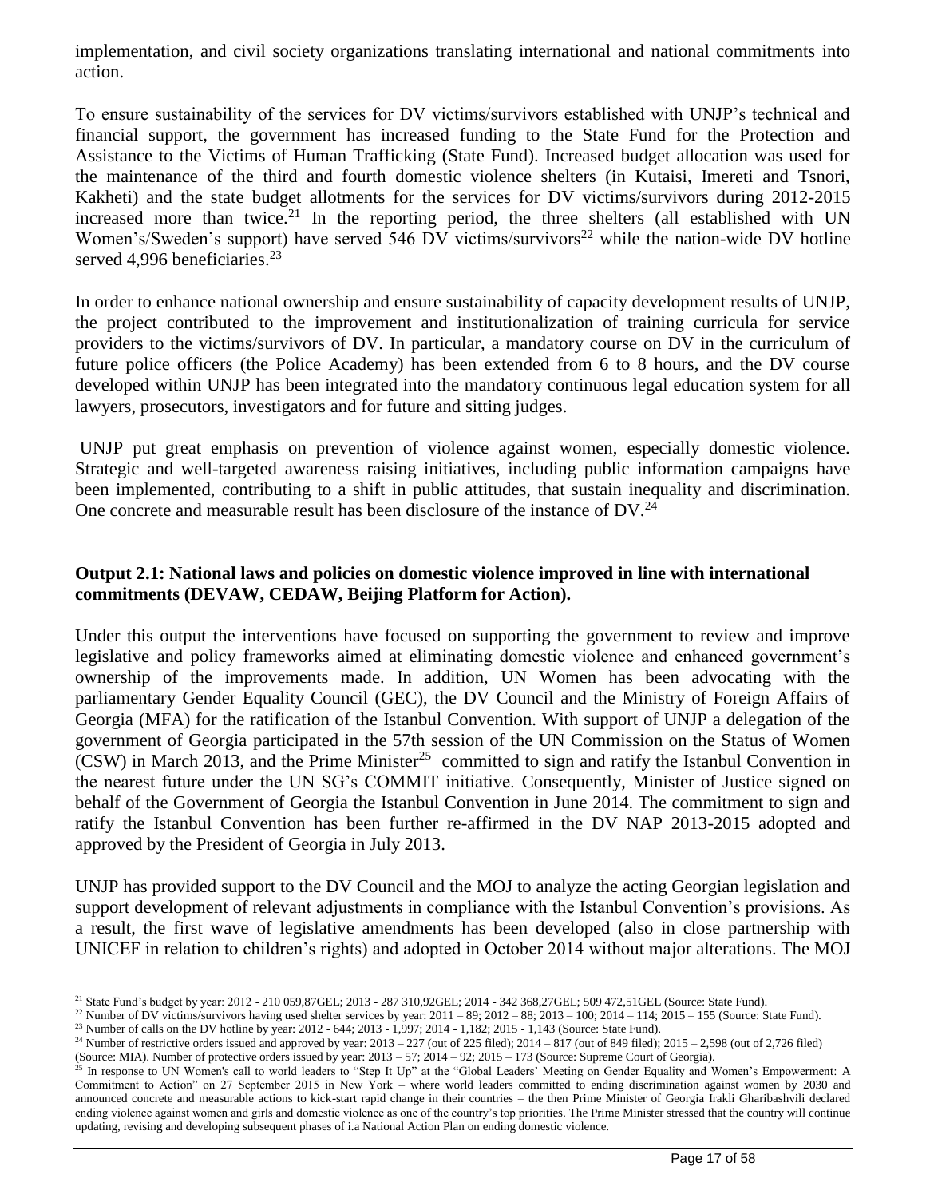implementation, and civil society organizations translating international and national commitments into action.

To ensure sustainability of the services for DV victims/survivors established with UNJP's technical and financial support, the government has increased funding to the State Fund for the Protection and Assistance to the Victims of Human Trafficking (State Fund). Increased budget allocation was used for the maintenance of the third and fourth domestic violence shelters (in Kutaisi, Imereti and Tsnori, Kakheti) and the state budget allotments for the services for DV victims/survivors during 2012-2015 increased more than twice.[21] In the reporting period, the three shelters (all established with UN Women's/Sweden's support) have served 546 DV victims/survivors[22] while the nation-wide DV hotline served 4,996 beneficiaries.[23]

In order to enhance national ownership and ensure sustainability of capacity development results of UNJP, the project contributed to the improvement and institutionalization of training curricula for service providers to the victims/survivors of DV. In particular, a mandatory course on DV in the curriculum of future police officers (the Police Academy) has been extended from 6 to 8 hours, and the DV course developed within UNJP has been integrated into the mandatory continuous legal education system for all lawyers, prosecutors, investigators and for future and sitting judges.

UNJP put great emphasis on prevention of violence against women, especially domestic violence. Strategic and well-targeted awareness raising initiatives, including public information campaigns have been implemented, contributing to a shift in public attitudes, that sustain inequality and discrimination. One concrete and measurable result has been disclosure of the instance of DV.[24]

**Output 2.1: National laws and policies on domestic violence improved in line with international commitments (DEVAW, CEDAW, Beijing Platform for Action).**

Under this output the interventions have focused on supporting the government to review and improve legislative and policy frameworks aimed at eliminating domestic violence and enhanced government's ownership of the improvements made. In addition, UN Women has been advocating with the parliamentary Gender Equality Council (GEC), the DV Council and the Ministry of Foreign Affairs of Georgia (MFA) for the ratification of the Istanbul Convention. With support of UNJP a delegation of the government of Georgia participated in the 57th session of the UN Commission on the Status of Women (CSW) in March 2013, and the Prime Minister[25] committed to sign and ratify the Istanbul Convention in the nearest future under the UN SG's COMMIT initiative. Consequently, Minister of Justice signed on behalf of the Government of Georgia the Istanbul Convention in June 2014. The commitment to sign and ratify the Istanbul Convention has been further re-affirmed in the DV NAP 2013-2015 adopted and approved by the President of Georgia in July 2013.

UNJP has provided support to the DV Council and the MOJ to analyze the acting Georgian legislation and support development of relevant adjustments in compliance with the Istanbul Convention's provisions. As a result, the first wave of legislative amendments has been developed (also in close partnership with UNICEF in relation to children's rights) and adopted in October 2014 without major alterations. The MOJ

---

[21] State Fund's budget by year: 2012 - 210 059,87GEL; 2013 - 287 310,92GEL; 2014 - 342 368,27GEL; 509 472,51GEL (Source: State Fund).

[22] Number of DV victims/survivors having used shelter services by year: 2011 – 89; 2012 – 88; 2013 – 100; 2014 – 114; 2015 – 155 (Source: State Fund).

[23] Number of calls on the DV hotline by year: 2012 - 644; 2013 - 1,997; 2014 - 1,182; 2015 - 1,143 (Source: State Fund).

[24] Number of restrictive orders issued and approved by year: 2013 – 227 (out of 225 filed); 2014 – 817 (out of 849 filed); 2015 – 2,598 (out of 2,726 filed) (Source: MIA). Number of protective orders issued by year: 2013 – 57; 2014 – 92; 2015 – 173 (Source: Supreme Court of Georgia).

[25] In response to UN Women's call to world leaders to "Step It Up" at the "Global Leaders' Meeting on Gender Equality and Women's Empowerment: A Commitment to Action" on 27 September 2015 in New York – where world leaders committed to ending discrimination against women by 2030 and announced concrete and measurable actions to kick-start rapid change in their countries – the then Prime Minister of Georgia Irakli Gharibashvili declared ending violence against women and girls and domestic violence as one of the country's top priorities. The Prime Minister stressed that the country will continue updating, revising and developing subsequent phases of i.a National Action Plan on ending domestic violence.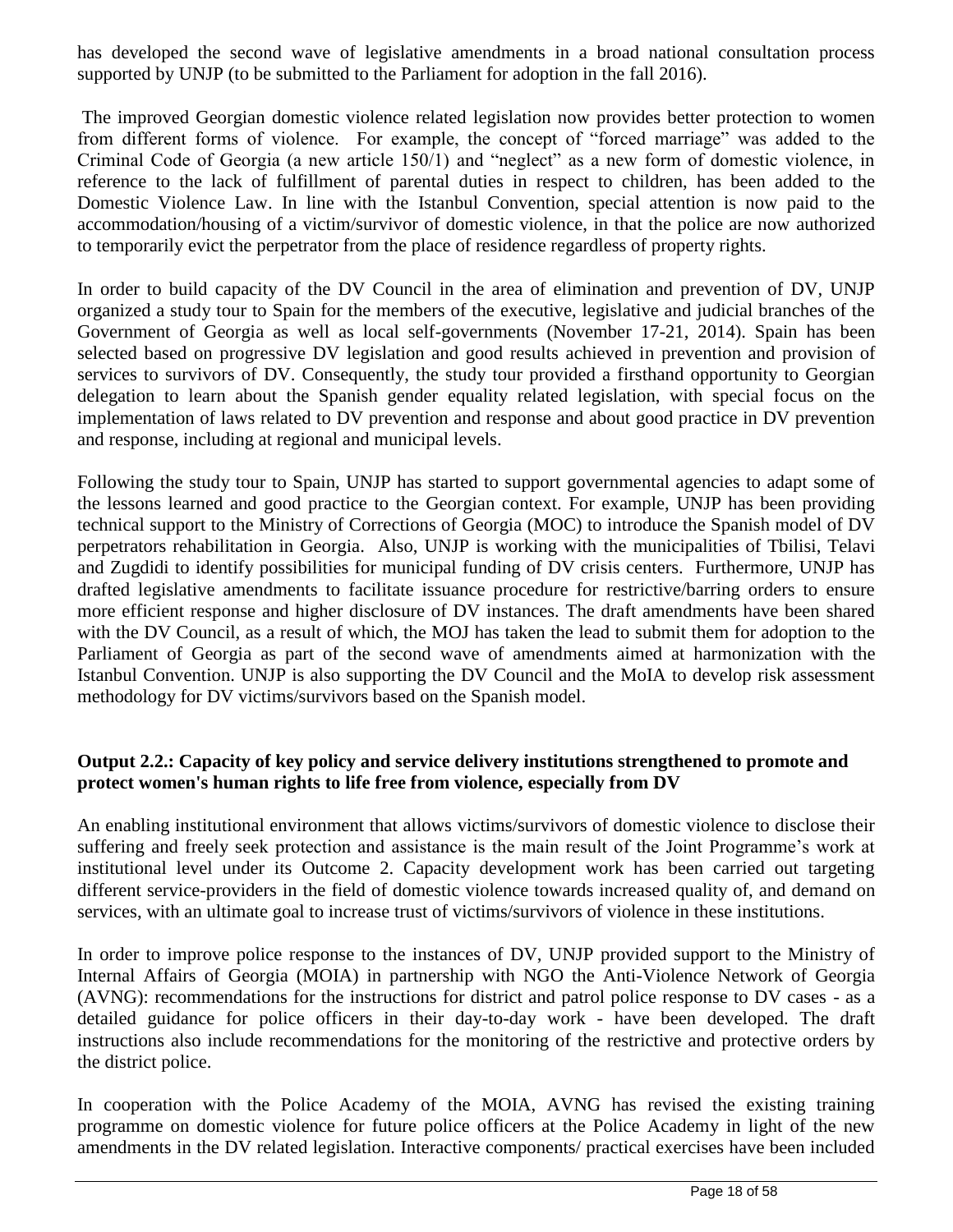has developed the second wave of legislative amendments in a broad national consultation process supported by UNJP (to be submitted to the Parliament for adoption in the fall 2016).

The improved Georgian domestic violence related legislation now provides better protection to women from different forms of violence. For example, the concept of "forced marriage" was added to the Criminal Code of Georgia (a new article 150/1) and "neglect" as a new form of domestic violence, in reference to the lack of fulfillment of parental duties in respect to children, has been added to the Domestic Violence Law. In line with the Istanbul Convention, special attention is now paid to the accommodation/housing of a victim/survivor of domestic violence, in that the police are now authorized to temporarily evict the perpetrator from the place of residence regardless of property rights.

In order to build capacity of the DV Council in the area of elimination and prevention of DV, UNJP organized a study tour to Spain for the members of the executive, legislative and judicial branches of the Government of Georgia as well as local self-governments (November 17-21, 2014). Spain has been selected based on progressive DV legislation and good results achieved in prevention and provision of services to survivors of DV. Consequently, the study tour provided a firsthand opportunity to Georgian delegation to learn about the Spanish gender equality related legislation, with special focus on the implementation of laws related to DV prevention and response and about good practice in DV prevention and response, including at regional and municipal levels.

Following the study tour to Spain, UNJP has started to support governmental agencies to adapt some of the lessons learned and good practice to the Georgian context. For example, UNJP has been providing technical support to the Ministry of Corrections of Georgia (MOC) to introduce the Spanish model of DV perpetrators rehabilitation in Georgia. Also, UNJP is working with the municipalities of Tbilisi, Telavi and Zugdidi to identify possibilities for municipal funding of DV crisis centers. Furthermore, UNJP has drafted legislative amendments to facilitate issuance procedure for restrictive/barring orders to ensure more efficient response and higher disclosure of DV instances. The draft amendments have been shared with the DV Council, as a result of which, the MOJ has taken the lead to submit them for adoption to the Parliament of Georgia as part of the second wave of amendments aimed at harmonization with the Istanbul Convention. UNJP is also supporting the DV Council and the MoIA to develop risk assessment methodology for DV victims/survivors based on the Spanish model.

**Output 2.2.: Capacity of key policy and service delivery institutions strengthened to promote and protect women's human rights to life free from violence, especially from DV**

An enabling institutional environment that allows victims/survivors of domestic violence to disclose their suffering and freely seek protection and assistance is the main result of the Joint Programme's work at institutional level under its Outcome 2. Capacity development work has been carried out targeting different service-providers in the field of domestic violence towards increased quality of, and demand on services, with an ultimate goal to increase trust of victims/survivors of violence in these institutions.

In order to improve police response to the instances of DV, UNJP provided support to the Ministry of Internal Affairs of Georgia (MOIA) in partnership with NGO the Anti-Violence Network of Georgia (AVNG): recommendations for the instructions for district and patrol police response to DV cases - as a detailed guidance for police officers in their day-to-day work - have been developed. The draft instructions also include recommendations for the monitoring of the restrictive and protective orders by the district police.

In cooperation with the Police Academy of the MOIA, AVNG has revised the existing training programme on domestic violence for future police officers at the Police Academy in light of the new amendments in the DV related legislation. Interactive components/ practical exercises have been included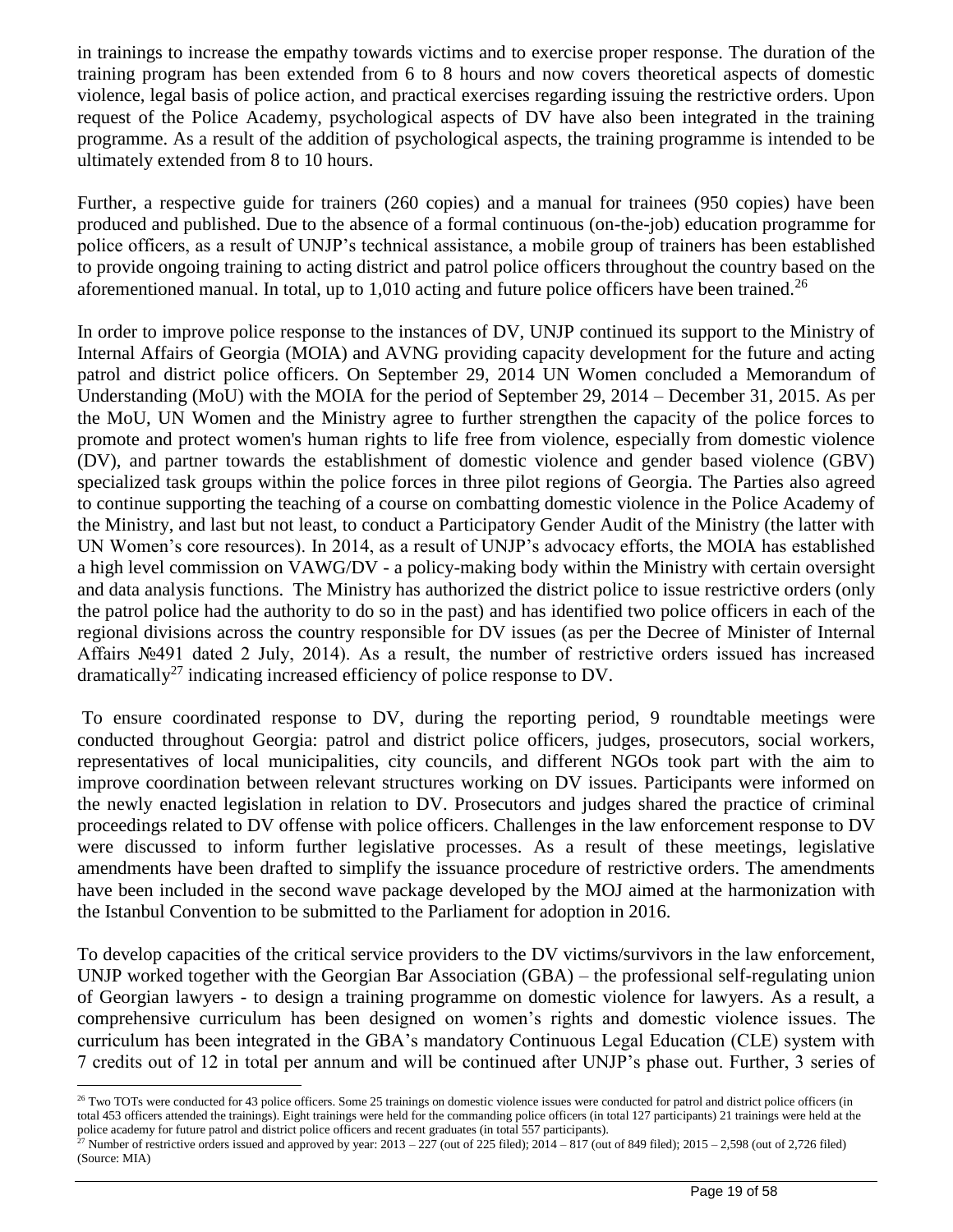in trainings to increase the empathy towards victims and to exercise proper response. The duration of the training program has been extended from 6 to 8 hours and now covers theoretical aspects of domestic violence, legal basis of police action, and practical exercises regarding issuing the restrictive orders. Upon request of the Police Academy, psychological aspects of DV have also been integrated in the training programme. As a result of the addition of psychological aspects, the training programme is intended to be ultimately extended from 8 to 10 hours.

Further, a respective guide for trainers (260 copies) and a manual for trainees (950 copies) have been produced and published. Due to the absence of a formal continuous (on-the-job) education programme for police officers, as a result of UNJP's technical assistance, a mobile group of trainers has been established to provide ongoing training to acting district and patrol police officers throughout the country based on the aforementioned manual. In total, up to 1,010 acting and future police officers have been trained.[26]

In order to improve police response to the instances of DV, UNJP continued its support to the Ministry of Internal Affairs of Georgia (MOIA) and AVNG providing capacity development for the future and acting patrol and district police officers. On September 29, 2014 UN Women concluded a Memorandum of Understanding (MoU) with the MOIA for the period of September 29, 2014 – December 31, 2015. As per the MoU, UN Women and the Ministry agree to further strengthen the capacity of the police forces to promote and protect women's human rights to life free from violence, especially from domestic violence (DV), and partner towards the establishment of domestic violence and gender based violence (GBV) specialized task groups within the police forces in three pilot regions of Georgia. The Parties also agreed to continue supporting the teaching of a course on combatting domestic violence in the Police Academy of the Ministry, and last but not least, to conduct a Participatory Gender Audit of the Ministry (the latter with UN Women's core resources). In 2014, as a result of UNJP's advocacy efforts, the MOIA has established a high level commission on VAWG/DV - a policy-making body within the Ministry with certain oversight and data analysis functions. The Ministry has authorized the district police to issue restrictive orders (only the patrol police had the authority to do so in the past) and has identified two police officers in each of the regional divisions across the country responsible for DV issues (as per the Decree of Minister of Internal Affairs №491 dated 2 July, 2014). As a result, the number of restrictive orders issued has increased dramatically[27] indicating increased efficiency of police response to DV.

To ensure coordinated response to DV, during the reporting period, 9 roundtable meetings were conducted throughout Georgia: patrol and district police officers, judges, prosecutors, social workers, representatives of local municipalities, city councils, and different NGOs took part with the aim to improve coordination between relevant structures working on DV issues. Participants were informed on the newly enacted legislation in relation to DV. Prosecutors and judges shared the practice of criminal proceedings related to DV offense with police officers. Challenges in the law enforcement response to DV were discussed to inform further legislative processes. As a result of these meetings, legislative amendments have been drafted to simplify the issuance procedure of restrictive orders. The amendments have been included in the second wave package developed by the MOJ aimed at the harmonization with the Istanbul Convention to be submitted to the Parliament for adoption in 2016.

To develop capacities of the critical service providers to the DV victims/survivors in the law enforcement, UNJP worked together with the Georgian Bar Association (GBA) – the professional self-regulating union of Georgian lawyers - to design a training programme on domestic violence for lawyers. As a result, a comprehensive curriculum has been designed on women's rights and domestic violence issues. The curriculum has been integrated in the GBA's mandatory Continuous Legal Education (CLE) system with 7 credits out of 12 in total per annum and will be continued after UNJP's phase out. Further, 3 series of

---

[26] Two TOTs were conducted for 43 police officers. Some 25 trainings on domestic violence issues were conducted for patrol and district police officers (in total 453 officers attended the trainings). Eight trainings were held for the commanding police officers (in total 127 participants) 21 trainings were held at the police academy for future patrol and district police officers and recent graduates (in total 557 participants).

[27] Number of restrictive orders issued and approved by year: 2013 – 227 (out of 225 filed); 2014 – 817 (out of 849 filed); 2015 – 2,598 (out of 2,726 filed) (Source: MIA)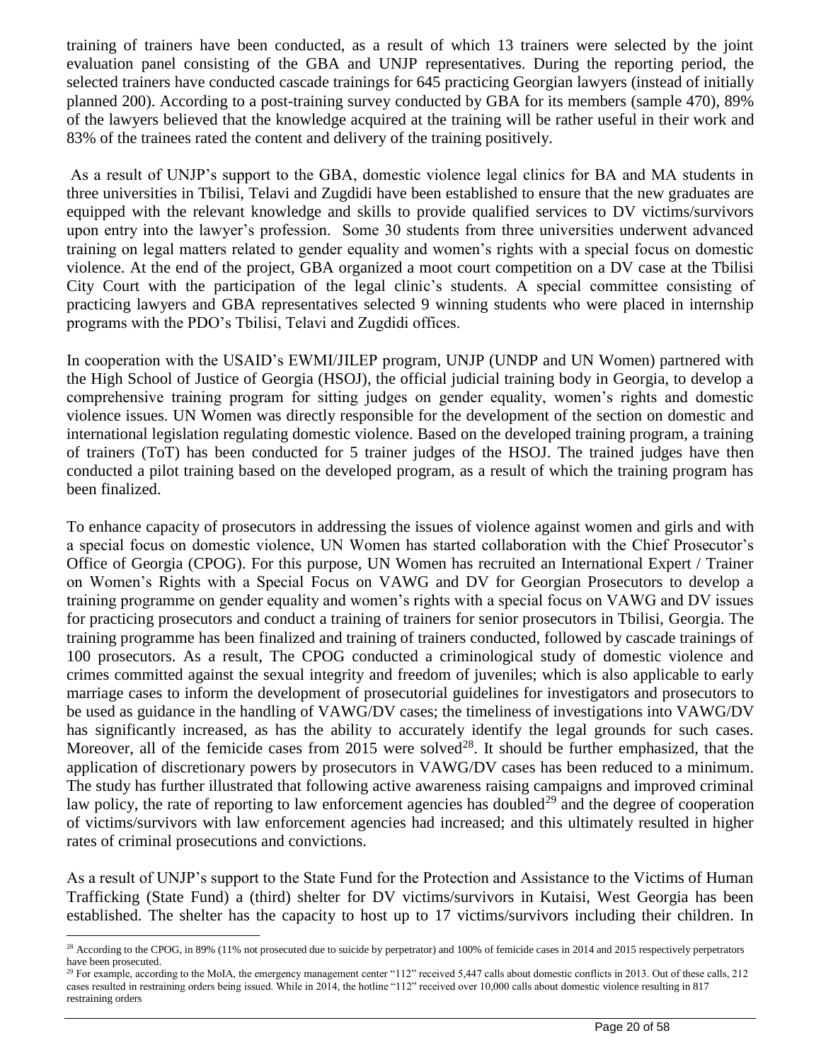training of trainers have been conducted, as a result of which 13 trainers were selected by the joint evaluation panel consisting of the GBA and UNJP representatives. During the reporting period, the selected trainers have conducted cascade trainings for 645 practicing Georgian lawyers (instead of initially planned 200). According to a post-training survey conducted by GBA for its members (sample 470), 89% of the lawyers believed that the knowledge acquired at the training will be rather useful in their work and 83% of the trainees rated the content and delivery of the training positively.

As a result of UNJP's support to the GBA, domestic violence legal clinics for BA and MA students in three universities in Tbilisi, Telavi and Zugdidi have been established to ensure that the new graduates are equipped with the relevant knowledge and skills to provide qualified services to DV victims/survivors upon entry into the lawyer's profession. Some 30 students from three universities underwent advanced training on legal matters related to gender equality and women's rights with a special focus on domestic violence. At the end of the project, GBA organized a moot court competition on a DV case at the Tbilisi City Court with the participation of the legal clinic's students. A special committee consisting of practicing lawyers and GBA representatives selected 9 winning students who were placed in internship programs with the PDO's Tbilisi, Telavi and Zugdidi offices.

In cooperation with the USAID's EWMI/JILEP program, UNJP (UNDP and UN Women) partnered with the High School of Justice of Georgia (HSOJ), the official judicial training body in Georgia, to develop a comprehensive training program for sitting judges on gender equality, women's rights and domestic violence issues. UN Women was directly responsible for the development of the section on domestic and international legislation regulating domestic violence. Based on the developed training program, a training of trainers (ToT) has been conducted for 5 trainer judges of the HSOJ. The trained judges have then conducted a pilot training based on the developed program, as a result of which the training program has been finalized.

To enhance capacity of prosecutors in addressing the issues of violence against women and girls and with a special focus on domestic violence, UN Women has started collaboration with the Chief Prosecutor's Office of Georgia (CPOG). For this purpose, UN Women has recruited an International Expert / Trainer on Women's Rights with a Special Focus on VAWG and DV for Georgian Prosecutors to develop a training programme on gender equality and women's rights with a special focus on VAWG and DV issues for practicing prosecutors and conduct a training of trainers for senior prosecutors in Tbilisi, Georgia. The training programme has been finalized and training of trainers conducted, followed by cascade trainings of 100 prosecutors. As a result, The CPOG conducted a criminological study of domestic violence and crimes committed against the sexual integrity and freedom of juveniles; which is also applicable to early marriage cases to inform the development of prosecutorial guidelines for investigators and prosecutors to be used as guidance in the handling of VAWG/DV cases; the timeliness of investigations into VAWG/DV has significantly increased, as has the ability to accurately identify the legal grounds for such cases. Moreover, all of the femicide cases from 2015 were solved[28]. It should be further emphasized, that the application of discretionary powers by prosecutors in VAWG/DV cases has been reduced to a minimum. The study has further illustrated that following active awareness raising campaigns and improved criminal law policy, the rate of reporting to law enforcement agencies has doubled[29] and the degree of cooperation of victims/survivors with law enforcement agencies had increased; and this ultimately resulted in higher rates of criminal prosecutions and convictions.

As a result of UNJP's support to the State Fund for the Protection and Assistance to the Victims of Human Trafficking (State Fund) a (third) shelter for DV victims/survivors in Kutaisi, West Georgia has been established. The shelter has the capacity to host up to 17 victims/survivors including their children. In

---

[28] According to the CPOG, in 89% (11% not prosecuted due to suicide by perpetrator) and 100% of femicide cases in 2014 and 2015 respectively perpetrators have been prosecuted.

[29] For example, according to the MoIA, the emergency management center "112" received 5,447 calls about domestic conflicts in 2013. Out of these calls, 212 cases resulted in restraining orders being issued. While in 2014, the hotline "112" received over 10,000 calls about domestic violence resulting in 817 restraining orders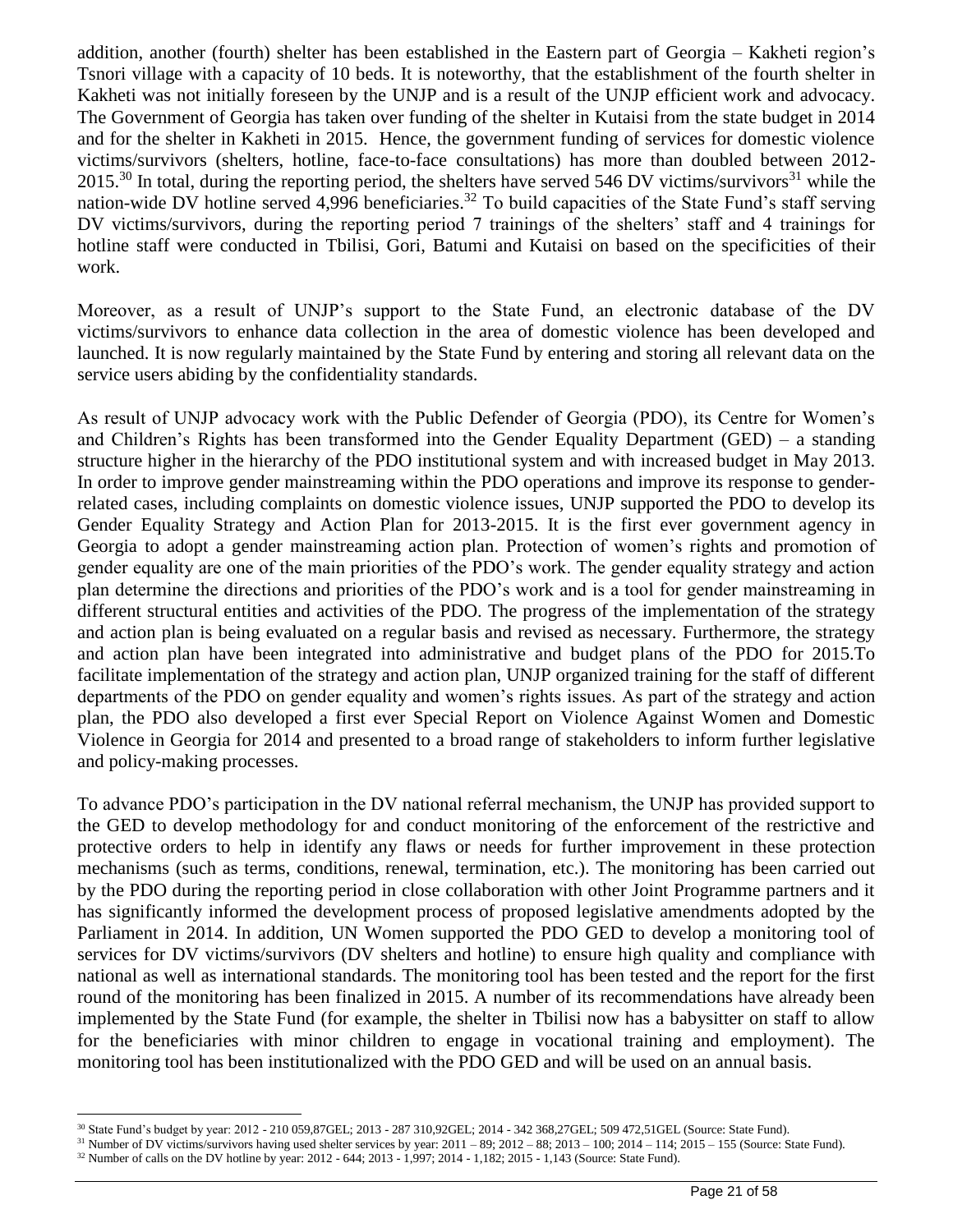addition, another (fourth) shelter has been established in the Eastern part of Georgia – Kakheti region's Tsnori village with a capacity of 10 beds. It is noteworthy, that the establishment of the fourth shelter in Kakheti was not initially foreseen by the UNJP and is a result of the UNJP efficient work and advocacy. The Government of Georgia has taken over funding of the shelter in Kutaisi from the state budget in 2014 and for the shelter in Kakheti in 2015. Hence, the government funding of services for domestic violence victims/survivors (shelters, hotline, face-to-face consultations) has more than doubled between 2012-2015.[30] In total, during the reporting period, the shelters have served 546 DV victims/survivors[31] while the nation-wide DV hotline served 4,996 beneficiaries.[32] To build capacities of the State Fund's staff serving DV victims/survivors, during the reporting period 7 trainings of the shelters' staff and 4 trainings for hotline staff were conducted in Tbilisi, Gori, Batumi and Kutaisi on based on the specificities of their work.

Moreover, as a result of UNJP's support to the State Fund, an electronic database of the DV victims/survivors to enhance data collection in the area of domestic violence has been developed and launched. It is now regularly maintained by the State Fund by entering and storing all relevant data on the service users abiding by the confidentiality standards.

As result of UNJP advocacy work with the Public Defender of Georgia (PDO), its Centre for Women's and Children's Rights has been transformed into the Gender Equality Department (GED) – a standing structure higher in the hierarchy of the PDO institutional system and with increased budget in May 2013. In order to improve gender mainstreaming within the PDO operations and improve its response to gender-related cases, including complaints on domestic violence issues, UNJP supported the PDO to develop its Gender Equality Strategy and Action Plan for 2013-2015. It is the first ever government agency in Georgia to adopt a gender mainstreaming action plan. Protection of women's rights and promotion of gender equality are one of the main priorities of the PDO's work. The gender equality strategy and action plan determine the directions and priorities of the PDO's work and is a tool for gender mainstreaming in different structural entities and activities of the PDO. The progress of the implementation of the strategy and action plan is being evaluated on a regular basis and revised as necessary. Furthermore, the strategy and action plan have been integrated into administrative and budget plans of the PDO for 2015.To facilitate implementation of the strategy and action plan, UNJP organized training for the staff of different departments of the PDO on gender equality and women's rights issues. As part of the strategy and action plan, the PDO also developed a first ever Special Report on Violence Against Women and Domestic Violence in Georgia for 2014 and presented to a broad range of stakeholders to inform further legislative and policy-making processes.

To advance PDO's participation in the DV national referral mechanism, the UNJP has provided support to the GED to develop methodology for and conduct monitoring of the enforcement of the restrictive and protective orders to help in identify any flaws or needs for further improvement in these protection mechanisms (such as terms, conditions, renewal, termination, etc.). The monitoring has been carried out by the PDO during the reporting period in close collaboration with other Joint Programme partners and it has significantly informed the development process of proposed legislative amendments adopted by the Parliament in 2014. In addition, UN Women supported the PDO GED to develop a monitoring tool of services for DV victims/survivors (DV shelters and hotline) to ensure high quality and compliance with national as well as international standards. The monitoring tool has been tested and the report for the first round of the monitoring has been finalized in 2015. A number of its recommendations have already been implemented by the State Fund (for example, the shelter in Tbilisi now has a babysitter on staff to allow for the beneficiaries with minor children to engage in vocational training and employment). The monitoring tool has been institutionalized with the PDO GED and will be used on an annual basis.

[30] State Fund's budget by year: 2012 - 210 059,87GEL; 2013 - 287 310,92GEL; 2014 - 342 368,27GEL; 509 472,51GEL (Source: State Fund).

[31] Number of DV victims/survivors having used shelter services by year: 2011 – 89; 2012 – 88; 2013 – 100; 2014 – 114; 2015 – 155 (Source: State Fund).

[32] Number of calls on the DV hotline by year: 2012 - 644; 2013 - 1,997; 2014 - 1,182; 2015 - 1,143 (Source: State Fund).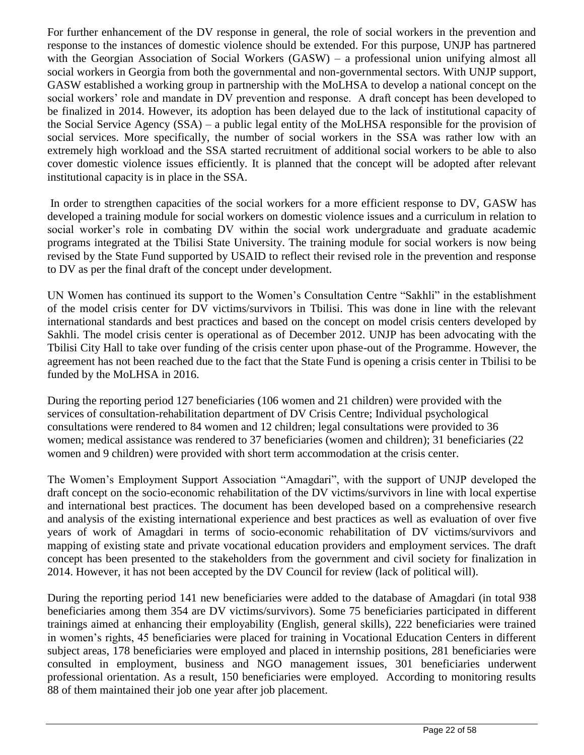For further enhancement of the DV response in general, the role of social workers in the prevention and response to the instances of domestic violence should be extended. For this purpose, UNJP has partnered with the Georgian Association of Social Workers (GASW) – a professional union unifying almost all social workers in Georgia from both the governmental and non-governmental sectors. With UNJP support, GASW established a working group in partnership with the MoLHSA to develop a national concept on the social workers' role and mandate in DV prevention and response. A draft concept has been developed to be finalized in 2014. However, its adoption has been delayed due to the lack of institutional capacity of the Social Service Agency (SSA) – a public legal entity of the MoLHSA responsible for the provision of social services. More specifically, the number of social workers in the SSA was rather low with an extremely high workload and the SSA started recruitment of additional social workers to be able to also cover domestic violence issues efficiently. It is planned that the concept will be adopted after relevant institutional capacity is in place in the SSA.

In order to strengthen capacities of the social workers for a more efficient response to DV, GASW has developed a training module for social workers on domestic violence issues and a curriculum in relation to social worker's role in combating DV within the social work undergraduate and graduate academic programs integrated at the Tbilisi State University. The training module for social workers is now being revised by the State Fund supported by USAID to reflect their revised role in the prevention and response to DV as per the final draft of the concept under development.

UN Women has continued its support to the Women's Consultation Centre "Sakhli" in the establishment of the model crisis center for DV victims/survivors in Tbilisi. This was done in line with the relevant international standards and best practices and based on the concept on model crisis centers developed by Sakhli. The model crisis center is operational as of December 2012. UNJP has been advocating with the Tbilisi City Hall to take over funding of the crisis center upon phase-out of the Programme. However, the agreement has not been reached due to the fact that the State Fund is opening a crisis center in Tbilisi to be funded by the MoLHSA in 2016.

During the reporting period 127 beneficiaries (106 women and 21 children) were provided with the services of consultation-rehabilitation department of DV Crisis Centre; Individual psychological consultations were rendered to 84 women and 12 children; legal consultations were provided to 36 women; medical assistance was rendered to 37 beneficiaries (women and children); 31 beneficiaries (22 women and 9 children) were provided with short term accommodation at the crisis center.

The Women's Employment Support Association "Amagdari", with the support of UNJP developed the draft concept on the socio-economic rehabilitation of the DV victims/survivors in line with local expertise and international best practices. The document has been developed based on a comprehensive research and analysis of the existing international experience and best practices as well as evaluation of over five years of work of Amagdari in terms of socio-economic rehabilitation of DV victims/survivors and mapping of existing state and private vocational education providers and employment services. The draft concept has been presented to the stakeholders from the government and civil society for finalization in 2014. However, it has not been accepted by the DV Council for review (lack of political will).

During the reporting period 141 new beneficiaries were added to the database of Amagdari (in total 938 beneficiaries among them 354 are DV victims/survivors). Some 75 beneficiaries participated in different trainings aimed at enhancing their employability (English, general skills), 222 beneficiaries were trained in women's rights, 45 beneficiaries were placed for training in Vocational Education Centers in different subject areas, 178 beneficiaries were employed and placed in internship positions, 281 beneficiaries were consulted in employment, business and NGO management issues, 301 beneficiaries underwent professional orientation. As a result, 150 beneficiaries were employed. According to monitoring results 88 of them maintained their job one year after job placement.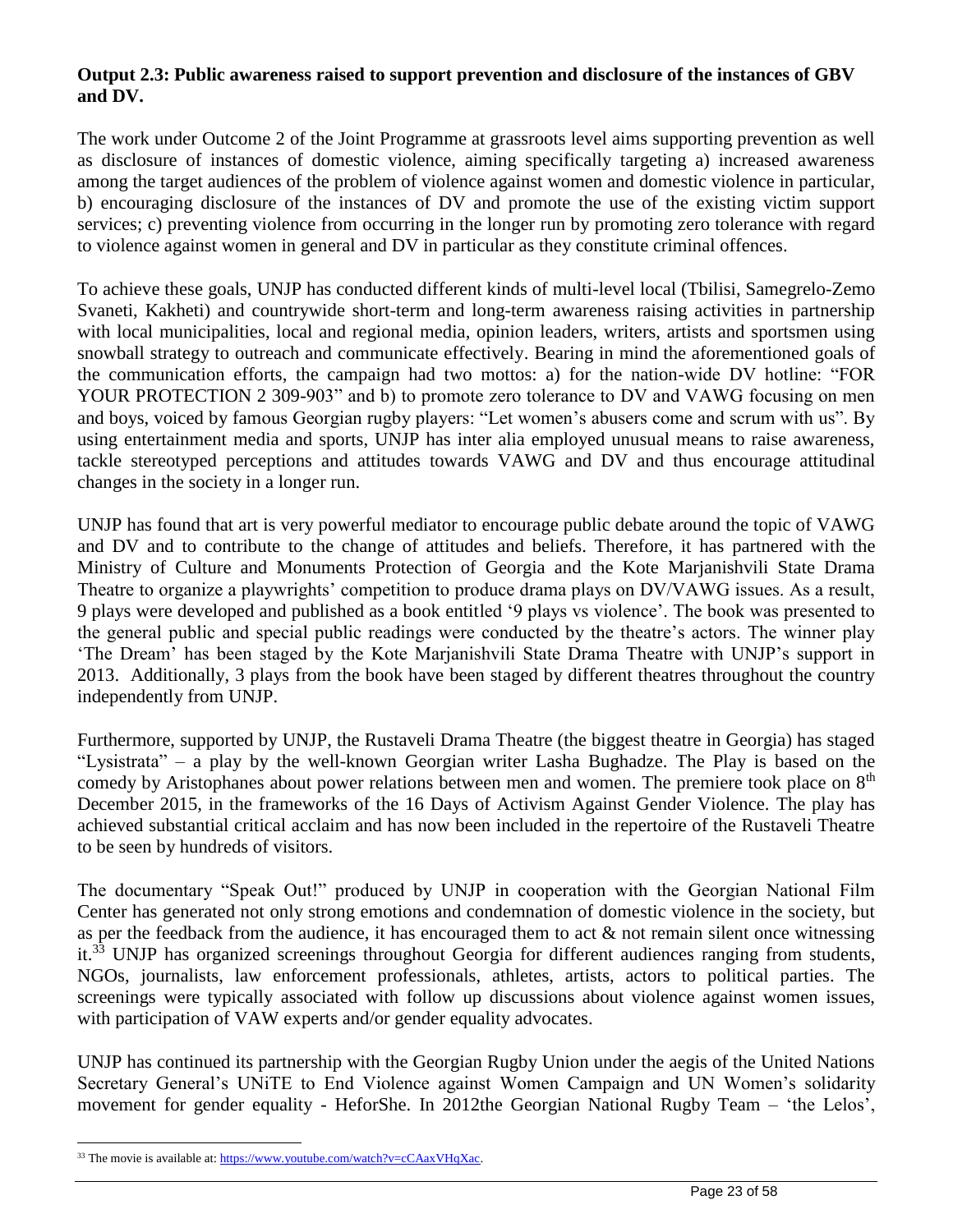**Output 2.3: Public awareness raised to support prevention and disclosure of the instances of GBV and DV.**

The work under Outcome 2 of the Joint Programme at grassroots level aims supporting prevention as well as disclosure of instances of domestic violence, aiming specifically targeting a) increased awareness among the target audiences of the problem of violence against women and domestic violence in particular, b) encouraging disclosure of the instances of DV and promote the use of the existing victim support services; c) preventing violence from occurring in the longer run by promoting zero tolerance with regard to violence against women in general and DV in particular as they constitute criminal offences.

To achieve these goals, UNJP has conducted different kinds of multi-level local (Tbilisi, Samegrelo-Zemo Svaneti, Kakheti) and countrywide short-term and long-term awareness raising activities in partnership with local municipalities, local and regional media, opinion leaders, writers, artists and sportsmen using snowball strategy to outreach and communicate effectively. Bearing in mind the aforementioned goals of the communication efforts, the campaign had two mottos: a) for the nation-wide DV hotline: "FOR YOUR PROTECTION 2 309-903" and b) to promote zero tolerance to DV and VAWG focusing on men and boys, voiced by famous Georgian rugby players: "Let women's abusers come and scrum with us". By using entertainment media and sports, UNJP has inter alia employed unusual means to raise awareness, tackle stereotyped perceptions and attitudes towards VAWG and DV and thus encourage attitudinal changes in the society in a longer run.

UNJP has found that art is very powerful mediator to encourage public debate around the topic of VAWG and DV and to contribute to the change of attitudes and beliefs. Therefore, it has partnered with the Ministry of Culture and Monuments Protection of Georgia and the Kote Marjanishvili State Drama Theatre to organize a playwrights' competition to produce drama plays on DV/VAWG issues. As a result, 9 plays were developed and published as a book entitled '9 plays vs violence'. The book was presented to the general public and special public readings were conducted by the theatre's actors. The winner play 'The Dream' has been staged by the Kote Marjanishvili State Drama Theatre with UNJP's support in 2013. Additionally, 3 plays from the book have been staged by different theatres throughout the country independently from UNJP.

Furthermore, supported by UNJP, the Rustaveli Drama Theatre (the biggest theatre in Georgia) has staged "Lysistrata" – a play by the well-known Georgian writer Lasha Bughadze. The Play is based on the comedy by Aristophanes about power relations between men and women. The premiere took place on 8th December 2015, in the frameworks of the 16 Days of Activism Against Gender Violence. The play has achieved substantial critical acclaim and has now been included in the repertoire of the Rustaveli Theatre to be seen by hundreds of visitors.

The documentary "Speak Out!" produced by UNJP in cooperation with the Georgian National Film Center has generated not only strong emotions and condemnation of domestic violence in the society, but as per the feedback from the audience, it has encouraged them to act & not remain silent once witnessing it.[33] UNJP has organized screenings throughout Georgia for different audiences ranging from students, NGOs, journalists, law enforcement professionals, athletes, artists, actors to political parties. The screenings were typically associated with follow up discussions about violence against women issues, with participation of VAW experts and/or gender equality advocates.

UNJP has continued its partnership with the Georgian Rugby Union under the aegis of the United Nations Secretary General's UNiTE to End Violence against Women Campaign and UN Women's solidarity movement for gender equality - HeforShe. In 2012the Georgian National Rugby Team – 'the Lelos',

---

[33] The movie is available at: https://www.youtube.com/watch?v=cCAaxVHqXac.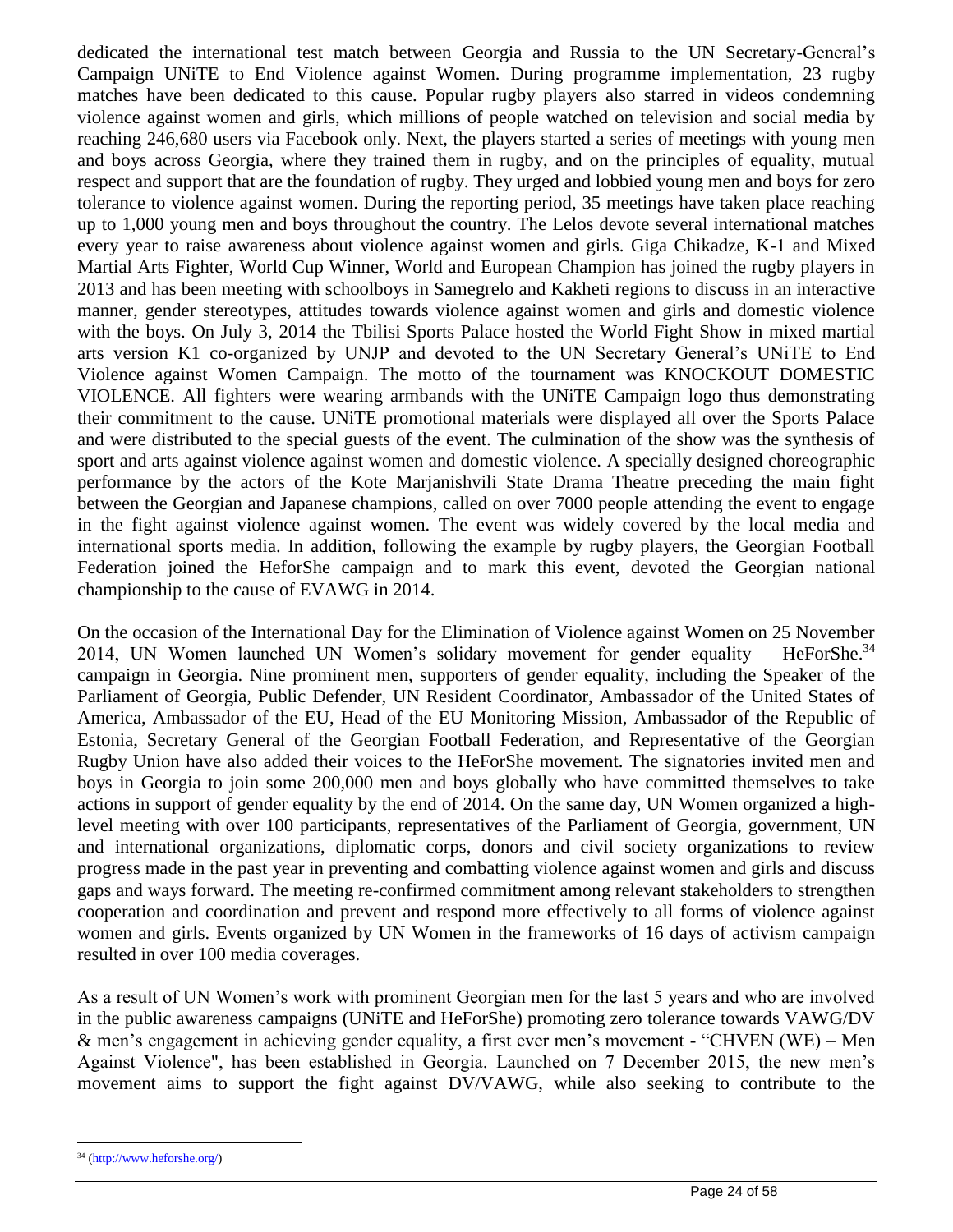dedicated the international test match between Georgia and Russia to the UN Secretary-General's Campaign UNiTE to End Violence against Women. During programme implementation, 23 rugby matches have been dedicated to this cause. Popular rugby players also starred in videos condemning violence against women and girls, which millions of people watched on television and social media by reaching 246,680 users via Facebook only. Next, the players started a series of meetings with young men and boys across Georgia, where they trained them in rugby, and on the principles of equality, mutual respect and support that are the foundation of rugby. They urged and lobbied young men and boys for zero tolerance to violence against women. During the reporting period, 35 meetings have taken place reaching up to 1,000 young men and boys throughout the country. The Lelos devote several international matches every year to raise awareness about violence against women and girls. Giga Chikadze, K-1 and Mixed Martial Arts Fighter, World Cup Winner, World and European Champion has joined the rugby players in 2013 and has been meeting with schoolboys in Samegrelo and Kakheti regions to discuss in an interactive manner, gender stereotypes, attitudes towards violence against women and girls and domestic violence with the boys. On July 3, 2014 the Tbilisi Sports Palace hosted the World Fight Show in mixed martial arts version K1 co-organized by UNJP and devoted to the UN Secretary General's UNiTE to End Violence against Women Campaign. The motto of the tournament was KNOCKOUT DOMESTIC VIOLENCE. All fighters were wearing armbands with the UNiTE Campaign logo thus demonstrating their commitment to the cause. UNiTE promotional materials were displayed all over the Sports Palace and were distributed to the special guests of the event. The culmination of the show was the synthesis of sport and arts against violence against women and domestic violence. A specially designed choreographic performance by the actors of the Kote Marjanishvili State Drama Theatre preceding the main fight between the Georgian and Japanese champions, called on over 7000 people attending the event to engage in the fight against violence against women. The event was widely covered by the local media and international sports media. In addition, following the example by rugby players, the Georgian Football Federation joined the HeforShe campaign and to mark this event, devoted the Georgian national championship to the cause of EVAWG in 2014.

On the occasion of the International Day for the Elimination of Violence against Women on 25 November 2014, UN Women launched UN Women's solidary movement for gender equality – HeForShe.[34] campaign in Georgia. Nine prominent men, supporters of gender equality, including the Speaker of the Parliament of Georgia, Public Defender, UN Resident Coordinator, Ambassador of the United States of America, Ambassador of the EU, Head of the EU Monitoring Mission, Ambassador of the Republic of Estonia, Secretary General of the Georgian Football Federation, and Representative of the Georgian Rugby Union have also added their voices to the HeForShe movement. The signatories invited men and boys in Georgia to join some 200,000 men and boys globally who have committed themselves to take actions in support of gender equality by the end of 2014. On the same day, UN Women organized a high-level meeting with over 100 participants, representatives of the Parliament of Georgia, government, UN and international organizations, diplomatic corps, donors and civil society organizations to review progress made in the past year in preventing and combatting violence against women and girls and discuss gaps and ways forward. The meeting re-confirmed commitment among relevant stakeholders to strengthen cooperation and coordination and prevent and respond more effectively to all forms of violence against women and girls. Events organized by UN Women in the frameworks of 16 days of activism campaign resulted in over 100 media coverages.

As a result of UN Women's work with prominent Georgian men for the last 5 years and who are involved in the public awareness campaigns (UNiTE and HeForShe) promoting zero tolerance towards VAWG/DV & men's engagement in achieving gender equality, a first ever men's movement - "CHVEN (WE) – Men Against Violence", has been established in Georgia. Launched on 7 December 2015, the new men's movement aims to support the fight against DV/VAWG, while also seeking to contribute to the

---

[34] (http://www.heforshe.org/)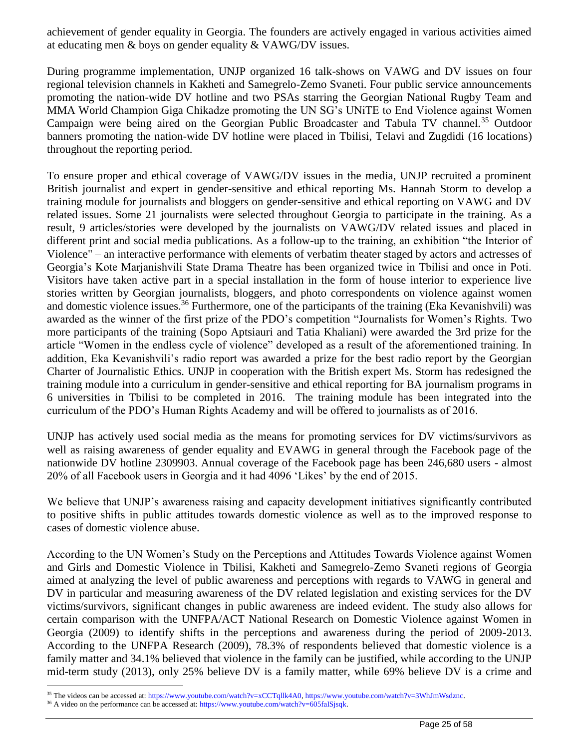achievement of gender equality in Georgia. The founders are actively engaged in various activities aimed at educating men & boys on gender equality & VAWG/DV issues.

During programme implementation, UNJP organized 16 talk-shows on VAWG and DV issues on four regional television channels in Kakheti and Samegrelo-Zemo Svaneti. Four public service announcements promoting the nation-wide DV hotline and two PSAs starring the Georgian National Rugby Team and MMA World Champion Giga Chikadze promoting the UN SG's UNiTE to End Violence against Women Campaign were being aired on the Georgian Public Broadcaster and Tabula TV channel.[35] Outdoor banners promoting the nation-wide DV hotline were placed in Tbilisi, Telavi and Zugdidi (16 locations) throughout the reporting period.

To ensure proper and ethical coverage of VAWG/DV issues in the media, UNJP recruited a prominent British journalist and expert in gender-sensitive and ethical reporting Ms. Hannah Storm to develop a training module for journalists and bloggers on gender-sensitive and ethical reporting on VAWG and DV related issues. Some 21 journalists were selected throughout Georgia to participate in the training. As a result, 9 articles/stories were developed by the journalists on VAWG/DV related issues and placed in different print and social media publications. As a follow-up to the training, an exhibition "the Interior of Violence" – an interactive performance with elements of verbatim theater staged by actors and actresses of Georgia's Kote Marjanishvili State Drama Theatre has been organized twice in Tbilisi and once in Poti. Visitors have taken active part in a special installation in the form of house interior to experience live stories written by Georgian journalists, bloggers, and photo correspondents on violence against women and domestic violence issues.[36] Furthermore, one of the participants of the training (Eka Kevanishvili) was awarded as the winner of the first prize of the PDO's competition "Journalists for Women's Rights. Two more participants of the training (Sopo Aptsiauri and Tatia Khaliani) were awarded the 3rd prize for the article "Women in the endless cycle of violence" developed as a result of the aforementioned training. In addition, Eka Kevanishvili's radio report was awarded a prize for the best radio report by the Georgian Charter of Journalistic Ethics. UNJP in cooperation with the British expert Ms. Storm has redesigned the training module into a curriculum in gender-sensitive and ethical reporting for BA journalism programs in 6 universities in Tbilisi to be completed in 2016. The training module has been integrated into the curriculum of the PDO's Human Rights Academy and will be offered to journalists as of 2016.

UNJP has actively used social media as the means for promoting services for DV victims/survivors as well as raising awareness of gender equality and EVAWG in general through the Facebook page of the nationwide DV hotline 2309903. Annual coverage of the Facebook page has been 246,680 users - almost 20% of all Facebook users in Georgia and it had 4096 'Likes' by the end of 2015.

We believe that UNJP's awareness raising and capacity development initiatives significantly contributed to positive shifts in public attitudes towards domestic violence as well as to the improved response to cases of domestic violence abuse.

According to the UN Women's Study on the Perceptions and Attitudes Towards Violence against Women and Girls and Domestic Violence in Tbilisi, Kakheti and Samegrelo-Zemo Svaneti regions of Georgia aimed at analyzing the level of public awareness and perceptions with regards to VAWG in general and DV in particular and measuring awareness of the DV related legislation and existing services for the DV victims/survivors, significant changes in public awareness are indeed evident. The study also allows for certain comparison with the UNFPA/ACT National Research on Domestic Violence against Women in Georgia (2009) to identify shifts in the perceptions and awareness during the period of 2009-2013. According to the UNFPA Research (2009), 78.3% of respondents believed that domestic violence is a family matter and 34.1% believed that violence in the family can be justified, while according to the UNJP mid-term study (2013), only 25% believe DV is a family matter, while 69% believe DV is a crime and

[35] The videos can be accessed at: https://www.youtube.com/watch?v=xCCTqllk4A0, https://www.youtube.com/watch?v=3WhJmWsdznc.

[36] A video on the performance can be accessed at: https://www.youtube.com/watch?v=605faISjsqk.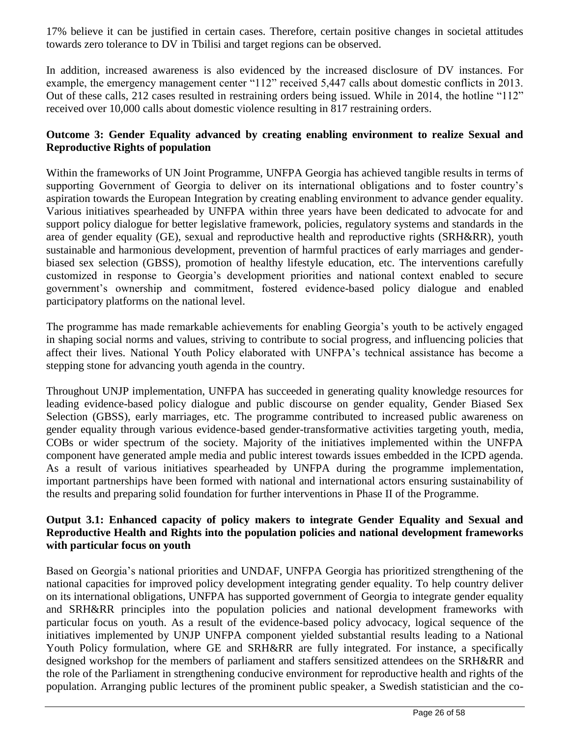17% believe it can be justified in certain cases. Therefore, certain positive changes in societal attitudes towards zero tolerance to DV in Tbilisi and target regions can be observed.

In addition, increased awareness is also evidenced by the increased disclosure of DV instances. For example, the emergency management center “112” received 5,447 calls about domestic conflicts in 2013. Out of these calls, 212 cases resulted in restraining orders being issued. While in 2014, the hotline “112” received over 10,000 calls about domestic violence resulting in 817 restraining orders.

**Outcome 3: Gender Equality advanced by creating enabling environment to realize Sexual and Reproductive Rights of population**

Within the frameworks of UN Joint Programme, UNFPA Georgia has achieved tangible results in terms of supporting Government of Georgia to deliver on its international obligations and to foster country’s aspiration towards the European Integration by creating enabling environment to advance gender equality. Various initiatives spearheaded by UNFPA within three years have been dedicated to advocate for and support policy dialogue for better legislative framework, policies, regulatory systems and standards in the area of gender equality (GE), sexual and reproductive health and reproductive rights (SRH&RR), youth sustainable and harmonious development, prevention of harmful practices of early marriages and gender-biased sex selection (GBSS), promotion of healthy lifestyle education, etc. The interventions carefully customized in response to Georgia’s development priorities and national context enabled to secure government’s ownership and commitment, fostered evidence-based policy dialogue and enabled participatory platforms on the national level.

The programme has made remarkable achievements for enabling Georgia’s youth to be actively engaged in shaping social norms and values, striving to contribute to social progress, and influencing policies that affect their lives. National Youth Policy elaborated with UNFPA’s technical assistance has become a stepping stone for advancing youth agenda in the country.

Throughout UNJP implementation, UNFPA has succeeded in generating quality knowledge resources for leading evidence-based policy dialogue and public discourse on gender equality, Gender Biased Sex Selection (GBSS), early marriages, etc. The programme contributed to increased public awareness on gender equality through various evidence-based gender-transformative activities targeting youth, media, COBs or wider spectrum of the society. Majority of the initiatives implemented within the UNFPA component have generated ample media and public interest towards issues embedded in the ICPD agenda. As a result of various initiatives spearheaded by UNFPA during the programme implementation, important partnerships have been formed with national and international actors ensuring sustainability of the results and preparing solid foundation for further interventions in Phase II of the Programme.

**Output 3.1: Enhanced capacity of policy makers to integrate Gender Equality and Sexual and Reproductive Health and Rights into the population policies and national development frameworks with particular focus on youth**

Based on Georgia’s national priorities and UNDAF, UNFPA Georgia has prioritized strengthening of the national capacities for improved policy development integrating gender equality. To help country deliver on its international obligations, UNFPA has supported government of Georgia to integrate gender equality and SRH&RR principles into the population policies and national development frameworks with particular focus on youth. As a result of the evidence-based policy advocacy, logical sequence of the initiatives implemented by UNJP UNFPA component yielded substantial results leading to a National Youth Policy formulation, where GE and SRH&RR are fully integrated. For instance, a specifically designed workshop for the members of parliament and staffers sensitized attendees on the SRH&RR and the role of the Parliament in strengthening conducive environment for reproductive health and rights of the population. Arranging public lectures of the prominent public speaker, a Swedish statistician and the co-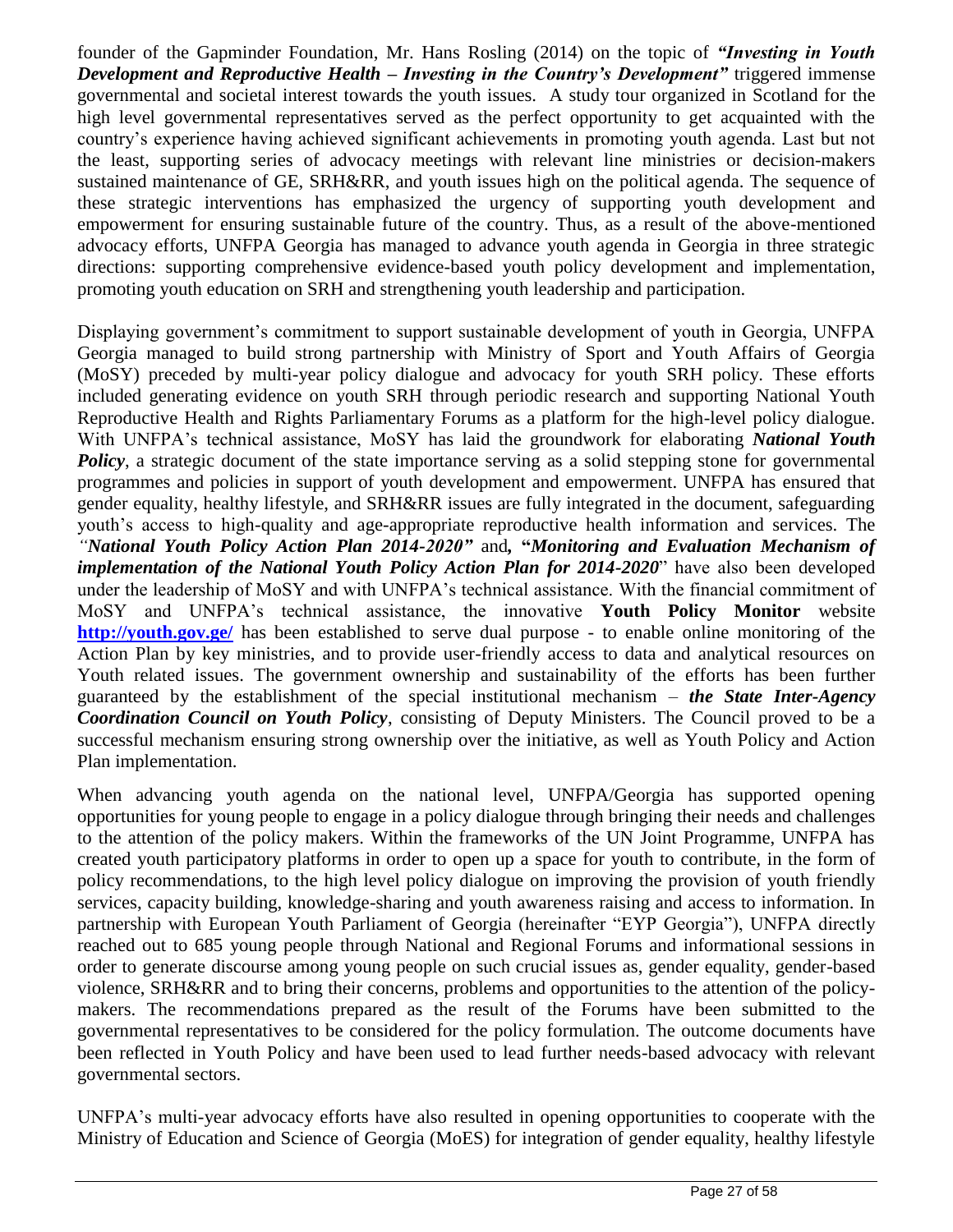founder of the Gapminder Foundation, Mr. Hans Rosling (2014) on the topic of ***"Investing in Youth Development and Reproductive Health – Investing in the Country's Development"*** triggered immense governmental and societal interest towards the youth issues. A study tour organized in Scotland for the high level governmental representatives served as the perfect opportunity to get acquainted with the country's experience having achieved significant achievements in promoting youth agenda. Last but not the least, supporting series of advocacy meetings with relevant line ministries or decision-makers sustained maintenance of GE, SRH&RR, and youth issues high on the political agenda. The sequence of these strategic interventions has emphasized the urgency of supporting youth development and empowerment for ensuring sustainable future of the country. Thus, as a result of the above-mentioned advocacy efforts, UNFPA Georgia has managed to advance youth agenda in Georgia in three strategic directions: supporting comprehensive evidence-based youth policy development and implementation, promoting youth education on SRH and strengthening youth leadership and participation.

Displaying government's commitment to support sustainable development of youth in Georgia, UNFPA Georgia managed to build strong partnership with Ministry of Sport and Youth Affairs of Georgia (MoSY) preceded by multi-year policy dialogue and advocacy for youth SRH policy. These efforts included generating evidence on youth SRH through periodic research and supporting National Youth Reproductive Health and Rights Parliamentary Forums as a platform for the high-level policy dialogue. With UNFPA's technical assistance, MoSY has laid the groundwork for elaborating ***National Youth Policy***, a strategic document of the state importance serving as a solid stepping stone for governmental programmes and policies in support of youth development and empowerment. UNFPA has ensured that gender equality, healthy lifestyle, and SRH&RR issues are fully integrated in the document, safeguarding youth's access to high-quality and age-appropriate reproductive health information and services. The *"**National Youth Policy Action Plan 2014-2020"*** and**, "*Monitoring and Evaluation Mechanism of implementation of the National Youth Policy Action Plan for 2014-2020*"** have also been developed under the leadership of MoSY and with UNFPA's technical assistance. With the financial commitment of MoSY and UNFPA's technical assistance, the innovative **Youth Policy Monitor** website **http://youth.gov.ge/** has been established to serve dual purpose - to enable online monitoring of the Action Plan by key ministries, and to provide user-friendly access to data and analytical resources on Youth related issues. The government ownership and sustainability of the efforts has been further guaranteed by the establishment of the special institutional mechanism – ***the State Inter-Agency Coordination Council on Youth Policy***, consisting of Deputy Ministers. The Council proved to be a successful mechanism ensuring strong ownership over the initiative, as well as Youth Policy and Action Plan implementation.

When advancing youth agenda on the national level, UNFPA/Georgia has supported opening opportunities for young people to engage in a policy dialogue through bringing their needs and challenges to the attention of the policy makers. Within the frameworks of the UN Joint Programme, UNFPA has created youth participatory platforms in order to open up a space for youth to contribute, in the form of policy recommendations, to the high level policy dialogue on improving the provision of youth friendly services, capacity building, knowledge-sharing and youth awareness raising and access to information. In partnership with European Youth Parliament of Georgia (hereinafter "EYP Georgia"), UNFPA directly reached out to 685 young people through National and Regional Forums and informational sessions in order to generate discourse among young people on such crucial issues as, gender equality, gender-based violence, SRH&RR and to bring their concerns, problems and opportunities to the attention of the policy-makers. The recommendations prepared as the result of the Forums have been submitted to the governmental representatives to be considered for the policy formulation. The outcome documents have been reflected in Youth Policy and have been used to lead further needs-based advocacy with relevant governmental sectors.

UNFPA's multi-year advocacy efforts have also resulted in opening opportunities to cooperate with the Ministry of Education and Science of Georgia (MoES) for integration of gender equality, healthy lifestyle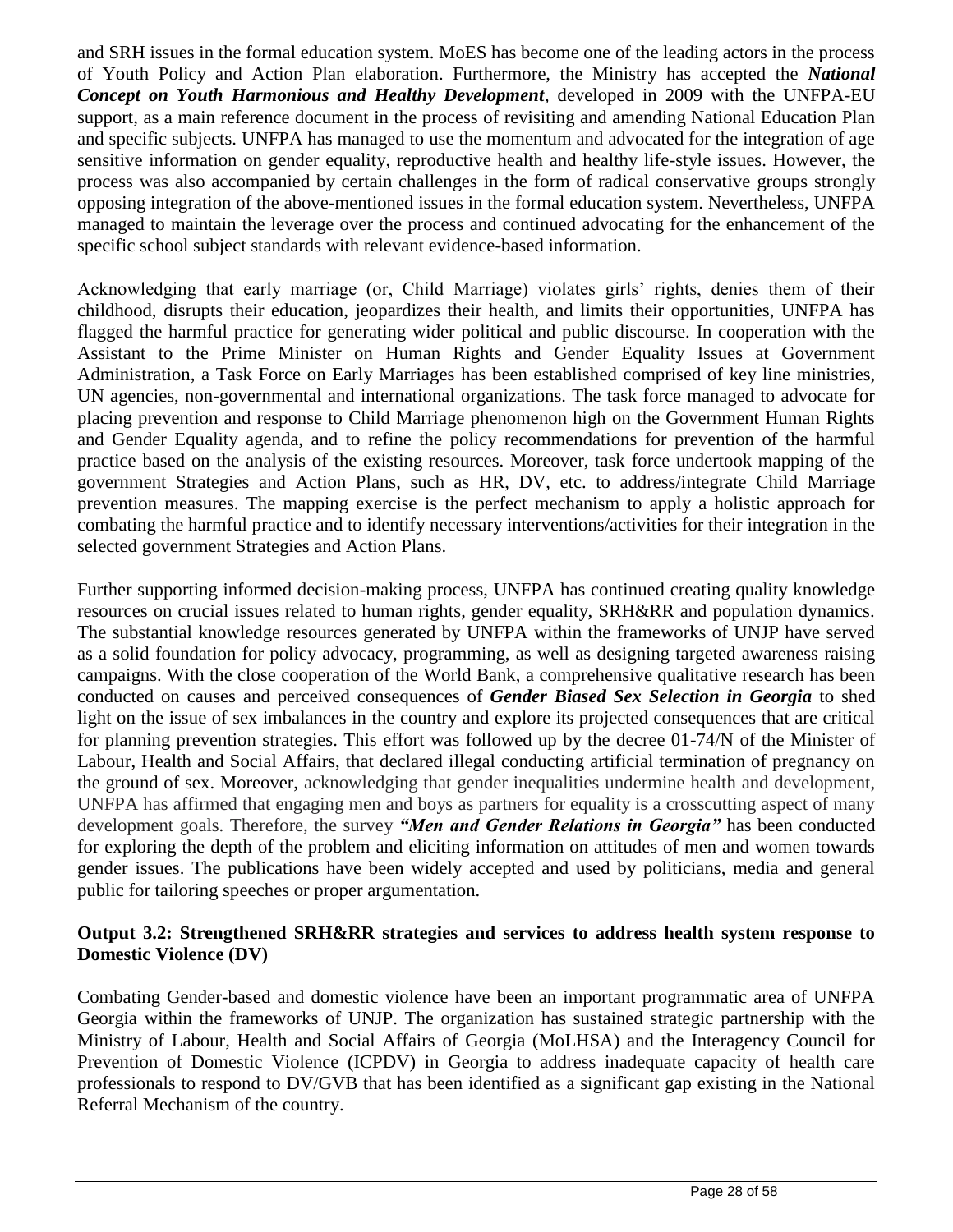and SRH issues in the formal education system. MoES has become one of the leading actors in the process of Youth Policy and Action Plan elaboration. Furthermore, the Ministry has accepted the ***National Concept on Youth Harmonious and Healthy Development***, developed in 2009 with the UNFPA-EU support, as a main reference document in the process of revisiting and amending National Education Plan and specific subjects. UNFPA has managed to use the momentum and advocated for the integration of age sensitive information on gender equality, reproductive health and healthy life-style issues. However, the process was also accompanied by certain challenges in the form of radical conservative groups strongly opposing integration of the above-mentioned issues in the formal education system. Nevertheless, UNFPA managed to maintain the leverage over the process and continued advocating for the enhancement of the specific school subject standards with relevant evidence-based information.

Acknowledging that early marriage (or, Child Marriage) violates girls' rights, denies them of their childhood, disrupts their education, jeopardizes their health, and limits their opportunities, UNFPA has flagged the harmful practice for generating wider political and public discourse. In cooperation with the Assistant to the Prime Minister on Human Rights and Gender Equality Issues at Government Administration, a Task Force on Early Marriages has been established comprised of key line ministries, UN agencies, non-governmental and international organizations. The task force managed to advocate for placing prevention and response to Child Marriage phenomenon high on the Government Human Rights and Gender Equality agenda, and to refine the policy recommendations for prevention of the harmful practice based on the analysis of the existing resources. Moreover, task force undertook mapping of the government Strategies and Action Plans, such as HR, DV, etc. to address/integrate Child Marriage prevention measures. The mapping exercise is the perfect mechanism to apply a holistic approach for combating the harmful practice and to identify necessary interventions/activities for their integration in the selected government Strategies and Action Plans.

Further supporting informed decision-making process, UNFPA has continued creating quality knowledge resources on crucial issues related to human rights, gender equality, SRH&RR and population dynamics. The substantial knowledge resources generated by UNFPA within the frameworks of UNJP have served as a solid foundation for policy advocacy, programming, as well as designing targeted awareness raising campaigns. With the close cooperation of the World Bank, a comprehensive qualitative research has been conducted on causes and perceived consequences of ***Gender Biased Sex Selection in Georgia*** to shed light on the issue of sex imbalances in the country and explore its projected consequences that are critical for planning prevention strategies. This effort was followed up by the decree 01-74/N of the Minister of Labour, Health and Social Affairs, that declared illegal conducting artificial termination of pregnancy on the ground of sex. Moreover, acknowledging that gender inequalities undermine health and development, UNFPA has affirmed that engaging men and boys as partners for equality is a crosscutting aspect of many development goals. Therefore, the survey ***"Men and Gender Relations in Georgia"*** has been conducted for exploring the depth of the problem and eliciting information on attitudes of men and women towards gender issues. The publications have been widely accepted and used by politicians, media and general public for tailoring speeches or proper argumentation.

**Output 3.2: Strengthened SRH&RR strategies and services to address health system response to Domestic Violence (DV)**

Combating Gender-based and domestic violence have been an important programmatic area of UNFPA Georgia within the frameworks of UNJP. The organization has sustained strategic partnership with the Ministry of Labour, Health and Social Affairs of Georgia (MoLHSA) and the Interagency Council for Prevention of Domestic Violence (ICPDV) in Georgia to address inadequate capacity of health care professionals to respond to DV/GVB that has been identified as a significant gap existing in the National Referral Mechanism of the country.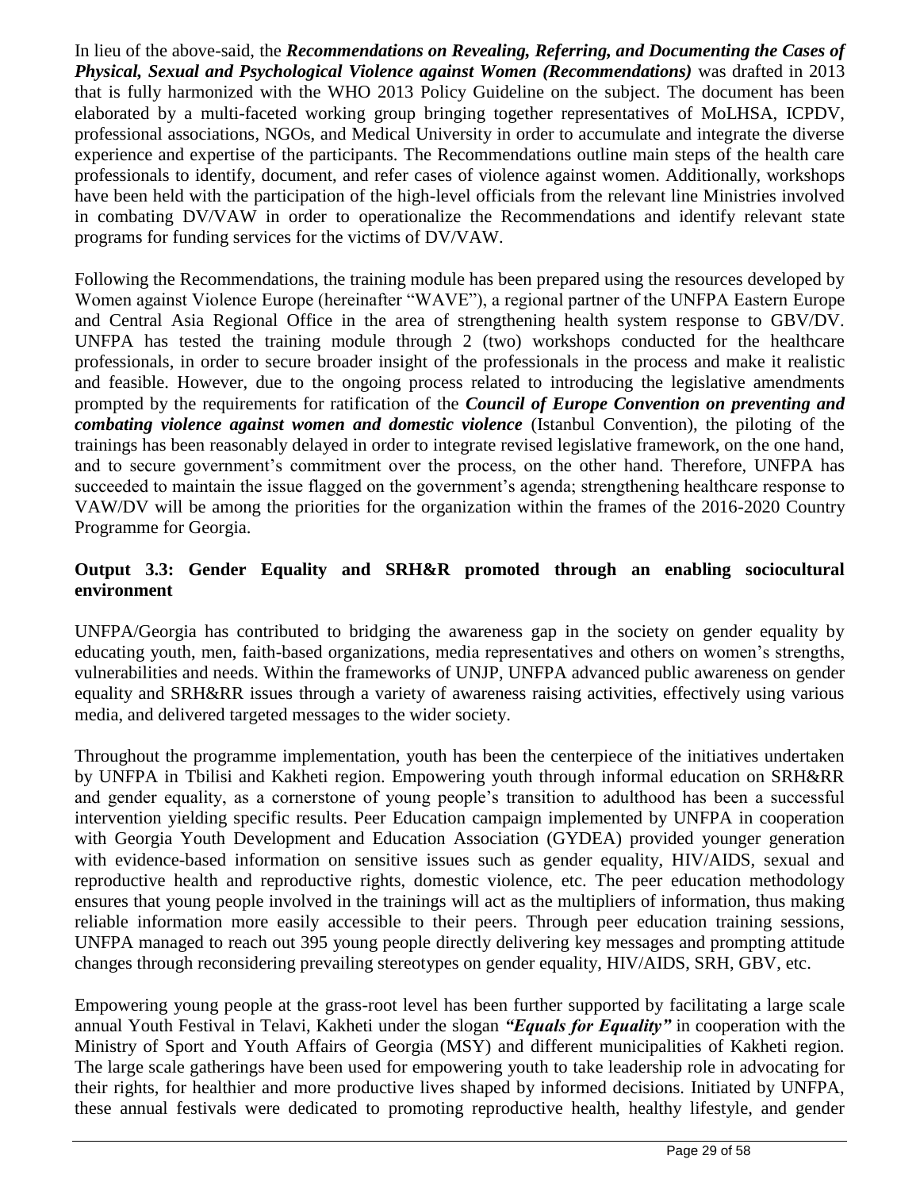In lieu of the above-said, the ***Recommendations on Revealing, Referring, and Documenting the Cases of Physical, Sexual and Psychological Violence against Women (Recommendations)*** was drafted in 2013 that is fully harmonized with the WHO 2013 Policy Guideline on the subject. The document has been elaborated by a multi-faceted working group bringing together representatives of MoLHSA, ICPDV, professional associations, NGOs, and Medical University in order to accumulate and integrate the diverse experience and expertise of the participants. The Recommendations outline main steps of the health care professionals to identify, document, and refer cases of violence against women. Additionally, workshops have been held with the participation of the high-level officials from the relevant line Ministries involved in combating DV/VAW in order to operationalize the Recommendations and identify relevant state programs for funding services for the victims of DV/VAW.

Following the Recommendations, the training module has been prepared using the resources developed by Women against Violence Europe (hereinafter "WAVE"), a regional partner of the UNFPA Eastern Europe and Central Asia Regional Office in the area of strengthening health system response to GBV/DV. UNFPA has tested the training module through 2 (two) workshops conducted for the healthcare professionals, in order to secure broader insight of the professionals in the process and make it realistic and feasible. However, due to the ongoing process related to introducing the legislative amendments prompted by the requirements for ratification of the ***Council of Europe Convention on preventing and combating violence against women and domestic violence*** (Istanbul Convention), the piloting of the trainings has been reasonably delayed in order to integrate revised legislative framework, on the one hand, and to secure government's commitment over the process, on the other hand. Therefore, UNFPA has succeeded to maintain the issue flagged on the government's agenda; strengthening healthcare response to VAW/DV will be among the priorities for the organization within the frames of the 2016-2020 Country Programme for Georgia.

**Output 3.3: Gender Equality and SRH&R promoted through an enabling sociocultural environment**

UNFPA/Georgia has contributed to bridging the awareness gap in the society on gender equality by educating youth, men, faith-based organizations, media representatives and others on women's strengths, vulnerabilities and needs. Within the frameworks of UNJP, UNFPA advanced public awareness on gender equality and SRH&RR issues through a variety of awareness raising activities, effectively using various media, and delivered targeted messages to the wider society.

Throughout the programme implementation, youth has been the centerpiece of the initiatives undertaken by UNFPA in Tbilisi and Kakheti region. Empowering youth through informal education on SRH&RR and gender equality, as a cornerstone of young people's transition to adulthood has been a successful intervention yielding specific results. Peer Education campaign implemented by UNFPA in cooperation with Georgia Youth Development and Education Association (GYDEA) provided younger generation with evidence-based information on sensitive issues such as gender equality, HIV/AIDS, sexual and reproductive health and reproductive rights, domestic violence, etc. The peer education methodology ensures that young people involved in the trainings will act as the multipliers of information, thus making reliable information more easily accessible to their peers. Through peer education training sessions, UNFPA managed to reach out 395 young people directly delivering key messages and prompting attitude changes through reconsidering prevailing stereotypes on gender equality, HIV/AIDS, SRH, GBV, etc.

Empowering young people at the grass-root level has been further supported by facilitating a large scale annual Youth Festival in Telavi, Kakheti under the slogan ***"Equals for Equality"*** in cooperation with the Ministry of Sport and Youth Affairs of Georgia (MSY) and different municipalities of Kakheti region. The large scale gatherings have been used for empowering youth to take leadership role in advocating for their rights, for healthier and more productive lives shaped by informed decisions. Initiated by UNFPA, these annual festivals were dedicated to promoting reproductive health, healthy lifestyle, and gender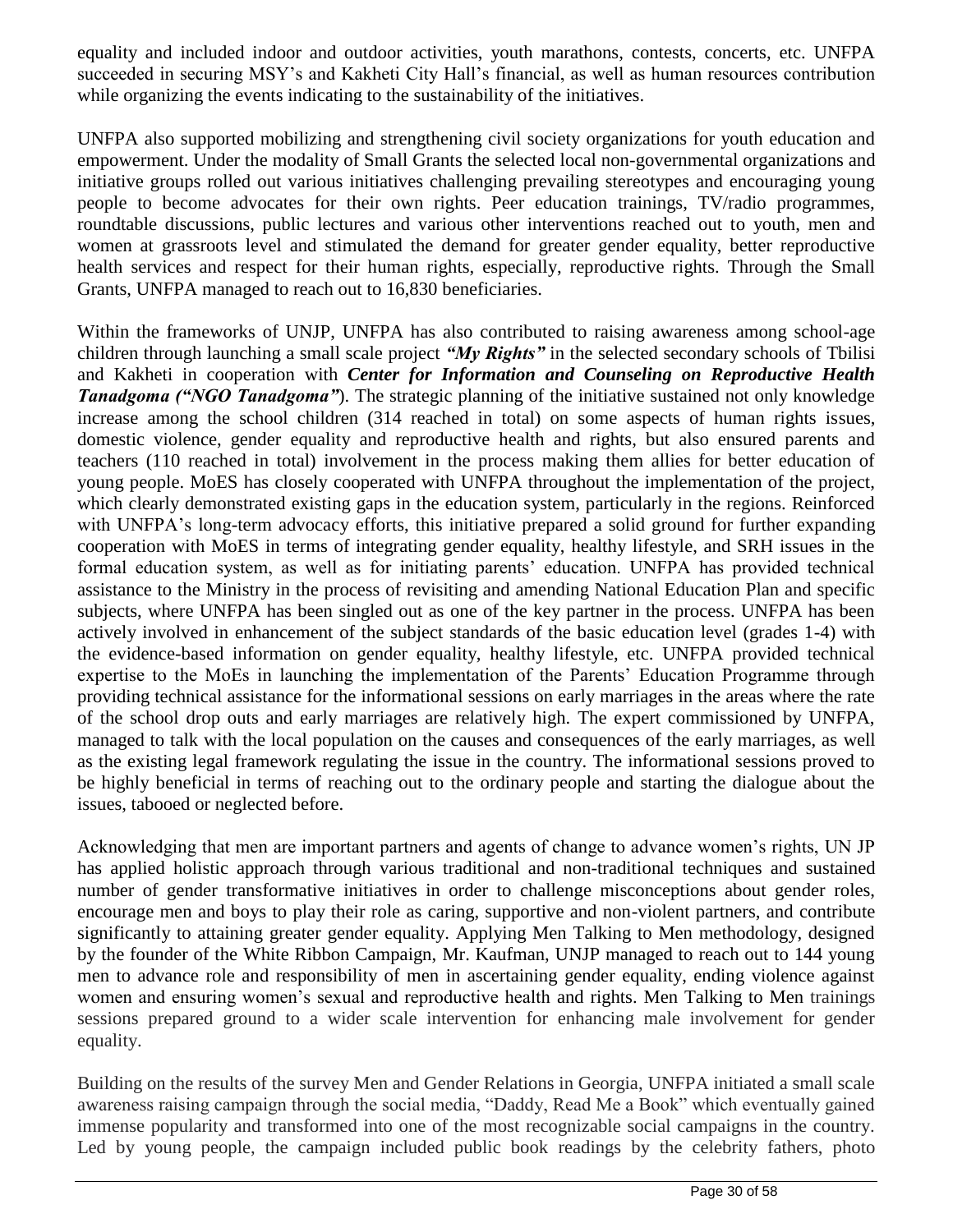equality and included indoor and outdoor activities, youth marathons, contests, concerts, etc. UNFPA succeeded in securing MSY's and Kakheti City Hall's financial, as well as human resources contribution while organizing the events indicating to the sustainability of the initiatives.

UNFPA also supported mobilizing and strengthening civil society organizations for youth education and empowerment. Under the modality of Small Grants the selected local non-governmental organizations and initiative groups rolled out various initiatives challenging prevailing stereotypes and encouraging young people to become advocates for their own rights. Peer education trainings, TV/radio programmes, roundtable discussions, public lectures and various other interventions reached out to youth, men and women at grassroots level and stimulated the demand for greater gender equality, better reproductive health services and respect for their human rights, especially, reproductive rights. Through the Small Grants, UNFPA managed to reach out to 16,830 beneficiaries.

Within the frameworks of UNJP, UNFPA has also contributed to raising awareness among school-age children through launching a small scale project ***"My Rights"*** in the selected secondary schools of Tbilisi and Kakheti in cooperation with ***Center for Information and Counseling on Reproductive Health Tanadgoma ("NGO Tanadgoma"***). The strategic planning of the initiative sustained not only knowledge increase among the school children (314 reached in total) on some aspects of human rights issues, domestic violence, gender equality and reproductive health and rights, but also ensured parents and teachers (110 reached in total) involvement in the process making them allies for better education of young people. MoES has closely cooperated with UNFPA throughout the implementation of the project, which clearly demonstrated existing gaps in the education system, particularly in the regions. Reinforced with UNFPA's long-term advocacy efforts, this initiative prepared a solid ground for further expanding cooperation with MoES in terms of integrating gender equality, healthy lifestyle, and SRH issues in the formal education system, as well as for initiating parents' education. UNFPA has provided technical assistance to the Ministry in the process of revisiting and amending National Education Plan and specific subjects, where UNFPA has been singled out as one of the key partner in the process. UNFPA has been actively involved in enhancement of the subject standards of the basic education level (grades 1-4) with the evidence-based information on gender equality, healthy lifestyle, etc. UNFPA provided technical expertise to the MoEs in launching the implementation of the Parents' Education Programme through providing technical assistance for the informational sessions on early marriages in the areas where the rate of the school drop outs and early marriages are relatively high. The expert commissioned by UNFPA, managed to talk with the local population on the causes and consequences of the early marriages, as well as the existing legal framework regulating the issue in the country. The informational sessions proved to be highly beneficial in terms of reaching out to the ordinary people and starting the dialogue about the issues, tabooed or neglected before.

Acknowledging that men are important partners and agents of change to advance women's rights, UN JP has applied holistic approach through various traditional and non-traditional techniques and sustained number of gender transformative initiatives in order to challenge misconceptions about gender roles, encourage men and boys to play their role as caring, supportive and non-violent partners, and contribute significantly to attaining greater gender equality. Applying Men Talking to Men methodology, designed by the founder of the White Ribbon Campaign, Mr. Kaufman, UNJP managed to reach out to 144 young men to advance role and responsibility of men in ascertaining gender equality, ending violence against women and ensuring women's sexual and reproductive health and rights. Men Talking to Men trainings sessions prepared ground to a wider scale intervention for enhancing male involvement for gender equality.

Building on the results of the survey Men and Gender Relations in Georgia, UNFPA initiated a small scale awareness raising campaign through the social media, "Daddy, Read Me a Book" which eventually gained immense popularity and transformed into one of the most recognizable social campaigns in the country. Led by young people, the campaign included public book readings by the celebrity fathers, photo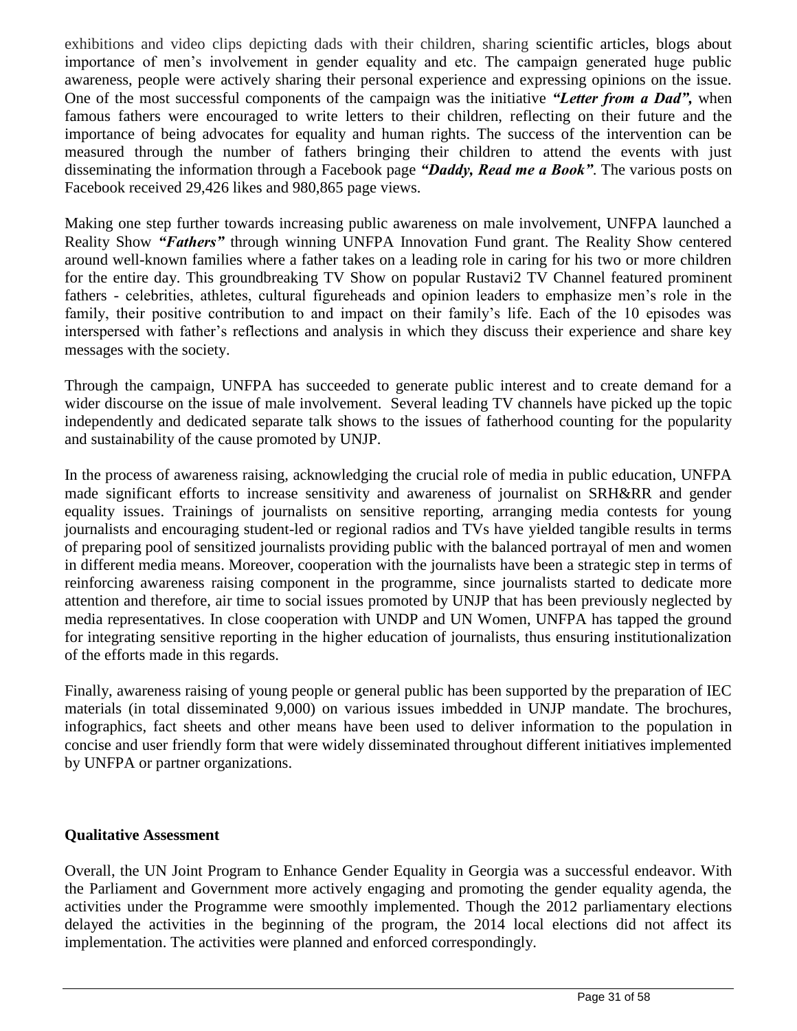exhibitions and video clips depicting dads with their children, sharing scientific articles, blogs about importance of men's involvement in gender equality and etc. The campaign generated huge public awareness, people were actively sharing their personal experience and expressing opinions on the issue. One of the most successful components of the campaign was the initiative ***"Letter from a Dad",*** when famous fathers were encouraged to write letters to their children, reflecting on their future and the importance of being advocates for equality and human rights. The success of the intervention can be measured through the number of fathers bringing their children to attend the events with just disseminating the information through a Facebook page ***"Daddy, Read me a Book"***. The various posts on Facebook received 29,426 likes and 980,865 page views.

Making one step further towards increasing public awareness on male involvement, UNFPA launched a Reality Show ***"Fathers"*** through winning UNFPA Innovation Fund grant. The Reality Show centered around well-known families where a father takes on a leading role in caring for his two or more children for the entire day. This groundbreaking TV Show on popular Rustavi2 TV Channel featured prominent fathers - celebrities, athletes, cultural figureheads and opinion leaders to emphasize men's role in the family, their positive contribution to and impact on their family's life. Each of the 10 episodes was interspersed with father's reflections and analysis in which they discuss their experience and share key messages with the society.

Through the campaign, UNFPA has succeeded to generate public interest and to create demand for a wider discourse on the issue of male involvement. Several leading TV channels have picked up the topic independently and dedicated separate talk shows to the issues of fatherhood counting for the popularity and sustainability of the cause promoted by UNJP.

In the process of awareness raising, acknowledging the crucial role of media in public education, UNFPA made significant efforts to increase sensitivity and awareness of journalist on SRH&RR and gender equality issues. Trainings of journalists on sensitive reporting, arranging media contests for young journalists and encouraging student-led or regional radios and TVs have yielded tangible results in terms of preparing pool of sensitized journalists providing public with the balanced portrayal of men and women in different media means. Moreover, cooperation with the journalists have been a strategic step in terms of reinforcing awareness raising component in the programme, since journalists started to dedicate more attention and therefore, air time to social issues promoted by UNJP that has been previously neglected by media representatives. In close cooperation with UNDP and UN Women, UNFPA has tapped the ground for integrating sensitive reporting in the higher education of journalists, thus ensuring institutionalization of the efforts made in this regards.

Finally, awareness raising of young people or general public has been supported by the preparation of IEC materials (in total disseminated 9,000) on various issues imbedded in UNJP mandate. The brochures, infographics, fact sheets and other means have been used to deliver information to the population in concise and user friendly form that were widely disseminated throughout different initiatives implemented by UNFPA or partner organizations.

**Qualitative Assessment**

Overall, the UN Joint Program to Enhance Gender Equality in Georgia was a successful endeavor. With the Parliament and Government more actively engaging and promoting the gender equality agenda, the activities under the Programme were smoothly implemented. Though the 2012 parliamentary elections delayed the activities in the beginning of the program, the 2014 local elections did not affect its implementation. The activities were planned and enforced correspondingly.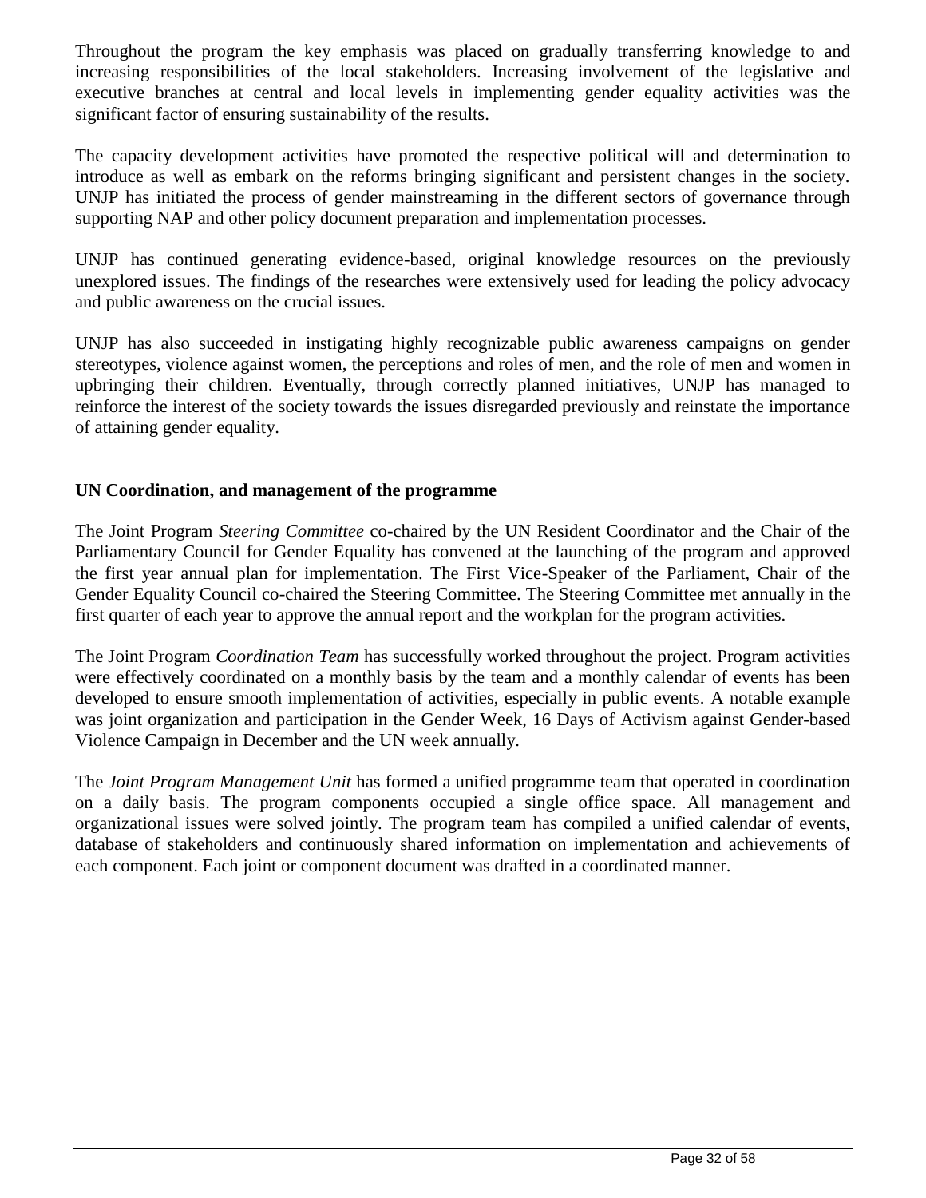Throughout the program the key emphasis was placed on gradually transferring knowledge to and increasing responsibilities of the local stakeholders. Increasing involvement of the legislative and executive branches at central and local levels in implementing gender equality activities was the significant factor of ensuring sustainability of the results.

The capacity development activities have promoted the respective political will and determination to introduce as well as embark on the reforms bringing significant and persistent changes in the society. UNJP has initiated the process of gender mainstreaming in the different sectors of governance through supporting NAP and other policy document preparation and implementation processes.

UNJP has continued generating evidence-based, original knowledge resources on the previously unexplored issues. The findings of the researches were extensively used for leading the policy advocacy and public awareness on the crucial issues.

UNJP has also succeeded in instigating highly recognizable public awareness campaigns on gender stereotypes, violence against women, the perceptions and roles of men, and the role of men and women in upbringing their children. Eventually, through correctly planned initiatives, UNJP has managed to reinforce the interest of the society towards the issues disregarded previously and reinstate the importance of attaining gender equality.

**UN Coordination, and management of the programme**

The Joint Program *Steering Committee* co-chaired by the UN Resident Coordinator and the Chair of the Parliamentary Council for Gender Equality has convened at the launching of the program and approved the first year annual plan for implementation. The First Vice-Speaker of the Parliament, Chair of the Gender Equality Council co-chaired the Steering Committee. The Steering Committee met annually in the first quarter of each year to approve the annual report and the workplan for the program activities.

The Joint Program *Coordination Team* has successfully worked throughout the project. Program activities were effectively coordinated on a monthly basis by the team and a monthly calendar of events has been developed to ensure smooth implementation of activities, especially in public events. A notable example was joint organization and participation in the Gender Week, 16 Days of Activism against Gender-based Violence Campaign in December and the UN week annually.

The *Joint Program Management Unit* has formed a unified programme team that operated in coordination on a daily basis. The program components occupied a single office space. All management and organizational issues were solved jointly. The program team has compiled a unified calendar of events, database of stakeholders and continuously shared information on implementation and achievements of each component. Each joint or component document was drafted in a coordinated manner.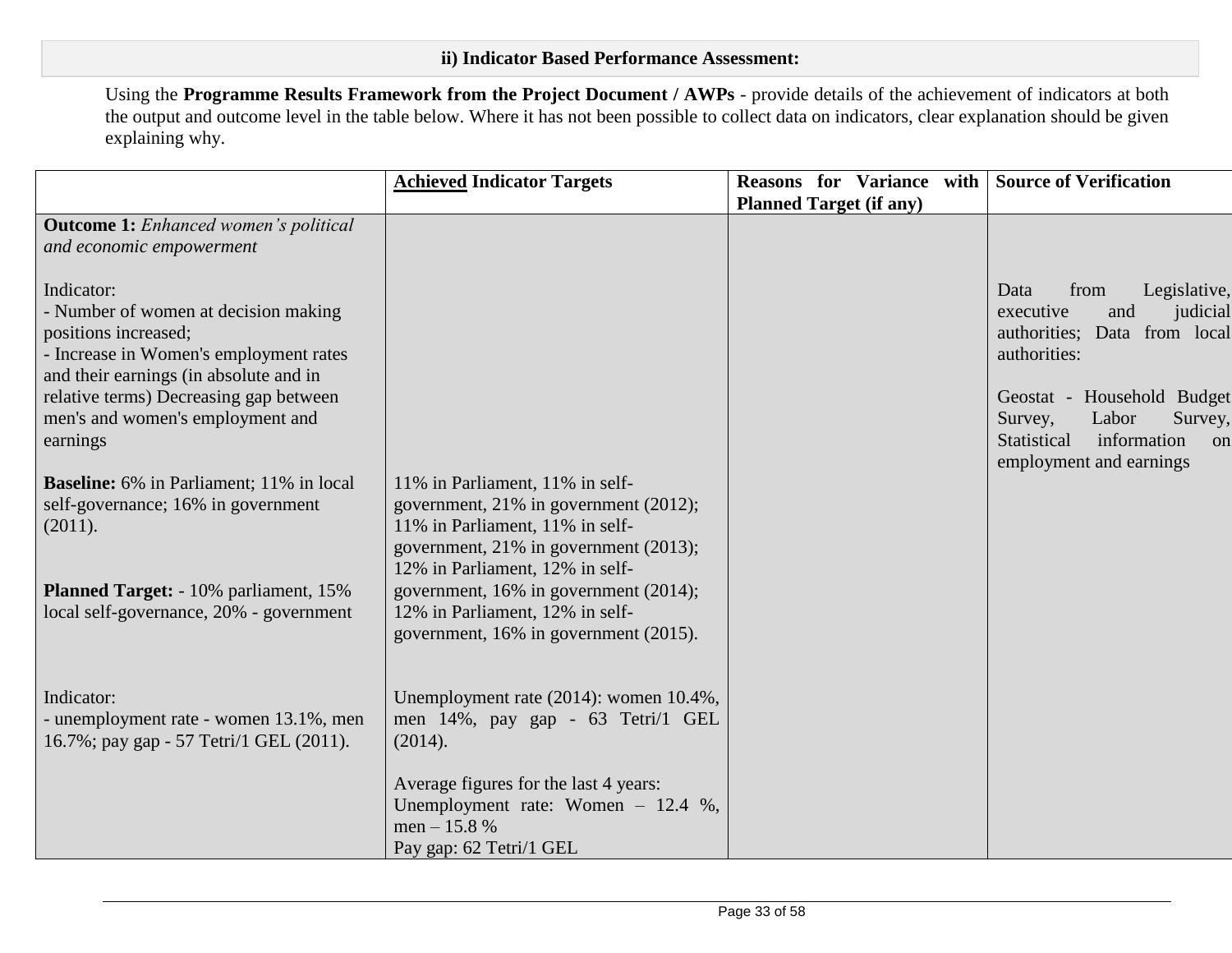### ii) Indicator Based Performance Assessment:

Using the **Programme Results Framework from the Project Document / AWPs** - provide details of the achievement of indicators at both the output and outcome level in the table below. Where it has not been possible to collect data on indicators, clear explanation should be given explaining why.

| | **Achieved Indicator Targets** | **Reasons for Variance with Planned Target (if any)** | **Source of Verification** |
|---|---|---|---|
| **Outcome 1:** *Enhanced women's political and economic empowerment*<br><br>Indicator:<br>- Number of women at decision making positions increased;<br>- Increase in Women's employment rates and their earnings (in absolute and in relative terms) Decreasing gap between men's and women's employment and earnings<br><br>**Baseline:** 6% in Parliament; 11% in local self-governance; 16% in government (2011).<br><br>**Planned Target:** - 10% parliament, 15% local self-governance, 20% - government | 11% in Parliament, 11% in self-government, 21% in government (2012);<br>11% in Parliament, 11% in self-government, 21% in government (2013);<br>12% in Parliament, 12% in self-government, 16% in government (2014);<br>12% in Parliament, 12% in self-government, 16% in government (2015). | | Data from Legislative, executive and judicial authorities; Data from local authorities:<br><br>Geostat - Household Budget Survey, Labor Survey, Statistical information on employment and earnings |
| Indicator:<br>- unemployment rate - women 13.1%, men 16.7%; pay gap - 57 Tetri/1 GEL (2011). | Unemployment rate (2014): women 10.4%, men 14%, pay gap - 63 Tetri/1 GEL (2014).<br><br>Average figures for the last 4 years:<br>Unemployment rate: Women – 12.4 %, men – 15.8 %<br>Pay gap: 62 Tetri/1 GEL | | |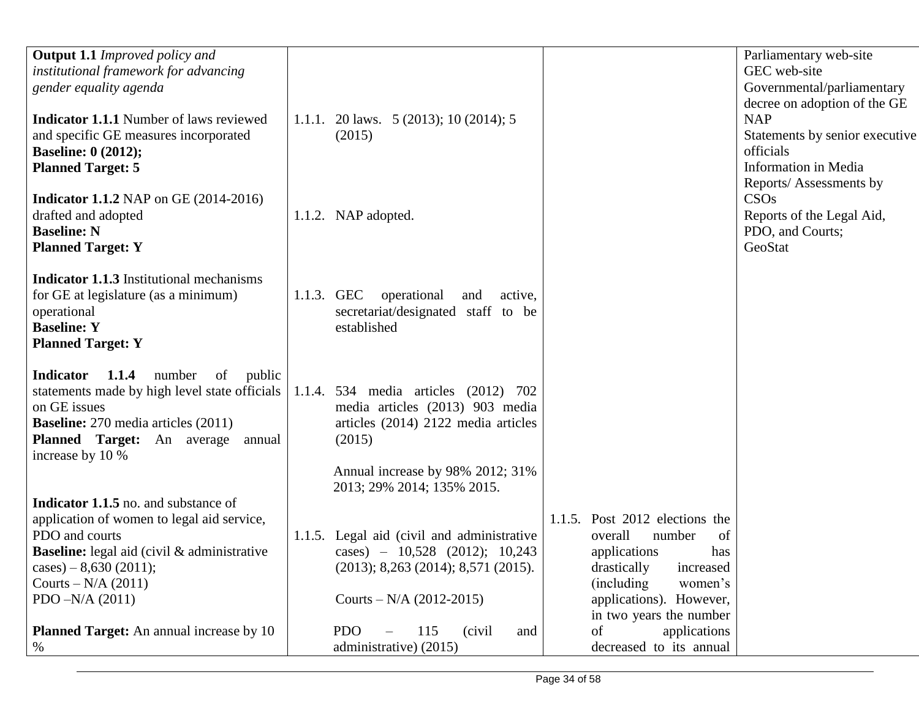| | | | |
|---|---|---|---|
| **Output 1.1** *Improved policy and institutional framework for advancing gender equality agenda*<br><br>**Indicator 1.1.1** Number of laws reviewed and specific GE measures incorporated<br>**Baseline: 0 (2012);**<br>**Planned Target: 5**<br><br>**Indicator 1.1.2** NAP on GE (2014-2016) drafted and adopted<br>**Baseline: N**<br>**Planned Target: Y**<br><br>**Indicator 1.1.3** Institutional mechanisms for GE at legislature (as a minimum) operational<br>**Baseline: Y**<br>**Planned Target: Y**<br><br>**Indicator 1.1.4** number of public statements made by high level state officials on GE issues<br>**Baseline:** 270 media articles (2011)<br>**Planned Target:** An average annual increase by 10 %<br><br>**Indicator 1.1.5** no. and substance of application of women to legal aid service, PDO and courts<br>**Baseline:** legal aid (civil & administrative cases) – 8,630 (2011);<br>Courts – N/A (2011)<br>PDO –N/A (2011)<br><br>**Planned Target:** An annual increase by 10 % | 1.1.1. 20 laws. 5 (2013); 10 (2014); 5 (2015)<br><br>1.1.2. NAP adopted.<br><br>1.1.3. GEC operational and active, secretariat/designated staff to be established<br><br>1.1.4. 534 media articles (2012) 702 media articles (2013) 903 media articles (2014) 2122 media articles (2015)<br><br>Annual increase by 98% 2012; 31% 2013; 29% 2014; 135% 2015.<br><br>1.1.5. Legal aid (civil and administrative cases) – 10,528 (2012); 10,243 (2013); 8,263 (2014); 8,571 (2015).<br><br>Courts – N/A (2012-2015)<br><br>PDO – 115 (civil and administrative) (2015) | 1.1.5. Post 2012 elections the overall number of applications has drastically increased (including women's applications). However, in two years the number of applications decreased to its annual | Parliamentary web-site<br>GEC web-site<br>Governmental/parliamentary decree on adoption of the GE NAP<br>Statements by senior executive officials<br>Information in Media<br>Reports/ Assessments by CSOs<br>Reports of the Legal Aid, PDO, and Courts;<br>GeoStat |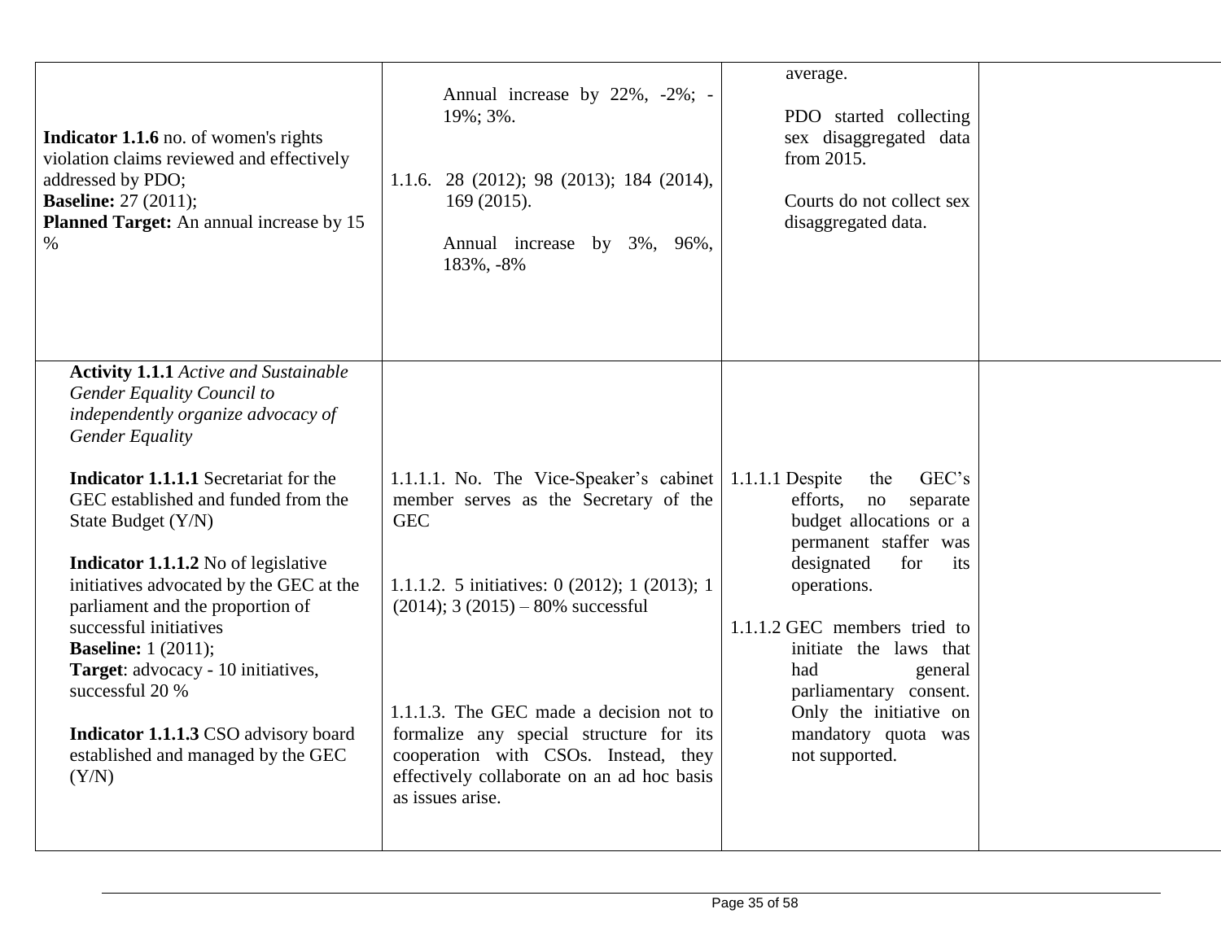| | | | |
|---|---|---|---|
| **Indicator 1.1.6** no. of women's rights violation claims reviewed and effectively addressed by PDO;<br>**Baseline:** 27 (2011);<br>**Planned Target:** An annual increase by 15 % | Annual increase by 22%, -2%; -19%; 3%.<br><br>1.1.6. 28 (2012); 98 (2013); 184 (2014), 169 (2015).<br><br>Annual increase by 3%, 96%, 183%, -8% | average.<br><br>PDO started collecting sex disaggregated data from 2015.<br><br>Courts do not collect sex disaggregated data. | |
| **Activity 1.1.1** *Active and Sustainable Gender Equality Council to independently organize advocacy of Gender Equality*<br><br>**Indicator 1.1.1.1** Secretariat for the GEC established and funded from the State Budget (Y/N)<br><br>**Indicator 1.1.1.2** No of legislative initiatives advocated by the GEC at the parliament and the proportion of successful initiatives<br>**Baseline:** 1 (2011);<br>**Target**: advocacy - 10 initiatives, successful 20 %<br><br>**Indicator 1.1.1.3** CSO advisory board established and managed by the GEC (Y/N) | 1.1.1.1. No. The Vice-Speaker's cabinet member serves as the Secretary of the GEC<br><br>1.1.1.2. 5 initiatives: 0 (2012); 1 (2013); 1 (2014); 3 (2015) – 80% successful<br><br>1.1.1.3. The GEC made a decision not to formalize any special structure for its cooperation with CSOs. Instead, they effectively collaborate on an ad hoc basis as issues arise. | 1.1.1.1 Despite the GEC's efforts, no separate budget allocations or a permanent staffer was designated for its operations.<br><br>1.1.1.2 GEC members tried to initiate the laws that had general parliamentary consent. Only the initiative on mandatory quota was not supported. | |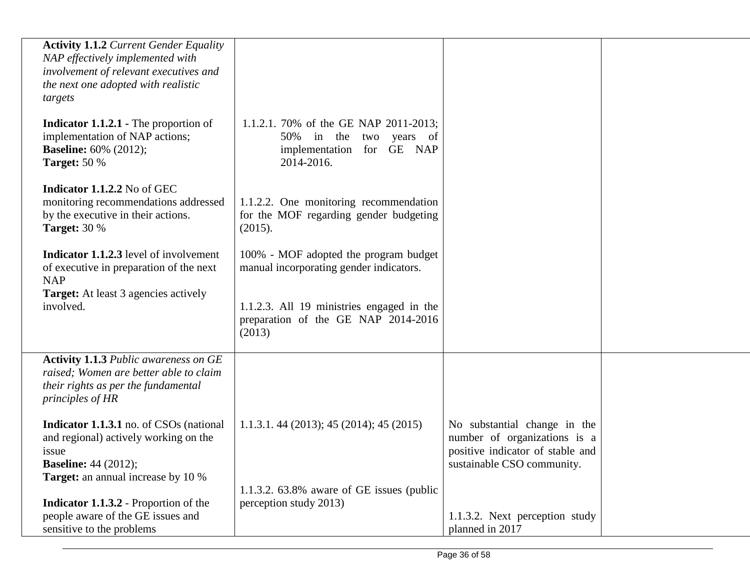| | | | |
|---|---|---|---|
| **Activity 1.1.2** *Current Gender Equality NAP effectively implemented with involvement of relevant executives and the next one adopted with realistic targets*<br><br>**Indicator 1.1.2.1 -** The proportion of implementation of NAP actions;<br>**Baseline:** 60% (2012);<br>**Target:** 50 %<br><br>**Indicator 1.1.2.2** No of GEC monitoring recommendations addressed by the executive in their actions.<br>**Target:** 30 %<br><br>**Indicator 1.1.2.3** level of involvement of executive in preparation of the next NAP<br>**Target:** At least 3 agencies actively involved. | 1.1.2.1. 70% of the GE NAP 2011-2013; 50% in the two years of implementation for GE NAP 2014-2016.<br><br>1.1.2.2. One monitoring recommendation for the MOF regarding gender budgeting (2015).<br><br>100% - MOF adopted the program budget manual incorporating gender indicators.<br><br>1.1.2.3. All 19 ministries engaged in the preparation of the GE NAP 2014-2016 (2013) | | |
| **Activity 1.1.3** *Public awareness on GE raised; Women are better able to claim their rights as per the fundamental principles of HR*<br><br>**Indicator 1.1.3.1** no. of CSOs (national and regional) actively working on the issue<br>**Baseline:** 44 (2012);<br>**Target:** an annual increase by 10 %<br><br>**Indicator 1.1.3.2 -** Proportion of the people aware of the GE issues and sensitive to the problems | 1.1.3.1. 44 (2013); 45 (2014); 45 (2015)<br><br>1.1.3.2. 63.8% aware of GE issues (public perception study 2013) | No substantial change in the number of organizations is a positive indicator of stable and sustainable CSO community.<br><br>1.1.3.2. Next perception study planned in 2017 | |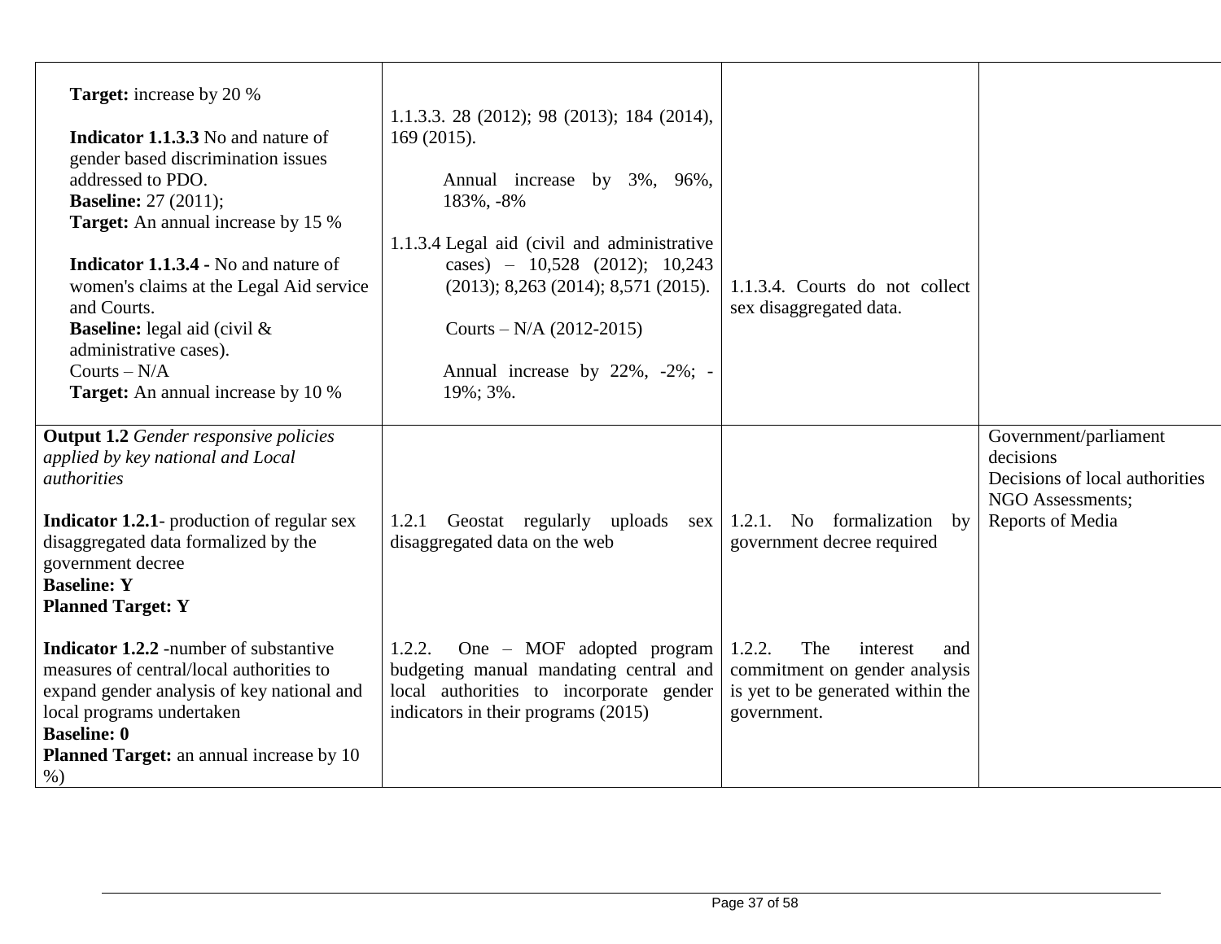| | | | |
|---|---|---|---|
| **Target:** increase by 20 %<br><br>**Indicator 1.1.3.3** No and nature of gender based discrimination issues addressed to PDO.<br>**Baseline:** 27 (2011);<br>**Target:** An annual increase by 15 %<br><br>**Indicator 1.1.3.4** - No and nature of women's claims at the Legal Aid service and Courts.<br>**Baseline:** legal aid (civil & administrative cases).<br>Courts – N/A<br>**Target:** An annual increase by 10 % | 1.1.3.3. 28 (2012); 98 (2013); 184 (2014), 169 (2015).<br><br>Annual increase by 3%, 96%, 183%, -8%<br><br>1.1.3.4 Legal aid (civil and administrative cases) – 10,528 (2012); 10,243 (2013); 8,263 (2014); 8,571 (2015).<br><br>Courts – N/A (2012-2015)<br><br>Annual increase by 22%, -2%; -19%; 3%. | 1.1.3.4. Courts do not collect sex disaggregated data. | |
| **Output 1.2** *Gender responsive policies applied by key national and Local authorities*<br><br>**Indicator 1.2.1**- production of regular sex disaggregated data formalized by the government decree<br>**Baseline: Y**<br>**Planned Target: Y**<br><br>**Indicator 1.2.2** -number of substantive measures of central/local authorities to expand gender analysis of key national and local programs undertaken<br>**Baseline: 0**<br>**Planned Target:** an annual increase by 10 %) | 1.2.1 Geostat regularly uploads sex disaggregated data on the web<br><br>1.2.2. One – MOF adopted program budgeting manual mandating central and local authorities to incorporate gender indicators in their programs (2015) | 1.2.1. No formalization by government decree required<br><br>1.2.2. The interest and commitment on gender analysis is yet to be generated within the government. | Government/parliament decisions<br>Decisions of local authorities<br>NGO Assessments;<br>Reports of Media |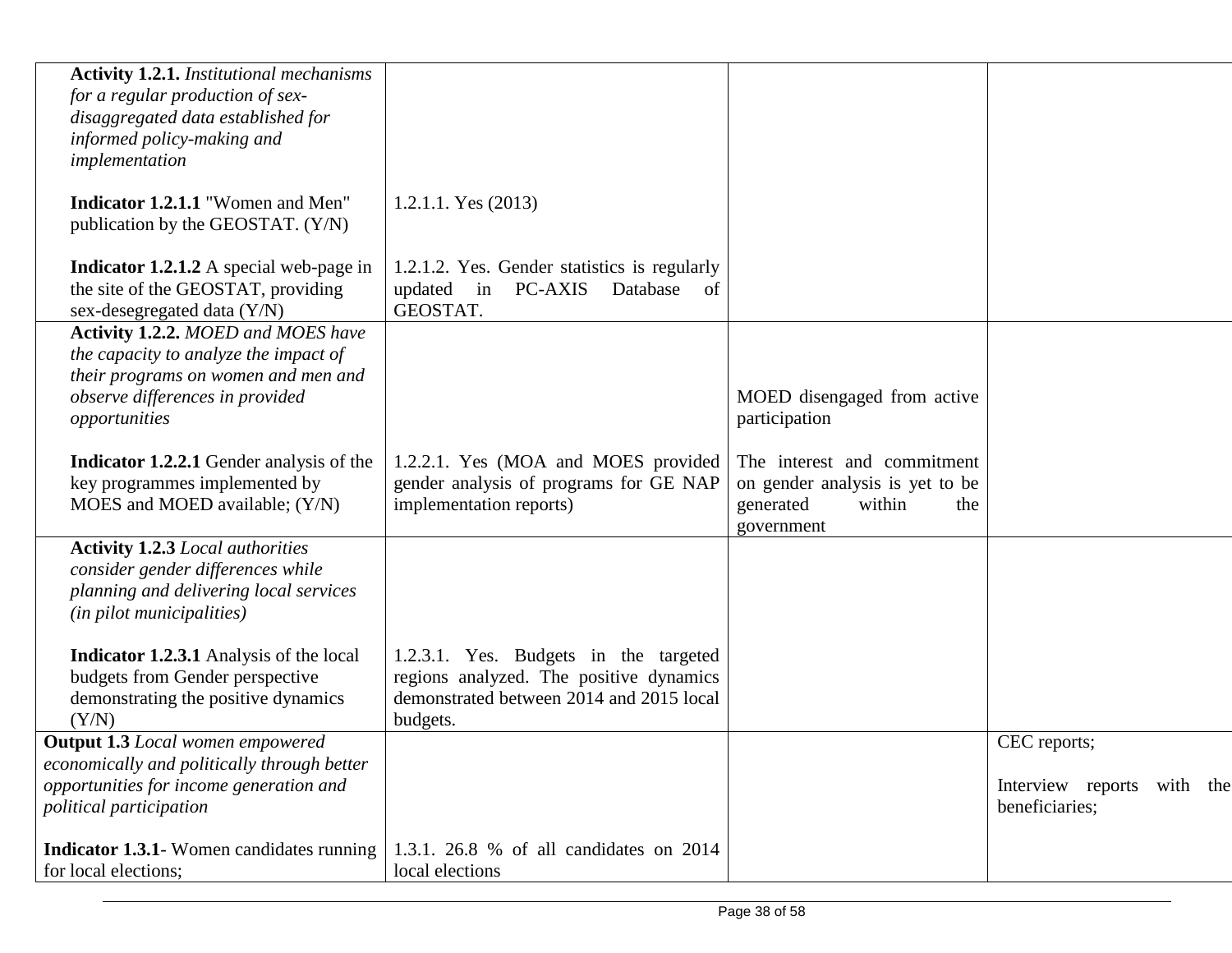| | | | |
|---|---|---|---|
| **Activity 1.2.1.** *Institutional mechanisms for a regular production of sex-disaggregated data established for informed policy-making and implementation*<br><br>**Indicator 1.2.1.1** "Women and Men" publication by the GEOSTAT. (Y/N)<br><br>**Indicator 1.2.1.2** A special web-page in the site of the GEOSTAT, providing sex-desegregated data (Y/N) | 1.2.1.1. Yes (2013)<br><br>1.2.1.2. Yes. Gender statistics is regularly updated in PC-AXIS Database of GEOSTAT. | | |
| **Activity 1.2.2.** *MOED and MOES have the capacity to analyze the impact of their programs on women and men and observe differences in provided opportunities*<br><br>**Indicator 1.2.2.1** Gender analysis of the key programmes implemented by MOES and MOED available; (Y/N) | 1.2.2.1. Yes (MOA and MOES provided gender analysis of programs for GE NAP implementation reports) | MOED disengaged from active participation<br><br>The interest and commitment on gender analysis is yet to be generated within the government | |
| **Activity 1.2.3** *Local authorities consider gender differences while planning and delivering local services (in pilot municipalities)*<br><br>**Indicator 1.2.3.1** Analysis of the local budgets from Gender perspective demonstrating the positive dynamics (Y/N) | 1.2.3.1. Yes. Budgets in the targeted regions analyzed. The positive dynamics demonstrated between 2014 and 2015 local budgets. | | |
| **Output 1.3** *Local women empowered economically and politically through better opportunities for income generation and political participation*<br><br>**Indicator 1.3.1**- Women candidates running for local elections; | 1.3.1. 26.8 % of all candidates on 2014 local elections | | CEC reports;<br><br>Interview reports with the beneficiaries; |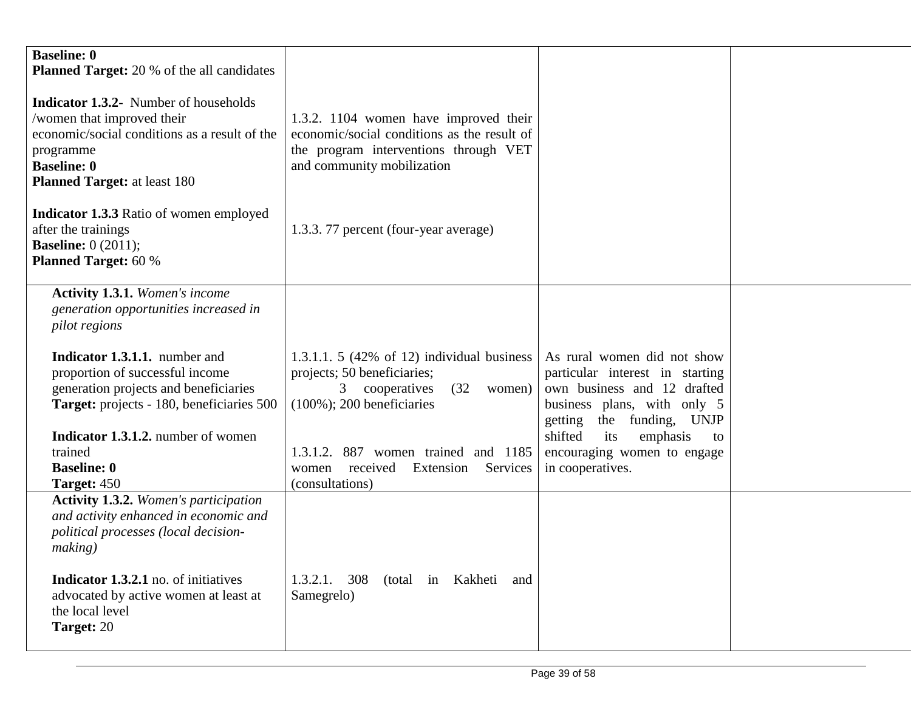| | | | |
|---|---|---|---|
| **Baseline: 0**<br>**Planned Target:** 20 % of the all candidates<br><br>**Indicator 1.3.2**- Number of households /women that improved their economic/social conditions as a result of the programme<br>**Baseline: 0**<br>**Planned Target:** at least 180<br><br>**Indicator 1.3.3** Ratio of women employed after the trainings<br>**Baseline:** 0 (2011);<br>**Planned Target:** 60 % | <br><br><br>1.3.2. 1104 women have improved their economic/social conditions as the result of the program interventions through VET and community mobilization<br><br><br>1.3.3. 77 percent (four-year average) | | |
| **Activity 1.3.1.** *Women's income generation opportunities increased in pilot regions*<br><br>**Indicator 1.3.1.1.** number and proportion of successful income generation projects and beneficiaries<br>**Target:** projects - 180, beneficiaries 500<br><br>**Indicator 1.3.1.2.** number of women trained<br>**Baseline: 0**<br>**Target:** 450 | <br><br><br>1.3.1.1. 5 (42% of 12) individual business projects; 50 beneficiaries;<br>3 cooperatives (32 women) (100%); 200 beneficiaries<br><br>1.3.1.2. 887 women trained and 1185 women received Extension Services (consultations) | As rural women did not show particular interest in starting own business and 12 drafted business plans, with only 5 getting the funding, UNJP shifted its emphasis to encouraging women to engage in cooperatives. | |
| **Activity 1.3.2.** *Women's participation and activity enhanced in economic and political processes (local decision-making)*<br><br>**Indicator 1.3.2.1** no. of initiatives advocated by active women at least at the local level<br>**Target:** 20 | <br><br><br><br>1.3.2.1. 308 (total in Kakheti and Samegrelo) | | |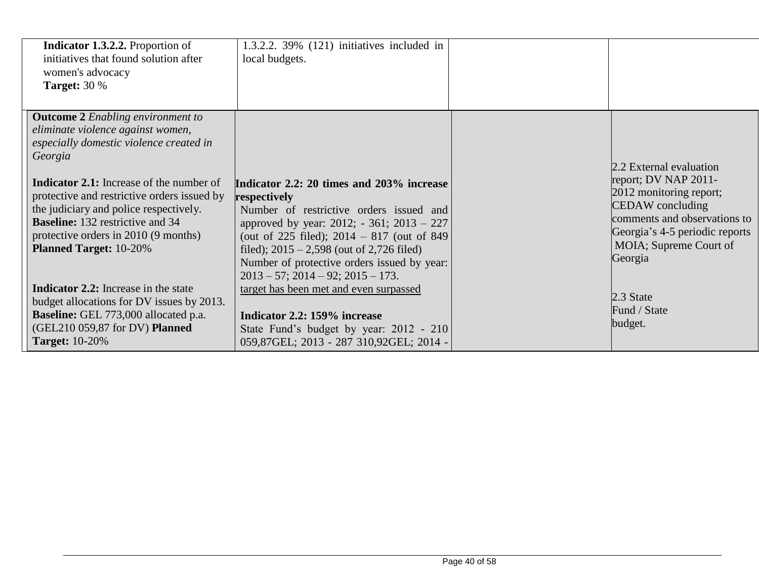| | | | |
|---|---|---|---|
| **Indicator 1.3.2.2.** Proportion of initiatives that found solution after women's advocacy<br>**Target:** 30 % | 1.3.2.2. 39% (121) initiatives included in local budgets. | | |
| **Outcome 2** *Enabling environment to eliminate violence against women, especially domestic violence created in Georgia*<br><br>**Indicator 2.1:** Increase of the number of protective and restrictive orders issued by the judiciary and police respectively.<br>**Baseline:** 132 restrictive and 34 protective orders in 2010 (9 months)<br>**Planned Target:** 10-20%<br><br>**Indicator 2.2:** Increase in the state budget allocations for DV issues by 2013.<br>**Baseline:** GEL 773,000 allocated p.a. (GEL210 059,87 for DV) **Planned Target:** 10-20% | **Indicator 2.2: 20 times and 203% increase respectively**<br>Number of restrictive orders issued and approved by year: 2012; - 361; 2013 – 227 (out of 225 filed); 2014 – 817 (out of 849 filed); 2015 – 2,598 (out of 2,726 filed)<br>Number of protective orders issued by year: 2013 – 57; 2014 – 92; 2015 – 173.<br>target has been met and even surpassed<br><br>**Indicator 2.2: 159% increase**<br>State Fund's budget by year: 2012 - 210 059,87GEL; 2013 - 287 310,92GEL; 2014 - | | 2.2 External evaluation report; DV NAP 2011-2012 monitoring report; CEDAW concluding comments and observations to Georgia's 4-5 periodic reports MOIA; Supreme Court of Georgia<br><br>2.3 State Fund / State budget. |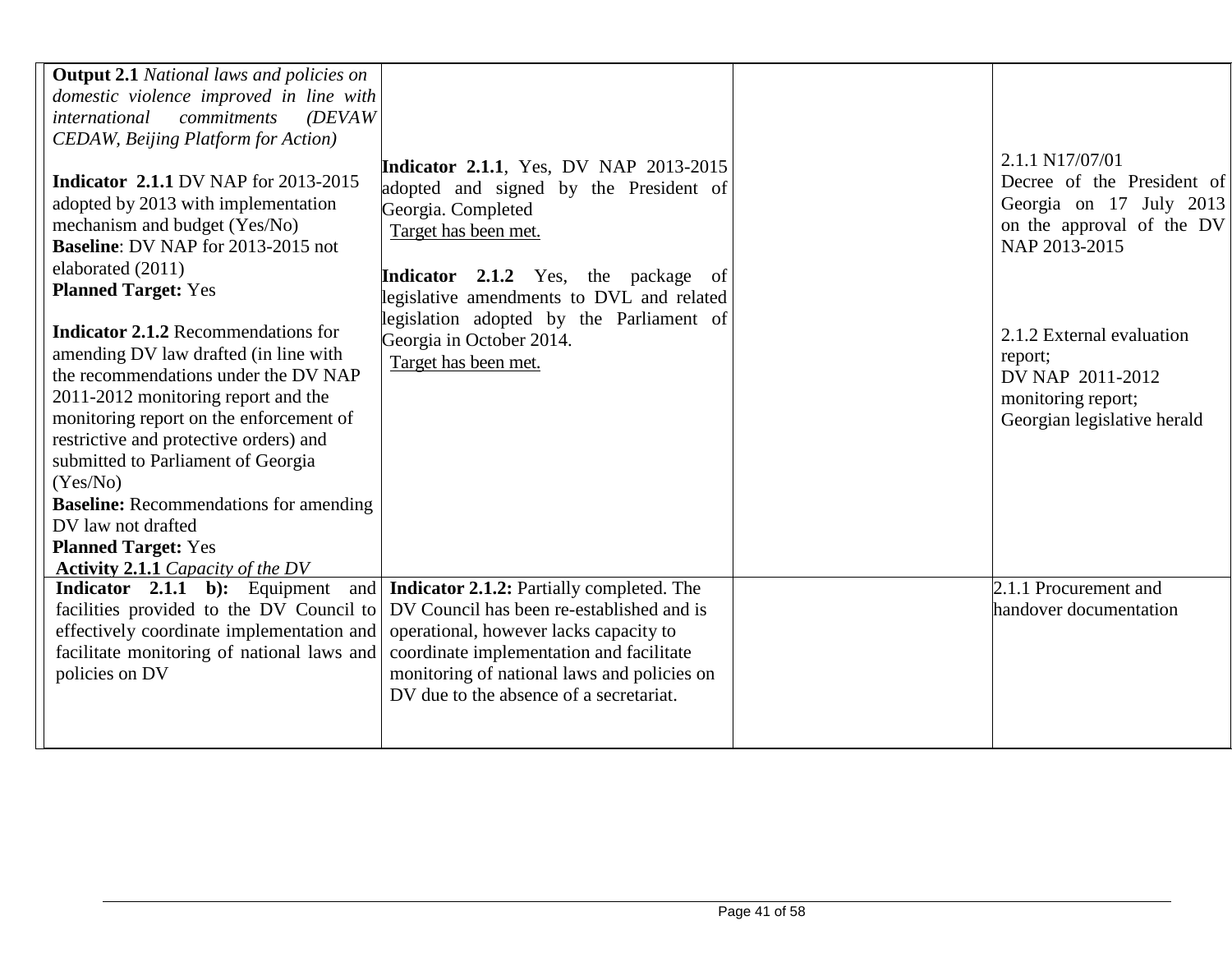| | | | |
|---|---|---|---|
| **Output 2.1** *National laws and policies on domestic violence improved in line with international commitments (DEVAW CEDAW, Beijing Platform for Action)*<br><br>**Indicator 2.1.1** DV NAP for 2013-2015 adopted by 2013 with implementation mechanism and budget (Yes/No)<br>**Baseline**: DV NAP for 2013-2015 not elaborated (2011)<br>**Planned Target:** Yes<br><br>**Indicator 2.1.2** Recommendations for amending DV law drafted (in line with the recommendations under the DV NAP 2011-2012 monitoring report and the monitoring report on the enforcement of restrictive and protective orders) and submitted to Parliament of Georgia (Yes/No)<br>**Baseline:** Recommendations for amending DV law not drafted<br>**Planned Target:** Yes<br>**Activity 2.1.1** *Capacity of the DV* | **Indicator 2.1.1**, Yes, DV NAP 2013-2015 adopted and signed by the President of Georgia. Completed<br>Target has been met.<br><br>**Indicator 2.1.2** Yes, the package of legislative amendments to DVL and related legislation adopted by the Parliament of Georgia in October 2014.<br>Target has been met. | | 2.1.1 N17/07/01<br>Decree of the President of Georgia on 17 July 2013 on the approval of the DV NAP 2013-2015<br><br>2.1.2 External evaluation report;<br>DV NAP 2011-2012 monitoring report;<br>Georgian legislative herald |
| **Indicator 2.1.1 b):** Equipment and facilities provided to the DV Council to effectively coordinate implementation and facilitate monitoring of national laws and policies on DV | **Indicator 2.1.2:** Partially completed. The DV Council has been re-established and is operational, however lacks capacity to coordinate implementation and facilitate monitoring of national laws and policies on DV due to the absence of a secretariat. | | 2.1.1 Procurement and handover documentation |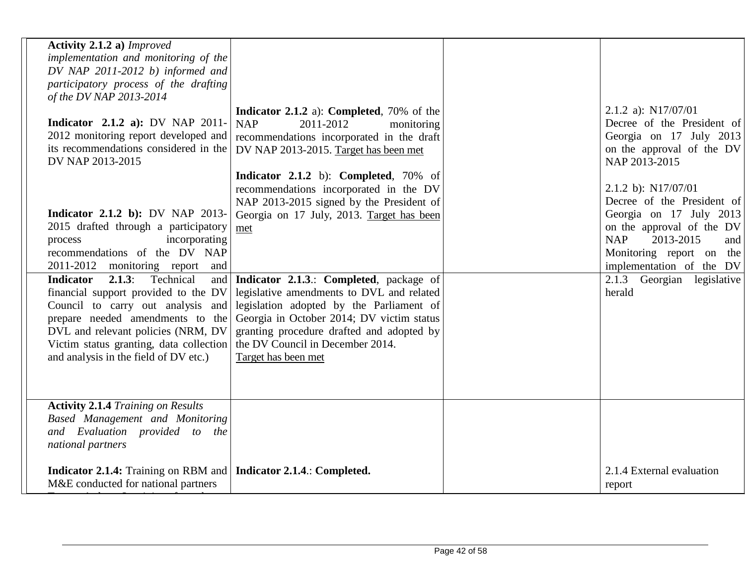| | | | |
|---|---|---|---|
| **Activity 2.1.2 a)** *Improved implementation and monitoring of the DV NAP 2011-2012 b) informed and participatory process of the drafting of the DV NAP 2013-2014*<br><br>**Indicator 2.1.2 a):** DV NAP 2011-2012 monitoring report developed and its recommendations considered in the DV NAP 2013-2015<br><br>**Indicator 2.1.2 b):** DV NAP 2013-2015 drafted through a participatory process incorporating recommendations of the DV NAP 2011-2012 monitoring report and | **Indicator 2.1.2** a): **Completed**, 70% of the NAP 2011-2012 monitoring recommendations incorporated in the draft DV NAP 2013-2015. Target has been met<br><br>**Indicator 2.1.2** b): **Completed**, 70% of recommendations incorporated in the DV NAP 2013-2015 signed by the President of Georgia on 17 July, 2013. Target has been met | | 2.1.2 a): N17/07/01 Decree of the President of Georgia on 17 July 2013 on the approval of the DV NAP 2013-2015<br><br>2.1.2 b): N17/07/01 Decree of the President of Georgia on 17 July 2013 on the approval of the DV NAP 2013-2015 and Monitoring report on the implementation of the DV |
| **Indicator 2.1.3**: Technical and financial support provided to the DV Council to carry out analysis and prepare needed amendments to the DVL and relevant policies (NRM, DV Victim status granting, data collection and analysis in the field of DV etc.) | **Indicator 2.1.3**.: **Completed**, package of legislative amendments to DVL and related legislation adopted by the Parliament of Georgia in October 2014; DV victim status granting procedure drafted and adopted by the DV Council in December 2014.<br>Target has been met | | 2.1.3 Georgian legislative herald |
| **Activity 2.1.4** *Training on Results Based Management and Monitoring and Evaluation provided to the national partners*<br><br>**Indicator 2.1.4:** Training on RBM and M&E conducted for national partners | **Indicator 2.1.4**.: **Completed.** | | 2.1.4 External evaluation report |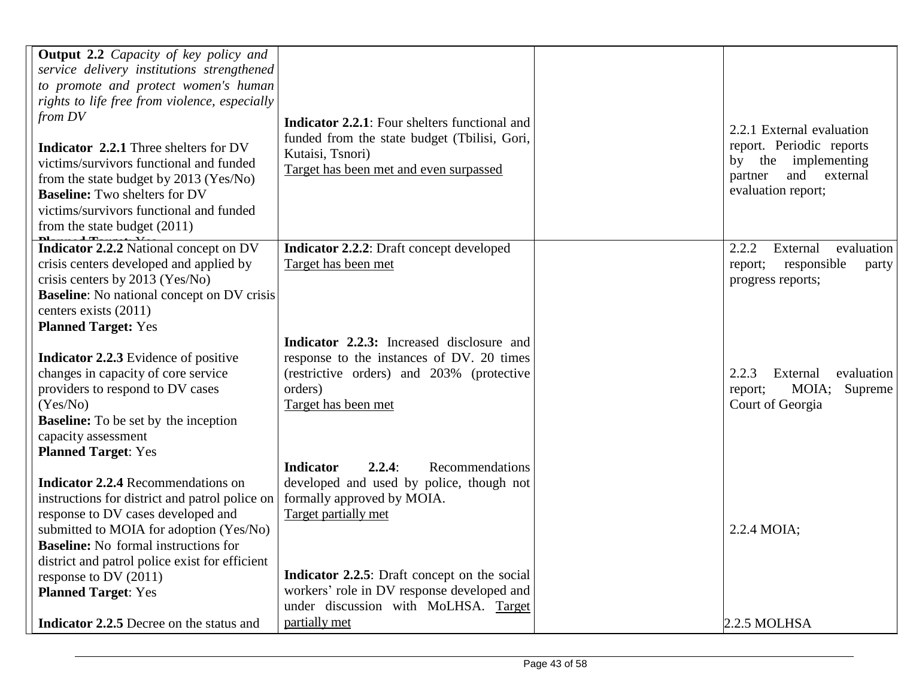| | | | |
|---|---|---|---|
| **Output 2.2** *Capacity of key policy and service delivery institutions strengthened to promote and protect women's human rights to life free from violence, especially from DV*<br><br>**Indicator 2.2.1** Three shelters for DV victims/survivors functional and funded from the state budget by 2013 (Yes/No)<br>**Baseline:** Two shelters for DV victims/survivors functional and funded from the state budget (2011)<br>**Planned Target:** Yes | **Indicator 2.2.1**: Four shelters functional and funded from the state budget (Tbilisi, Gori, Kutaisi, Tsnori)<br>Target has been met and even surpassed | | 2.2.1 External evaluation report. Periodic reports by the implementing partner and external evaluation report; |
| **Indicator 2.2.2** National concept on DV crisis centers developed and applied by crisis centers by 2013 (Yes/No)<br>**Baseline**: No national concept on DV crisis centers exists (2011)<br>**Planned Target:** Yes<br><br>**Indicator 2.2.3** Evidence of positive changes in capacity of core service providers to respond to DV cases (Yes/No)<br>**Baseline:** To be set by the inception capacity assessment<br>**Planned Target**: Yes<br><br>**Indicator 2.2.4** Recommendations on instructions for district and patrol police on response to DV cases developed and submitted to MOIA for adoption (Yes/No)<br>**Baseline:** No formal instructions for district and patrol police exist for efficient response to DV (2011)<br>**Planned Target**: Yes<br><br>**Indicator 2.2.5** Decree on the status and | **Indicator 2.2.2**: Draft concept developed<br>Target has been met<br><br>**Indicator 2.2.3:** Increased disclosure and response to the instances of DV. 20 times (restrictive orders) and 203% (protective orders)<br>Target has been met<br><br>**Indicator 2.2.4**: Recommendations developed and used by police, though not formally approved by MOIA.<br>Target partially met<br><br>**Indicator 2.2.5**: Draft concept on the social workers' role in DV response developed and under discussion with MoLHSA. Target partially met | | 2.2.2 External evaluation report; responsible party progress reports;<br><br>2.2.3 External evaluation report; MOIA; Supreme Court of Georgia<br><br>2.2.4 MOIA;<br><br>2.2.5 MOLHSA |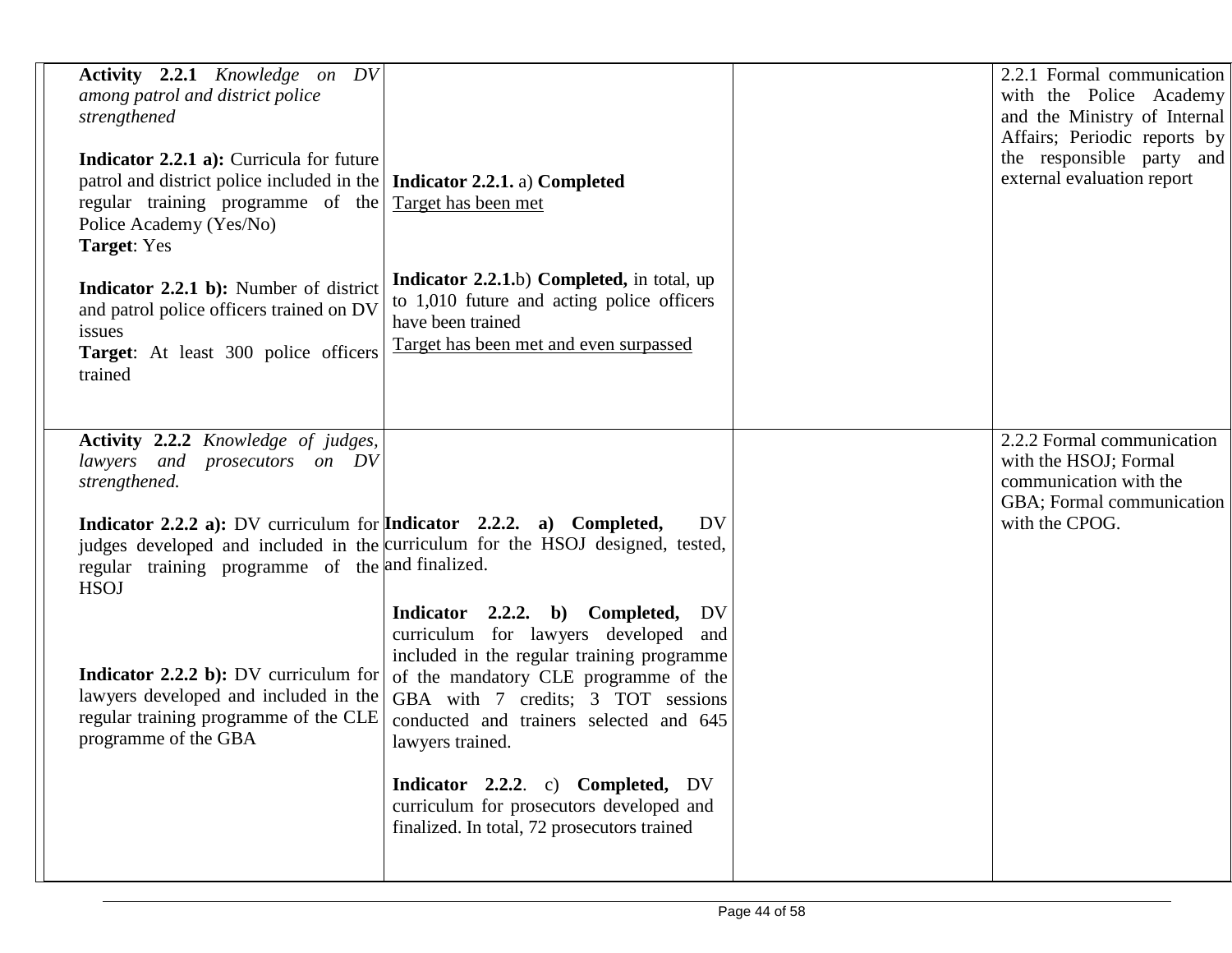| | | | |
|---|---|---|---|
| **Activity 2.2.1** *Knowledge on DV among patrol and district police strengthened*<br><br>**Indicator 2.2.1 a):** Curricula for future patrol and district police included in the regular training programme of the Police Academy (Yes/No)<br>**Target**: Yes<br><br>**Indicator 2.2.1 b):** Number of district and patrol police officers trained on DV issues<br>**Target**: At least 300 police officers trained | **Indicator 2.2.1.** a) **Completed**<br>Target has been met<br><br>**Indicator 2.2.1.**b) **Completed,** in total, up to 1,010 future and acting police officers have been trained<br>Target has been met and even surpassed | | 2.2.1 Formal communication with the Police Academy and the Ministry of Internal Affairs; Periodic reports by the responsible party and external evaluation report |
| **Activity 2.2.2** *Knowledge of judges, lawyers and prosecutors on DV strengthened.*<br><br>**Indicator 2.2.2 a):** DV curriculum for judges developed and included in the regular training programme of the HSOJ<br><br>**Indicator 2.2.2 b):** DV curriculum for lawyers developed and included in the regular training programme of the CLE programme of the GBA | **Indicator 2.2.2. a) Completed,** DV curriculum for the HSOJ designed, tested, and finalized.<br><br>**Indicator 2.2.2. b) Completed,** DV curriculum for lawyers developed and included in the regular training programme of the mandatory CLE programme of the GBA with 7 credits; 3 TOT sessions conducted and trainers selected and 645 lawyers trained.<br><br>**Indicator 2.2.2**. c) **Completed,** DV curriculum for prosecutors developed and finalized. In total, 72 prosecutors trained | | 2.2.2 Formal communication with the HSOJ; Formal communication with the GBA; Formal communication with the CPOG. |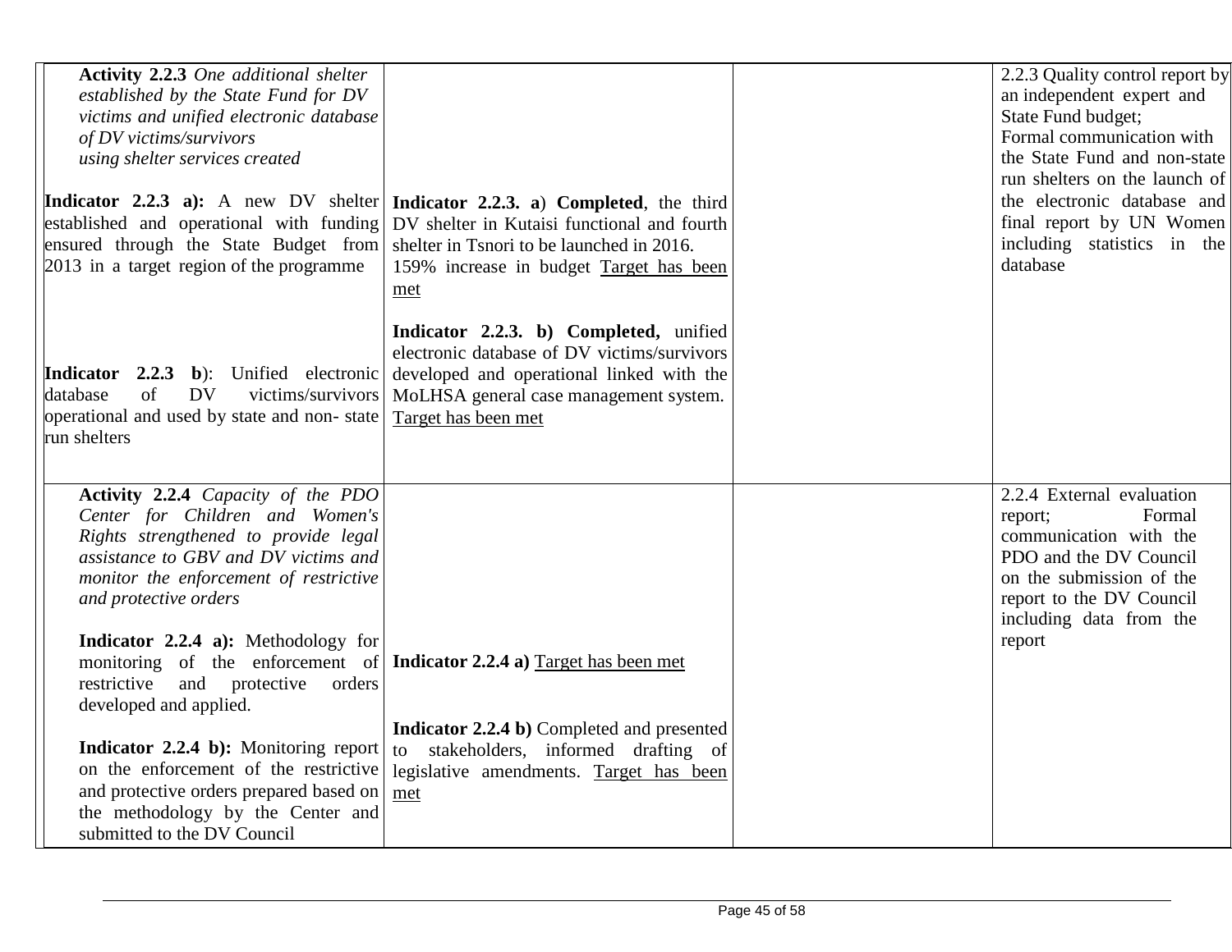| | | | |
|---|---|---|---|
| **Activity 2.2.3** *One additional shelter established by the State Fund for DV victims and unified electronic database of DV victims/survivors using shelter services created*<br><br>**Indicator 2.2.3 a):** A new DV shelter established and operational with funding ensured through the State Budget from 2013 in a target region of the programme<br><br>**Indicator 2.2.3 b**): Unified electronic database of DV victims/survivors operational and used by state and non- state run shelters | **Indicator 2.2.3. a**) **Completed**, the third DV shelter in Kutaisi functional and fourth shelter in Tsnori to be launched in 2016.<br>159% increase in budget Target has been met<br><br>**Indicator 2.2.3. b) Completed,** unified electronic database of DV victims/survivors developed and operational linked with the MoLHSA general case management system. Target has been met | | 2.2.3 Quality control report by an independent expert and State Fund budget;<br>Formal communication with the State Fund and non-state run shelters on the launch of the electronic database and final report by UN Women including statistics in the database |
| **Activity 2.2.4** *Capacity of the PDO Center for Children and Women's Rights strengthened to provide legal assistance to GBV and DV victims and monitor the enforcement of restrictive and protective orders*<br><br>**Indicator 2.2.4 a):** Methodology for monitoring of the enforcement of restrictive and protective orders developed and applied.<br><br>**Indicator 2.2.4 b):** Monitoring report on the enforcement of the restrictive and protective orders prepared based on the methodology by the Center and submitted to the DV Council | **Indicator 2.2.4 a)** Target has been met<br><br>**Indicator 2.2.4 b)** Completed and presented to stakeholders, informed drafting of legislative amendments. Target has been met | | 2.2.4 External evaluation report; Formal communication with the PDO and the DV Council on the submission of the report to the DV Council including data from the report |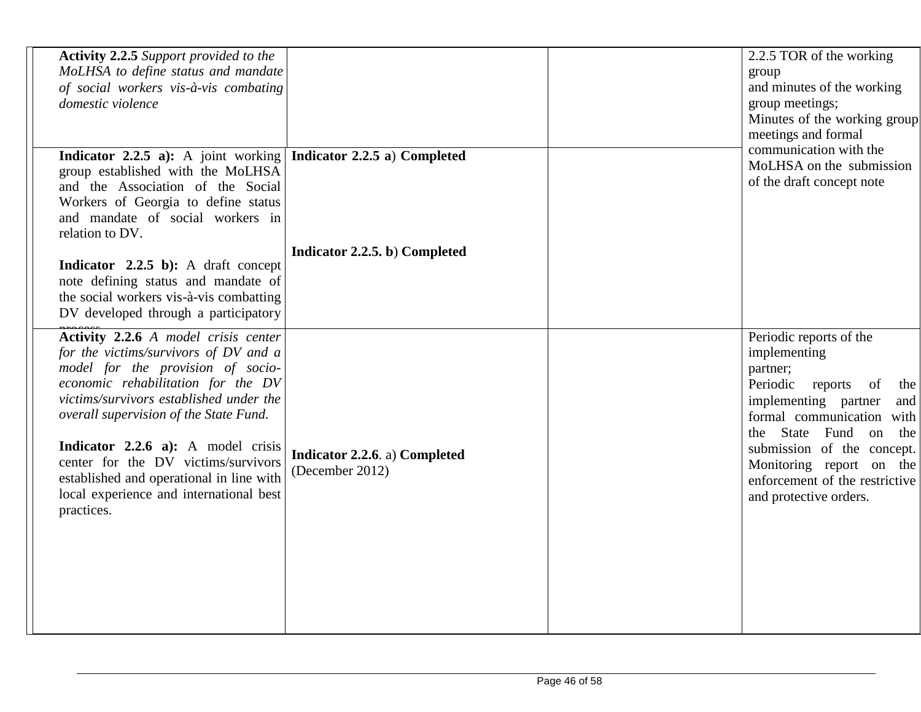| | | | |
|---|---|---|---|
| **Activity 2.2.5** *Support provided to the MoLHSA to define status and mandate of social workers vis-à-vis combating domestic violence* | | | 2.2.5 TOR of the working group and minutes of the working group meetings; Minutes of the working group meetings and formal communication with the MoLHSA on the submission of the draft concept note |
| **Indicator 2.2.5 a):** A joint working group established with the MoLHSA and the Association of the Social Workers of Georgia to define status and mandate of social workers in relation to DV.<br><br>**Indicator 2.2.5 b):** A draft concept note defining status and mandate of the social workers vis-à-vis combatting DV developed through a participatory process | **Indicator 2.2.5 a**) **Completed**<br><br>**Indicator 2.2.5. b**) **Completed** | | |
| **Activity 2.2.6** *A model crisis center for the victims/survivors of DV and a model for the provision of socio-economic rehabilitation for the DV victims/survivors established under the overall supervision of the State Fund.*<br><br>**Indicator 2.2.6 a):** A model crisis center for the DV victims/survivors established and operational in line with local experience and international best practices. | **Indicator 2.2.6**. a) **Completed** (December 2012) | | Periodic reports of the implementing partner; Periodic reports of the implementing partner and formal communication with the State Fund on the submission of the concept. Monitoring report on the enforcement of the restrictive and protective orders. |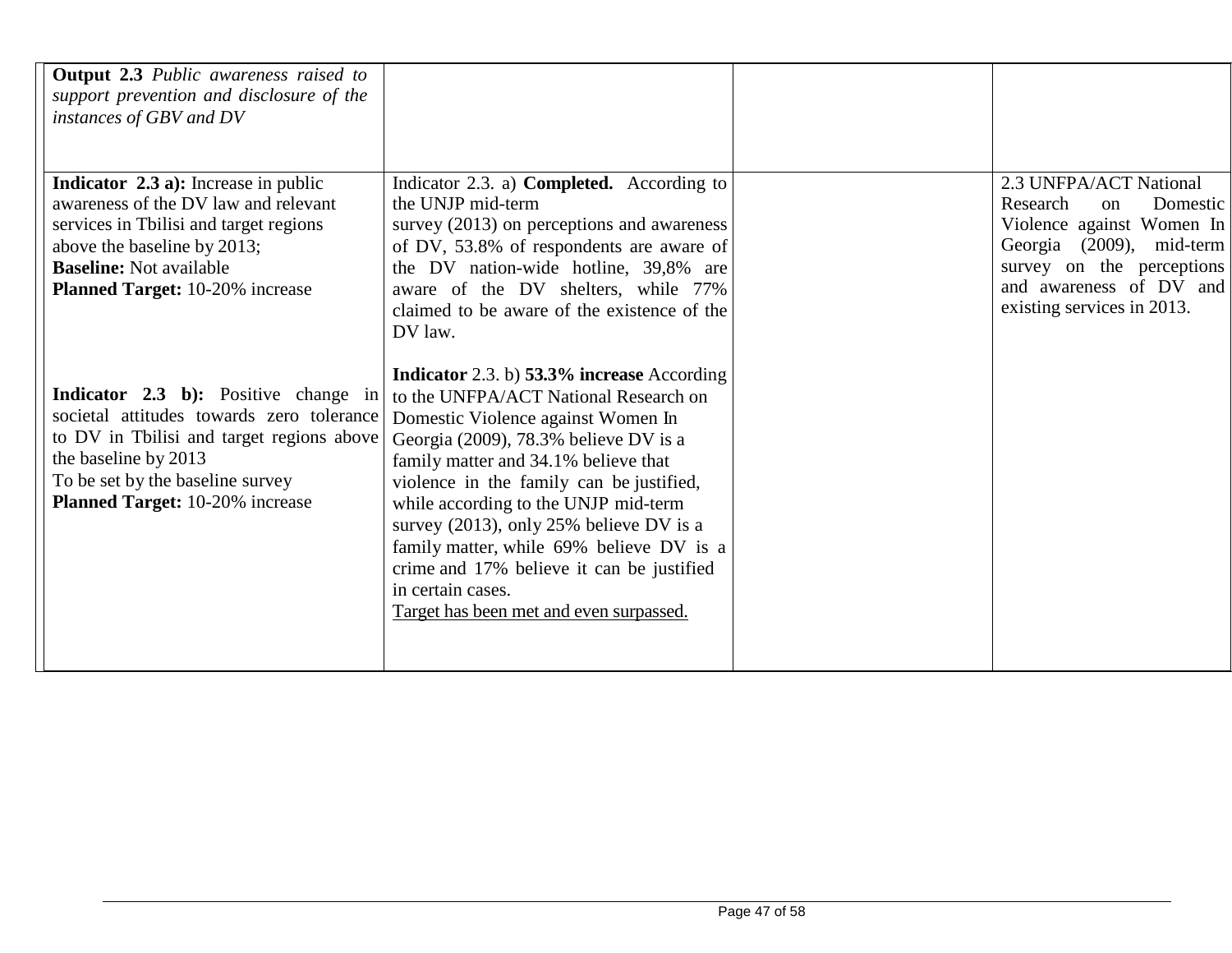| | | | |
|---|---|---|---|
| **Output 2.3** *Public awareness raised to support prevention and disclosure of the instances of GBV and DV* | | | |
| **Indicator 2.3 a):** Increase in public awareness of the DV law and relevant services in Tbilisi and target regions above the baseline by 2013;<br>**Baseline:** Not available<br>**Planned Target:** 10-20% increase<br><br>**Indicator 2.3 b):** Positive change in societal attitudes towards zero tolerance to DV in Tbilisi and target regions above the baseline by 2013<br>To be set by the baseline survey<br>**Planned Target:** 10-20% increase | Indicator 2.3. a) **Completed.** According to the UNJP mid-term survey (2013) on perceptions and awareness of DV, 53.8% of respondents are aware of the DV nation-wide hotline, 39,8% are aware of the DV shelters, while 77% claimed to be aware of the existence of the DV law.<br><br>**Indicator** 2.3. b) **53.3% increase** According to the UNFPA/ACT National Research on Domestic Violence against Women In Georgia (2009), 78.3% believe DV is a family matter and 34.1% believe that violence in the family can be justified, while according to the UNJP mid-term survey (2013), only 25% believe DV is a family matter, while 69% believe DV is a crime and 17% believe it can be justified in certain cases.<br><u>Target has been met and even surpassed.</u> | | 2.3 UNFPA/ACT National Research on Domestic Violence against Women In Georgia (2009), mid-term survey on the perceptions and awareness of DV and existing services in 2013. |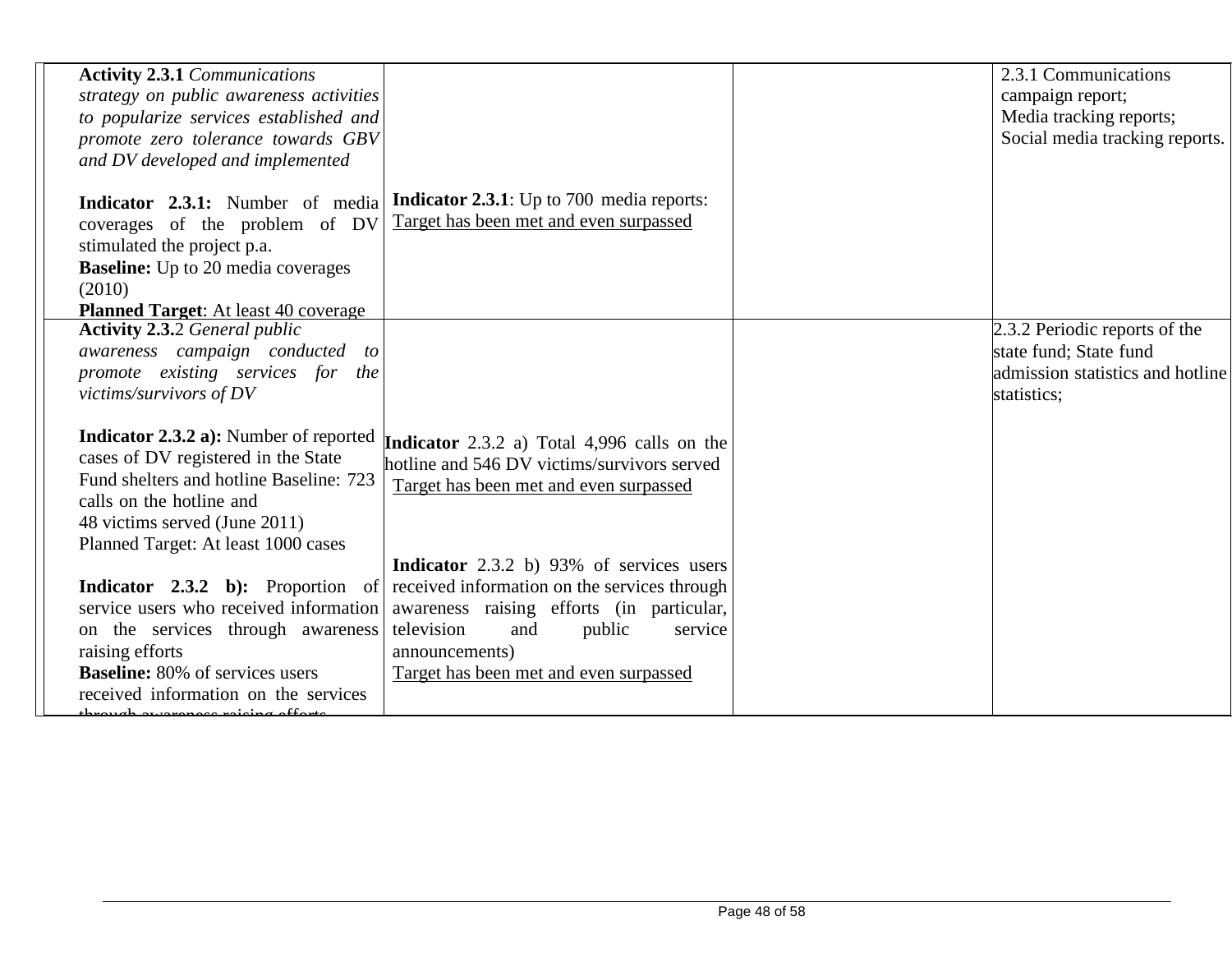| | | | |
|---|---|---|---|
| **Activity 2.3.1** *Communications strategy on public awareness activities to popularize services established and promote zero tolerance towards GBV and DV developed and implemented*<br><br>**Indicator 2.3.1:** Number of media coverages of the problem of DV stimulated the project p.a.<br>**Baseline:** Up to 20 media coverages (2010)<br>**Planned Target**: At least 40 coverage | **Indicator 2.3.1**: Up to 700 media reports:<br>Target has been met and even surpassed | | 2.3.1 Communications campaign report;<br>Media tracking reports;<br>Social media tracking reports. |
| **Activity 2.3.**2 *General public awareness campaign conducted to promote existing services for the victims/survivors of DV*<br><br>**Indicator 2.3.2 a):** Number of reported cases of DV registered in the State Fund shelters and hotline Baseline: 723 calls on the hotline and 48 victims served (June 2011)<br>Planned Target: At least 1000 cases<br><br>**Indicator 2.3.2 b):** Proportion of service users who received information on the services through awareness raising efforts<br>**Baseline:** 80% of services users received information on the services through awareness raising efforts | **Indicator** 2.3.2 a) Total 4,996 calls on the hotline and 546 DV victims/survivors served<br>Target has been met and even surpassed<br><br>**Indicator** 2.3.2 b) 93% of services users received information on the services through awareness raising efforts (in particular, television and public service announcements)<br>Target has been met and even surpassed | | 2.3.2 Periodic reports of the state fund; State fund admission statistics and hotline statistics; |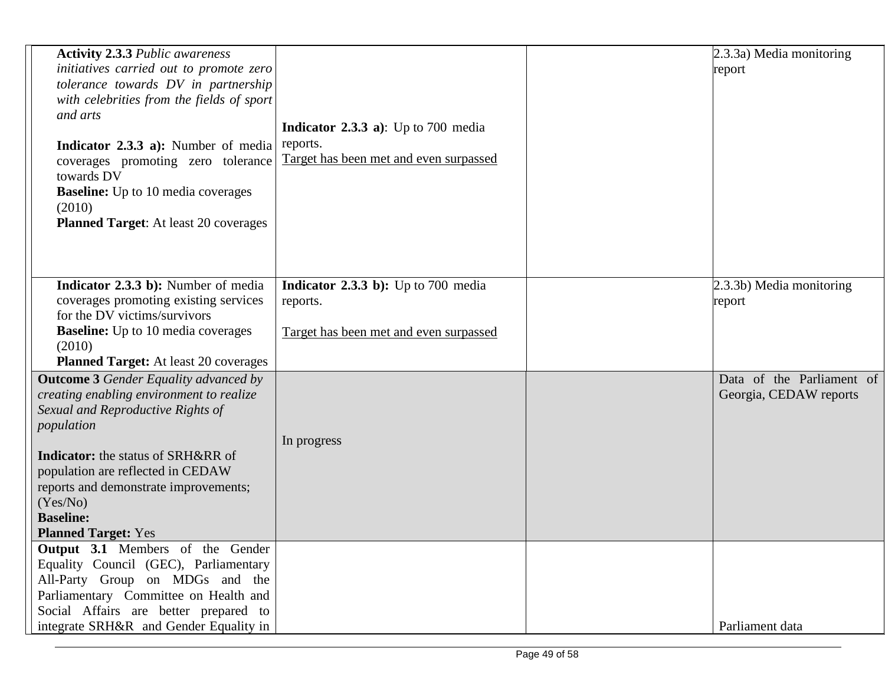| | | | |
|---|---|---|---|
| **Activity 2.3.3** *Public awareness initiatives carried out to promote zero tolerance towards DV in partnership with celebrities from the fields of sport and arts*<br><br>**Indicator 2.3.3 a):** Number of media coverages promoting zero tolerance towards DV<br>**Baseline:** Up to 10 media coverages (2010)<br>**Planned Target**: At least 20 coverages | **Indicator 2.3.3 a)**: Up to 700 media reports.<br>Target has been met and even surpassed | | 2.3.3a) Media monitoring report |
| **Indicator 2.3.3 b):** Number of media coverages promoting existing services for the DV victims/survivors<br>**Baseline:** Up to 10 media coverages (2010)<br>**Planned Target:** At least 20 coverages | **Indicator 2.3.3 b):** Up to 700 media reports.<br><br>Target has been met and even surpassed | | 2.3.3b) Media monitoring report |
| **Outcome 3** *Gender Equality advanced by creating enabling environment to realize Sexual and Reproductive Rights of population*<br><br>**Indicator:** the status of SRH&RR of population are reflected in CEDAW reports and demonstrate improvements; (Yes/No)<br>**Baseline:**<br>**Planned Target:** Yes | In progress | | Data of the Parliament of Georgia, CEDAW reports |
| **Output 3.1** Members of the Gender Equality Council (GEC), Parliamentary All-Party Group on MDGs and the Parliamentary Committee on Health and Social Affairs are better prepared to integrate SRH&R and Gender Equality in | | | Parliament data |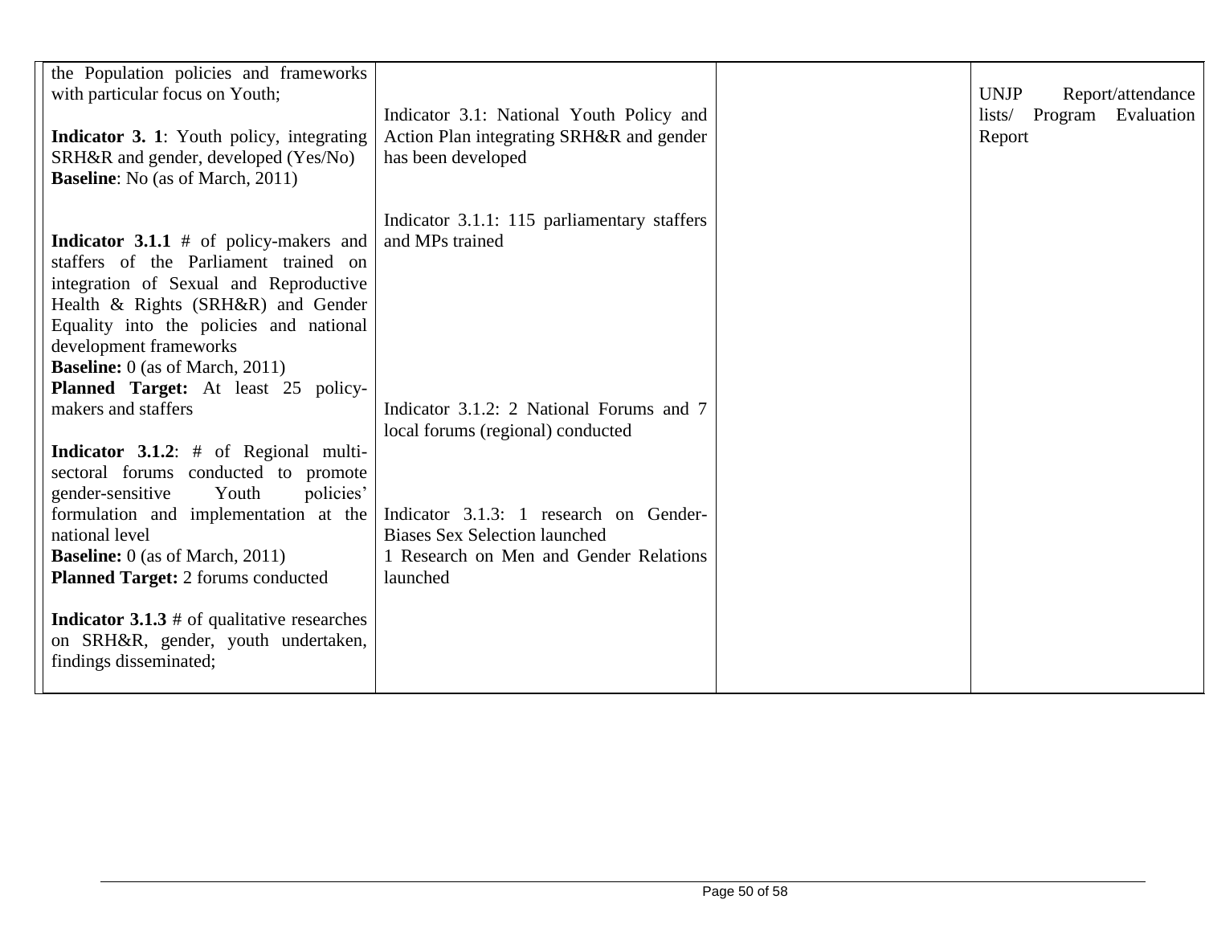| | | | |
|---|---|---|---|
| the Population policies and frameworks with particular focus on Youth;<br><br>**Indicator 3. 1**: Youth policy, integrating SRH&R and gender, developed (Yes/No)<br>**Baseline**: No (as of March, 2011)<br><br>**Indicator 3.1.1** # of policy-makers and staffers of the Parliament trained on integration of Sexual and Reproductive Health & Rights (SRH&R) and Gender Equality into the policies and national development frameworks<br>**Baseline:** 0 (as of March, 2011)<br>**Planned Target:** At least 25 policy-makers and staffers<br><br>**Indicator 3.1.2**: # of Regional multi-sectoral forums conducted to promote gender-sensitive Youth policies' formulation and implementation at the national level<br>**Baseline:** 0 (as of March, 2011)<br>**Planned Target:** 2 forums conducted<br><br>**Indicator 3.1.3** # of qualitative researches on SRH&R, gender, youth undertaken, findings disseminated; | Indicator 3.1: National Youth Policy and Action Plan integrating SRH&R and gender has been developed<br><br>Indicator 3.1.1: 115 parliamentary staffers and MPs trained<br><br>Indicator 3.1.2: 2 National Forums and 7 local forums (regional) conducted<br><br>Indicator 3.1.3: 1 research on Gender-Biases Sex Selection launched<br>1 Research on Men and Gender Relations launched | | UNJP Report/attendance lists/ Program Evaluation Report |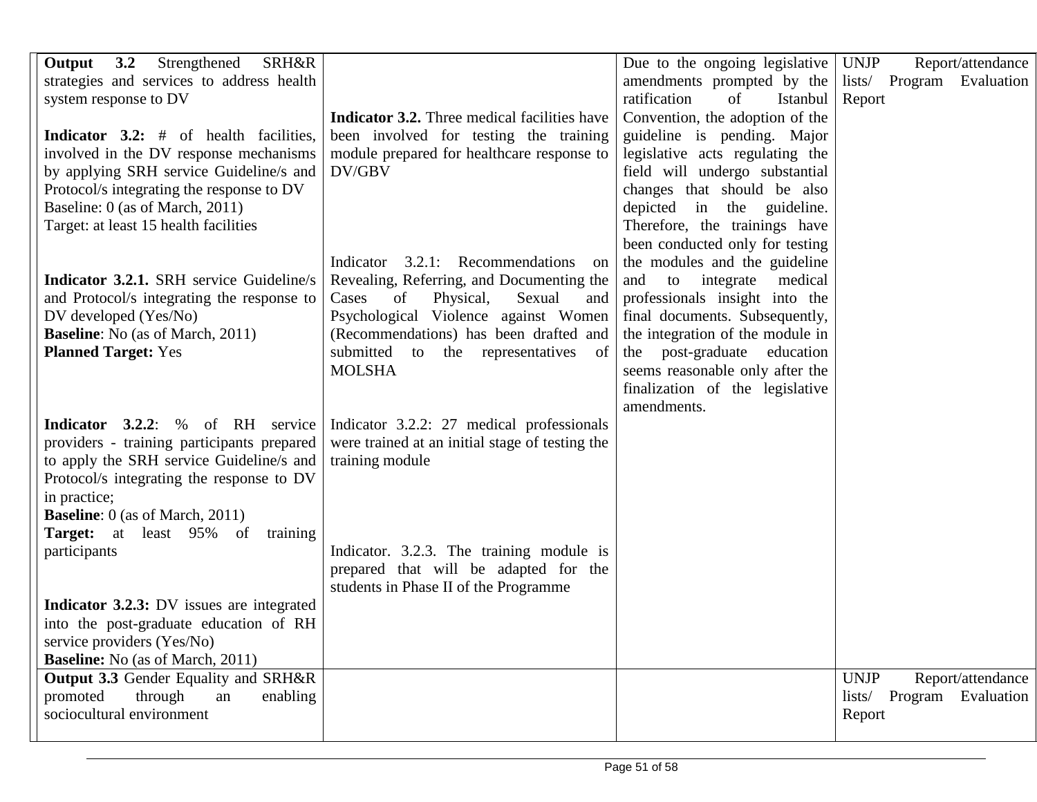| | | | |
|---|---|---|---|
| **Output 3.2** Strengthened SRH&R strategies and services to address health system response to DV<br><br>**Indicator 3.2:** # of health facilities, involved in the DV response mechanisms by applying SRH service Guideline/s and Protocol/s integrating the response to DV<br>Baseline: 0 (as of March, 2011)<br>Target: at least 15 health facilities<br><br>**Indicator 3.2.1.** SRH service Guideline/s and Protocol/s integrating the response to DV developed (Yes/No)<br>**Baseline**: No (as of March, 2011)<br>**Planned Target:** Yes<br><br>**Indicator 3.2.2**: % of RH service providers - training participants prepared to apply the SRH service Guideline/s and Protocol/s integrating the response to DV in practice;<br>**Baseline**: 0 (as of March, 2011)<br>**Target:** at least 95% of training participants<br><br>**Indicator 3.2.3:** DV issues are integrated into the post-graduate education of RH service providers (Yes/No)<br>**Baseline:** No (as of March, 2011) | **Indicator 3.2.** Three medical facilities have been involved for testing the training module prepared for healthcare response to DV/GBV<br><br>Indicator 3.2.1: Recommendations on Revealing, Referring, and Documenting the Cases of Physical, Sexual and Psychological Violence against Women (Recommendations) has been drafted and submitted to the representatives of MOLSHA<br><br>Indicator 3.2.2: 27 medical professionals were trained at an initial stage of testing the training module<br><br>Indicator. 3.2.3. The training module is prepared that will be adapted for the students in Phase II of the Programme | Due to the ongoing legislative amendments prompted by the ratification of Istanbul Convention, the adoption of the guideline is pending. Major legislative acts regulating the field will undergo substantial changes that should be also depicted in the guideline. Therefore, the trainings have been conducted only for testing the modules and the guideline and to integrate medical professionals insight into the final documents. Subsequently, the integration of the module in the post-graduate education seems reasonable only after the finalization of the legislative amendments. | UNJP Report/attendance lists/ Program Evaluation Report |
| **Output 3.3** Gender Equality and SRH&R promoted through an enabling sociocultural environment | | | UNJP Report/attendance lists/ Program Evaluation Report |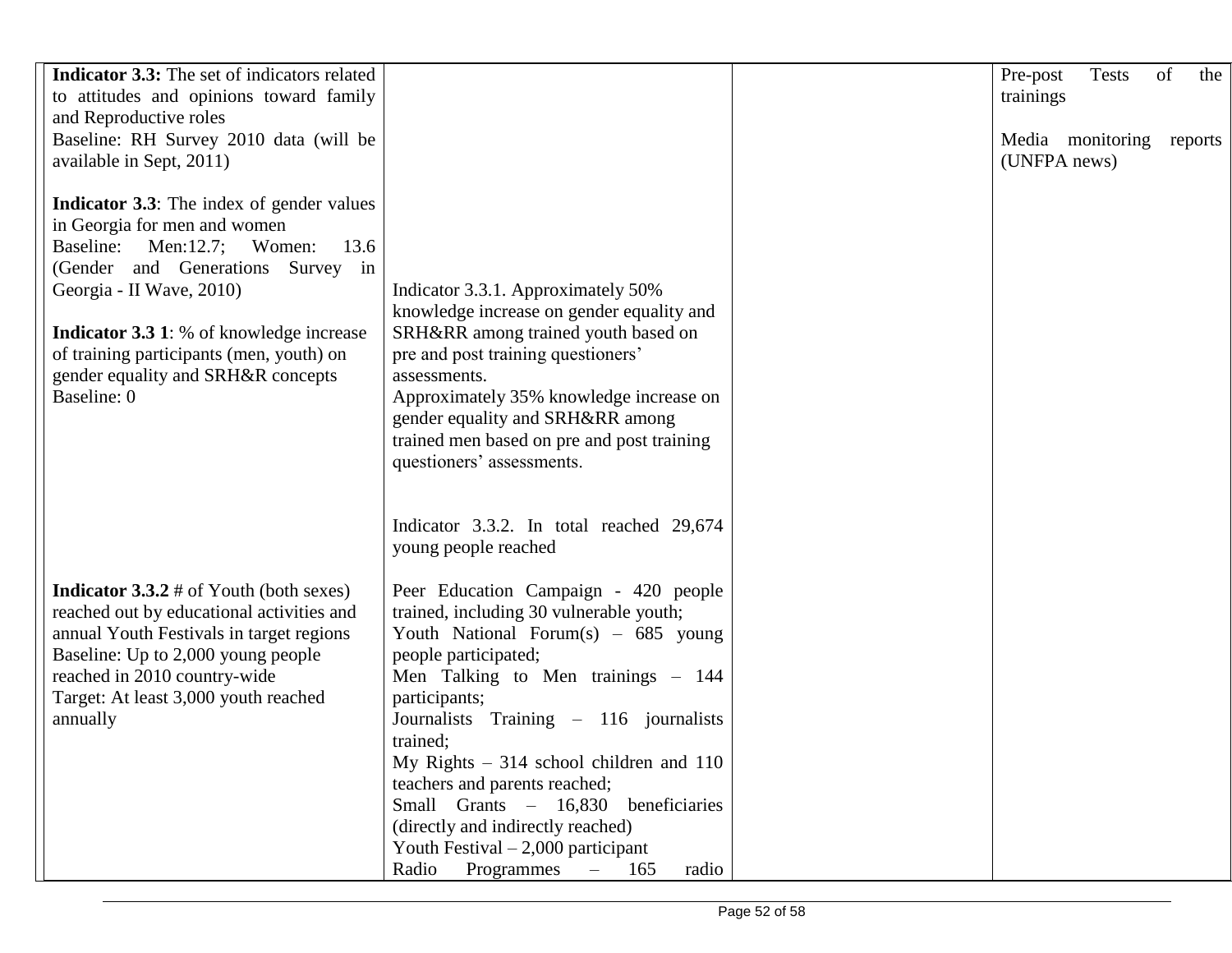| | | | |
|---|---|---|---|
| **Indicator 3.3:** The set of indicators related to attitudes and opinions toward family and Reproductive roles<br>Baseline: RH Survey 2010 data (will be available in Sept, 2011)<br><br>**Indicator 3.3**: The index of gender values in Georgia for men and women<br>Baseline: Men:12.7; Women: 13.6 (Gender and Generations Survey in Georgia - II Wave, 2010)<br><br>**Indicator 3.3 1**: % of knowledge increase of training participants (men, youth) on gender equality and SRH&R concepts<br>Baseline: 0 | Indicator 3.3.1. Approximately 50% knowledge increase on gender equality and SRH&RR among trained youth based on pre and post training questioners' assessments.<br>Approximately 35% knowledge increase on gender equality and SRH&RR among trained men based on pre and post training questioners' assessments. | | Pre-post Tests of the trainings<br><br>Media monitoring reports (UNFPA news) |
| **Indicator 3.3.2** # of Youth (both sexes) reached out by educational activities and annual Youth Festivals in target regions<br>Baseline: Up to 2,000 young people reached in 2010 country-wide<br>Target: At least 3,000 youth reached annually | Indicator 3.3.2. In total reached 29,674 young people reached<br><br>Peer Education Campaign - 420 people trained, including 30 vulnerable youth;<br>Youth National Forum(s) – 685 young people participated;<br>Men Talking to Men trainings – 144 participants;<br>Journalists Training – 116 journalists trained;<br>My Rights – 314 school children and 110 teachers and parents reached;<br>Small Grants – 16,830 beneficiaries (directly and indirectly reached)<br>Youth Festival – 2,000 participant<br>Radio Programmes – 165 radio | | |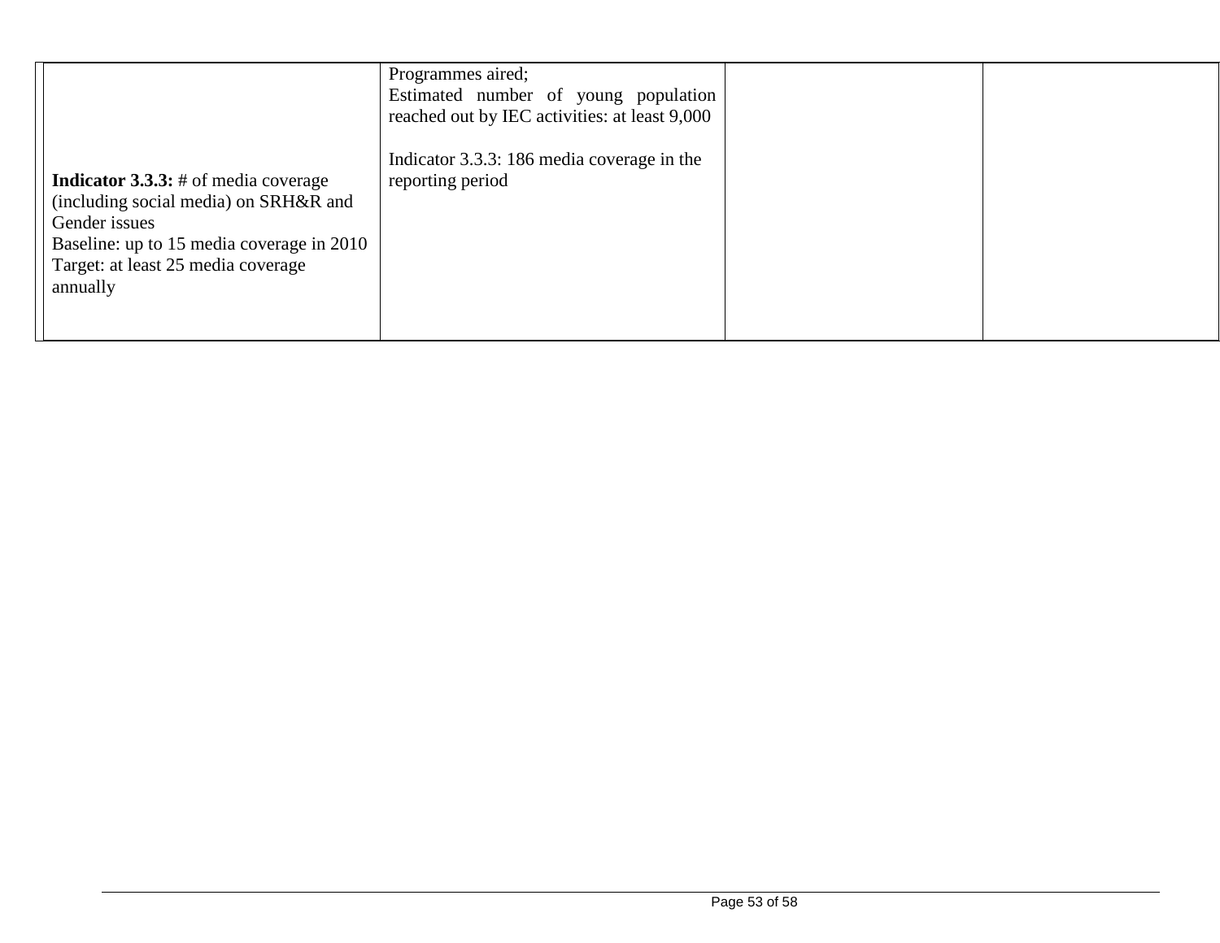| | | | |
|---|---|---|---|
| **Indicator 3.3.3:** # of media coverage (including social media) on SRH&R and Gender issues<br>Baseline: up to 15 media coverage in 2010<br>Target: at least 25 media coverage annually | Programmes aired;<br>Estimated number of young population reached out by IEC activities: at least 9,000<br><br>Indicator 3.3.3: 186 media coverage in the reporting period | | |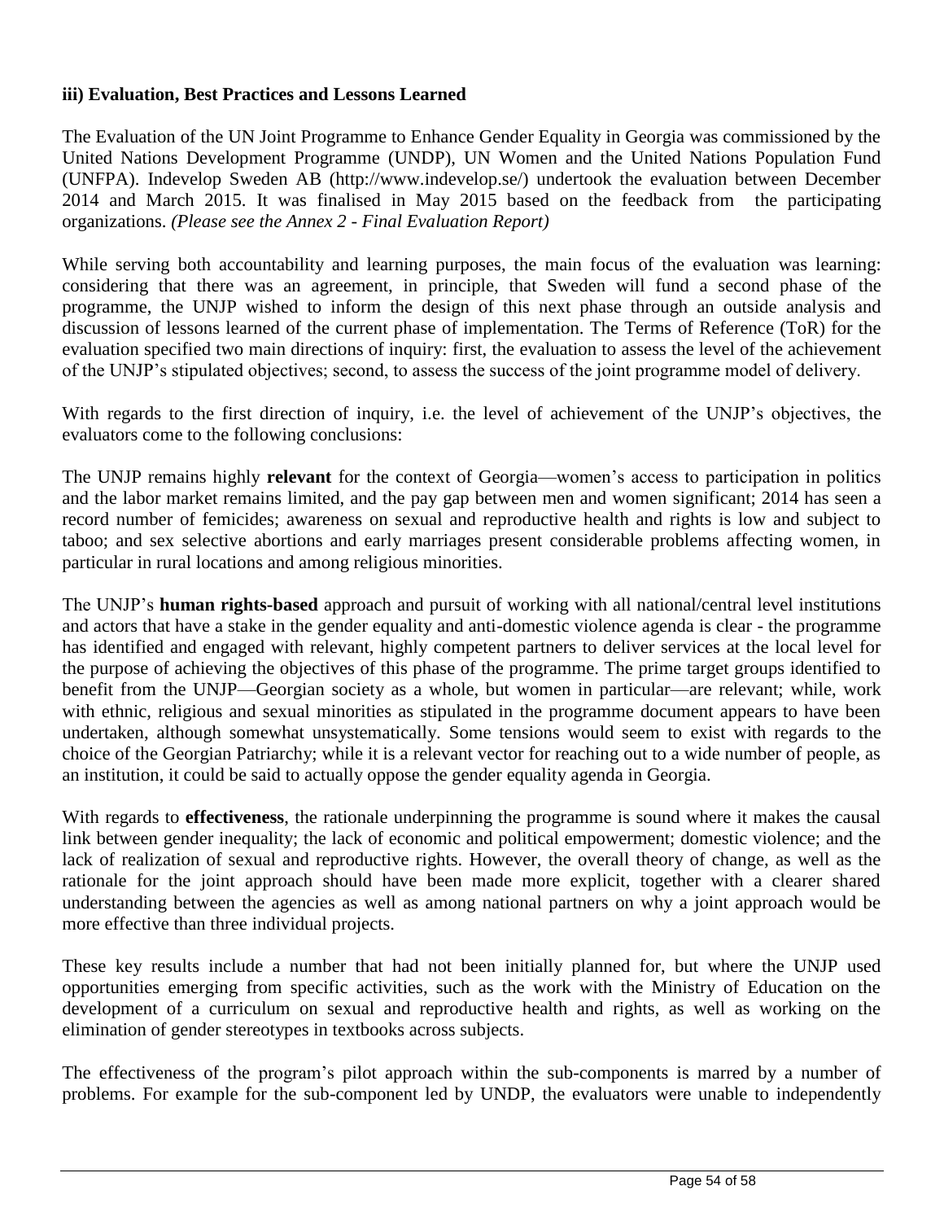### iii) Evaluation, Best Practices and Lessons Learned

The Evaluation of the UN Joint Programme to Enhance Gender Equality in Georgia was commissioned by the United Nations Development Programme (UNDP), UN Women and the United Nations Population Fund (UNFPA). Indevelop Sweden AB (http://www.indevelop.se/) undertook the evaluation between December 2014 and March 2015. It was finalised in May 2015 based on the feedback from the participating organizations. *(Please see the Annex 2 - Final Evaluation Report)*

While serving both accountability and learning purposes, the main focus of the evaluation was learning: considering that there was an agreement, in principle, that Sweden will fund a second phase of the programme, the UNJP wished to inform the design of this next phase through an outside analysis and discussion of lessons learned of the current phase of implementation. The Terms of Reference (ToR) for the evaluation specified two main directions of inquiry: first, the evaluation to assess the level of the achievement of the UNJP's stipulated objectives; second, to assess the success of the joint programme model of delivery.

With regards to the first direction of inquiry, i.e. the level of achievement of the UNJP's objectives, the evaluators come to the following conclusions:

The UNJP remains highly **relevant** for the context of Georgia—women's access to participation in politics and the labor market remains limited, and the pay gap between men and women significant; 2014 has seen a record number of femicides; awareness on sexual and reproductive health and rights is low and subject to taboo; and sex selective abortions and early marriages present considerable problems affecting women, in particular in rural locations and among religious minorities.

The UNJP's **human rights-based** approach and pursuit of working with all national/central level institutions and actors that have a stake in the gender equality and anti-domestic violence agenda is clear - the programme has identified and engaged with relevant, highly competent partners to deliver services at the local level for the purpose of achieving the objectives of this phase of the programme. The prime target groups identified to benefit from the UNJP—Georgian society as a whole, but women in particular—are relevant; while, work with ethnic, religious and sexual minorities as stipulated in the programme document appears to have been undertaken, although somewhat unsystematically. Some tensions would seem to exist with regards to the choice of the Georgian Patriarchy; while it is a relevant vector for reaching out to a wide number of people, as an institution, it could be said to actually oppose the gender equality agenda in Georgia.

With regards to **effectiveness**, the rationale underpinning the programme is sound where it makes the causal link between gender inequality; the lack of economic and political empowerment; domestic violence; and the lack of realization of sexual and reproductive rights. However, the overall theory of change, as well as the rationale for the joint approach should have been made more explicit, together with a clearer shared understanding between the agencies as well as among national partners on why a joint approach would be more effective than three individual projects.

These key results include a number that had not been initially planned for, but where the UNJP used opportunities emerging from specific activities, such as the work with the Ministry of Education on the development of a curriculum on sexual and reproductive health and rights, as well as working on the elimination of gender stereotypes in textbooks across subjects.

The effectiveness of the program's pilot approach within the sub-components is marred by a number of problems. For example for the sub-component led by UNDP, the evaluators were unable to independently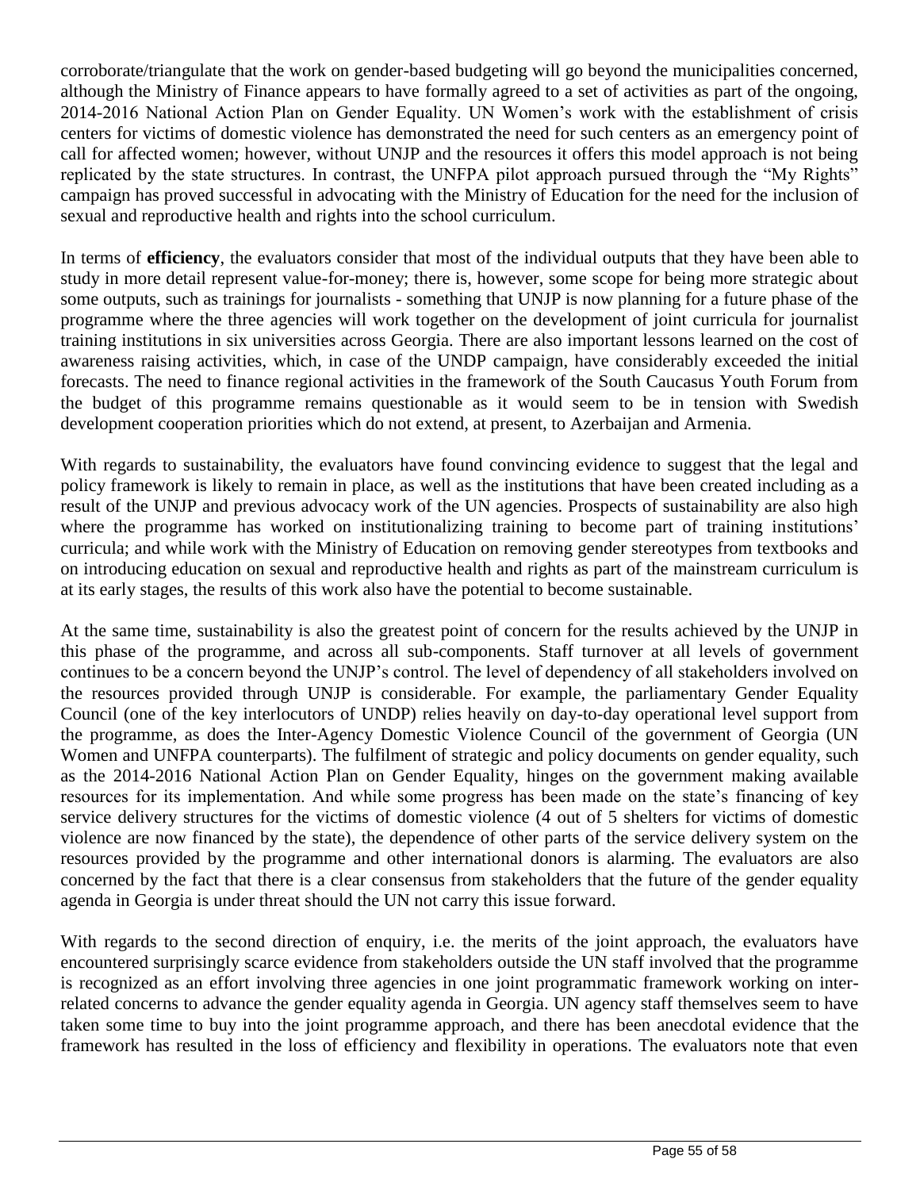corroborate/triangulate that the work on gender-based budgeting will go beyond the municipalities concerned, although the Ministry of Finance appears to have formally agreed to a set of activities as part of the ongoing, 2014-2016 National Action Plan on Gender Equality. UN Women's work with the establishment of crisis centers for victims of domestic violence has demonstrated the need for such centers as an emergency point of call for affected women; however, without UNJP and the resources it offers this model approach is not being replicated by the state structures. In contrast, the UNFPA pilot approach pursued through the "My Rights" campaign has proved successful in advocating with the Ministry of Education for the need for the inclusion of sexual and reproductive health and rights into the school curriculum.

In terms of **efficiency**, the evaluators consider that most of the individual outputs that they have been able to study in more detail represent value-for-money; there is, however, some scope for being more strategic about some outputs, such as trainings for journalists - something that UNJP is now planning for a future phase of the programme where the three agencies will work together on the development of joint curricula for journalist training institutions in six universities across Georgia. There are also important lessons learned on the cost of awareness raising activities, which, in case of the UNDP campaign, have considerably exceeded the initial forecasts. The need to finance regional activities in the framework of the South Caucasus Youth Forum from the budget of this programme remains questionable as it would seem to be in tension with Swedish development cooperation priorities which do not extend, at present, to Azerbaijan and Armenia.

With regards to sustainability, the evaluators have found convincing evidence to suggest that the legal and policy framework is likely to remain in place, as well as the institutions that have been created including as a result of the UNJP and previous advocacy work of the UN agencies. Prospects of sustainability are also high where the programme has worked on institutionalizing training to become part of training institutions' curricula; and while work with the Ministry of Education on removing gender stereotypes from textbooks and on introducing education on sexual and reproductive health and rights as part of the mainstream curriculum is at its early stages, the results of this work also have the potential to become sustainable.

At the same time, sustainability is also the greatest point of concern for the results achieved by the UNJP in this phase of the programme, and across all sub-components. Staff turnover at all levels of government continues to be a concern beyond the UNJP's control. The level of dependency of all stakeholders involved on the resources provided through UNJP is considerable. For example, the parliamentary Gender Equality Council (one of the key interlocutors of UNDP) relies heavily on day-to-day operational level support from the programme, as does the Inter-Agency Domestic Violence Council of the government of Georgia (UN Women and UNFPA counterparts). The fulfilment of strategic and policy documents on gender equality, such as the 2014-2016 National Action Plan on Gender Equality, hinges on the government making available resources for its implementation. And while some progress has been made on the state's financing of key service delivery structures for the victims of domestic violence (4 out of 5 shelters for victims of domestic violence are now financed by the state), the dependence of other parts of the service delivery system on the resources provided by the programme and other international donors is alarming. The evaluators are also concerned by the fact that there is a clear consensus from stakeholders that the future of the gender equality agenda in Georgia is under threat should the UN not carry this issue forward.

With regards to the second direction of enquiry, i.e. the merits of the joint approach, the evaluators have encountered surprisingly scarce evidence from stakeholders outside the UN staff involved that the programme is recognized as an effort involving three agencies in one joint programmatic framework working on inter-related concerns to advance the gender equality agenda in Georgia. UN agency staff themselves seem to have taken some time to buy into the joint programme approach, and there has been anecdotal evidence that the framework has resulted in the loss of efficiency and flexibility in operations. The evaluators note that even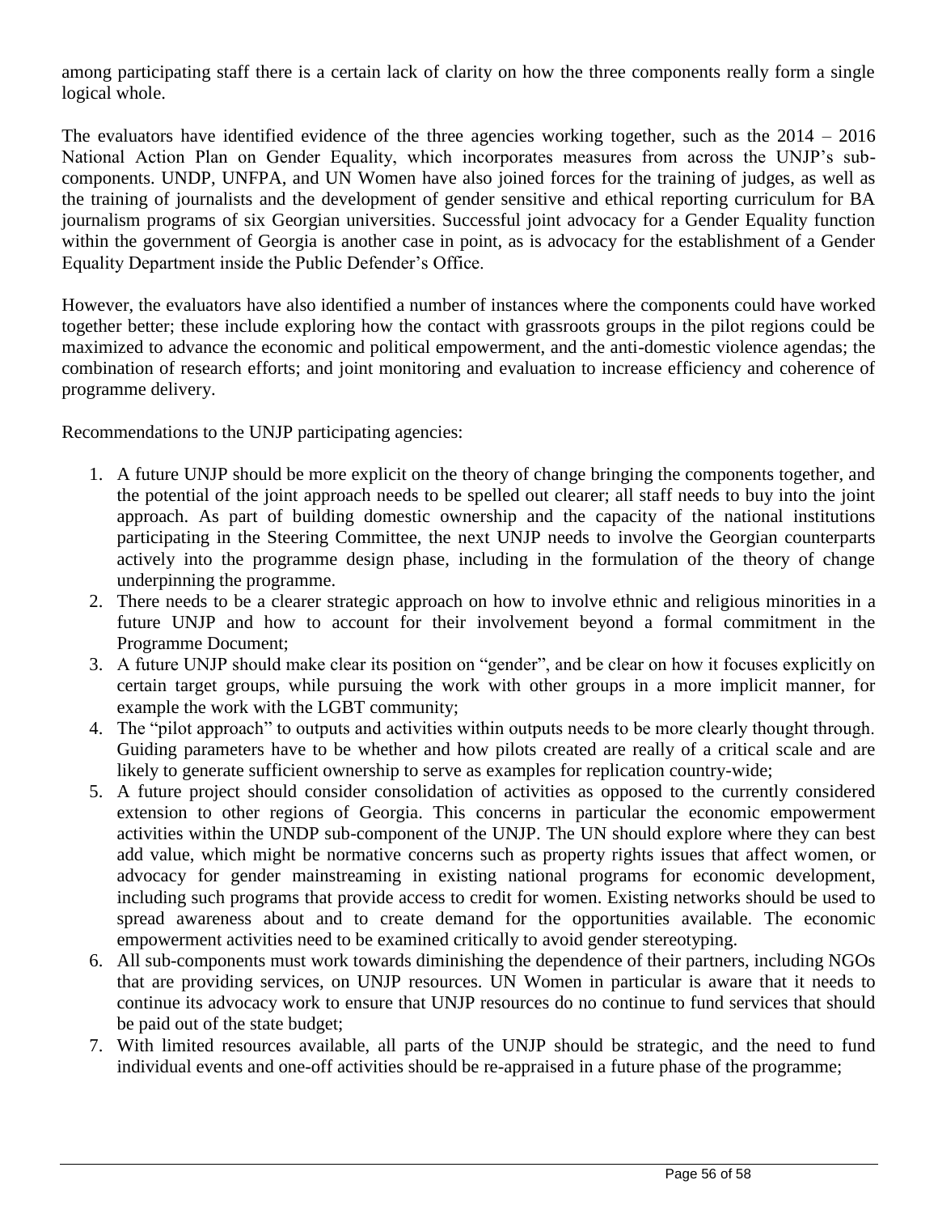among participating staff there is a certain lack of clarity on how the three components really form a single logical whole.

The evaluators have identified evidence of the three agencies working together, such as the 2014 – 2016 National Action Plan on Gender Equality, which incorporates measures from across the UNJP's sub-components. UNDP, UNFPA, and UN Women have also joined forces for the training of judges, as well as the training of journalists and the development of gender sensitive and ethical reporting curriculum for BA journalism programs of six Georgian universities. Successful joint advocacy for a Gender Equality function within the government of Georgia is another case in point, as is advocacy for the establishment of a Gender Equality Department inside the Public Defender's Office.

However, the evaluators have also identified a number of instances where the components could have worked together better; these include exploring how the contact with grassroots groups in the pilot regions could be maximized to advance the economic and political empowerment, and the anti-domestic violence agendas; the combination of research efforts; and joint monitoring and evaluation to increase efficiency and coherence of programme delivery.

Recommendations to the UNJP participating agencies:

1. A future UNJP should be more explicit on the theory of change bringing the components together, and the potential of the joint approach needs to be spelled out clearer; all staff needs to buy into the joint approach. As part of building domestic ownership and the capacity of the national institutions participating in the Steering Committee, the next UNJP needs to involve the Georgian counterparts actively into the programme design phase, including in the formulation of the theory of change underpinning the programme.
2. There needs to be a clearer strategic approach on how to involve ethnic and religious minorities in a future UNJP and how to account for their involvement beyond a formal commitment in the Programme Document;
3. A future UNJP should make clear its position on "gender", and be clear on how it focuses explicitly on certain target groups, while pursuing the work with other groups in a more implicit manner, for example the work with the LGBT community;
4. The "pilot approach" to outputs and activities within outputs needs to be more clearly thought through. Guiding parameters have to be whether and how pilots created are really of a critical scale and are likely to generate sufficient ownership to serve as examples for replication country-wide;
5. A future project should consider consolidation of activities as opposed to the currently considered extension to other regions of Georgia. This concerns in particular the economic empowerment activities within the UNDP sub-component of the UNJP. The UN should explore where they can best add value, which might be normative concerns such as property rights issues that affect women, or advocacy for gender mainstreaming in existing national programs for economic development, including such programs that provide access to credit for women. Existing networks should be used to spread awareness about and to create demand for the opportunities available. The economic empowerment activities need to be examined critically to avoid gender stereotyping.
6. All sub-components must work towards diminishing the dependence of their partners, including NGOs that are providing services, on UNJP resources. UN Women in particular is aware that it needs to continue its advocacy work to ensure that UNJP resources do no continue to fund services that should be paid out of the state budget;
7. With limited resources available, all parts of the UNJP should be strategic, and the need to fund individual events and one-off activities should be re-appraised in a future phase of the programme;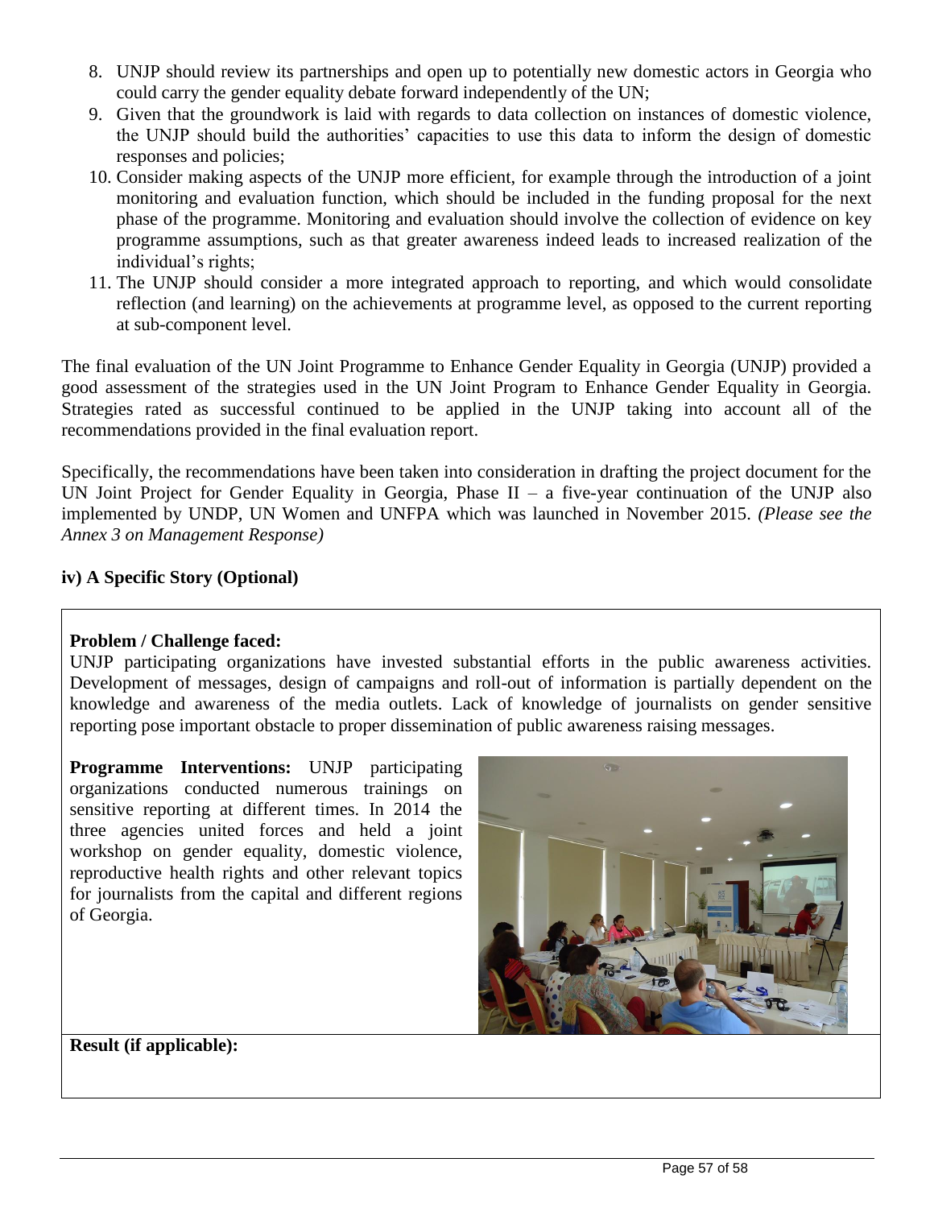8. UNJP should review its partnerships and open up to potentially new domestic actors in Georgia who could carry the gender equality debate forward independently of the UN;
9. Given that the groundwork is laid with regards to data collection on instances of domestic violence, the UNJP should build the authorities' capacities to use this data to inform the design of domestic responses and policies;
10. Consider making aspects of the UNJP more efficient, for example through the introduction of a joint monitoring and evaluation function, which should be included in the funding proposal for the next phase of the programme. Monitoring and evaluation should involve the collection of evidence on key programme assumptions, such as that greater awareness indeed leads to increased realization of the individual's rights;
11. The UNJP should consider a more integrated approach to reporting, and which would consolidate reflection (and learning) on the achievements at programme level, as opposed to the current reporting at sub-component level.

The final evaluation of the UN Joint Programme to Enhance Gender Equality in Georgia (UNJP) provided a good assessment of the strategies used in the UN Joint Program to Enhance Gender Equality in Georgia. Strategies rated as successful continued to be applied in the UNJP taking into account all of the recommendations provided in the final evaluation report.

Specifically, the recommendations have been taken into consideration in drafting the project document for the UN Joint Project for Gender Equality in Georgia, Phase II – a five-year continuation of the UNJP also implemented by UNDP, UN Women and UNFPA which was launched in November 2015. *(Please see the Annex 3 on Management Response)*

**iv) A Specific Story (Optional)**

**Problem / Challenge faced:**
UNJP participating organizations have invested substantial efforts in the public awareness activities. Development of messages, design of campaigns and roll-out of information is partially dependent on the knowledge and awareness of the media outlets. Lack of knowledge of journalists on gender sensitive reporting pose important obstacle to proper dissemination of public awareness raising messages.

**Programme Interventions:** UNJP participating organizations conducted numerous trainings on sensitive reporting at different times. In 2014 the three agencies united forces and held a joint workshop on gender equality, domestic violence, reproductive health rights and other relevant topics for journalists from the capital and different regions of Georgia.

**Result (if applicable):**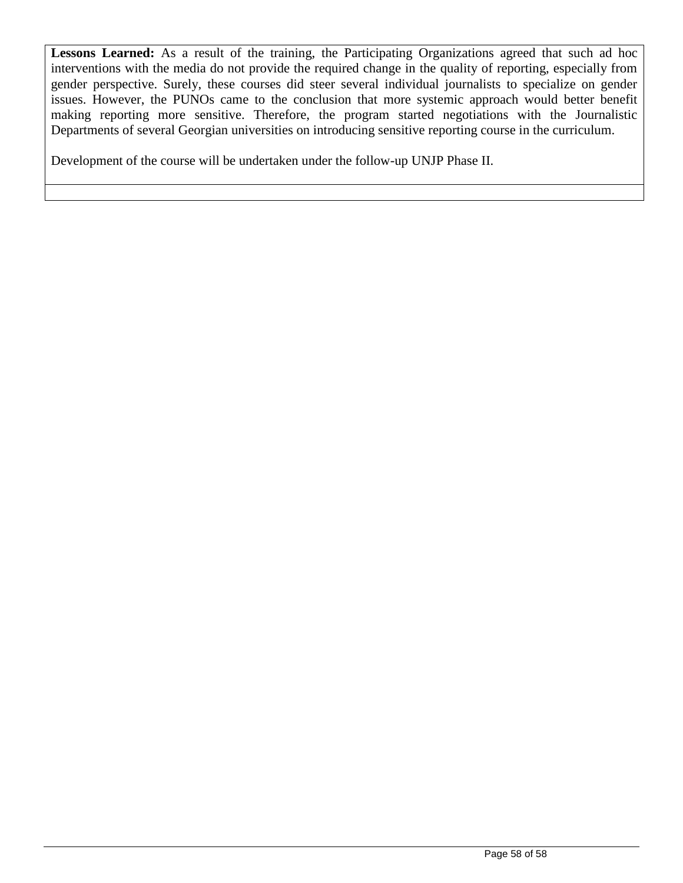**Lessons Learned:** As a result of the training, the Participating Organizations agreed that such ad hoc interventions with the media do not provide the required change in the quality of reporting, especially from gender perspective. Surely, these courses did steer several individual journalists to specialize on gender issues. However, the PUNOs came to the conclusion that more systemic approach would better benefit making reporting more sensitive. Therefore, the program started negotiations with the Journalistic Departments of several Georgian universities on introducing sensitive reporting course in the curriculum.

Development of the course will be undertaken under the follow-up UNJP Phase II.